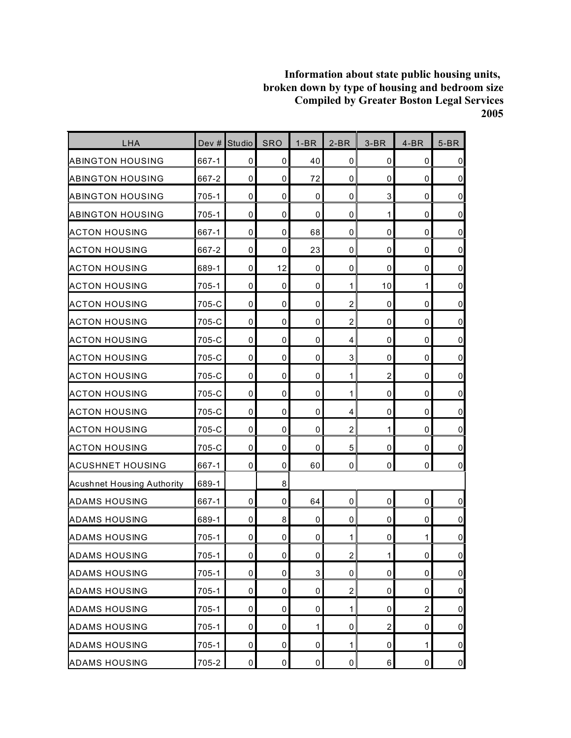**Information about state public housing units, broken down by type of housing and bedroom size Compiled by Greater Boston Legal Services 2005**

| LHA | Dev # | Studio | SRO | 1-BR | 2-BR | 3-BR | 4-BR | 5-BR |
|---|---|---|---|---|---|---|---|---|
| ABINGTON HOUSING | 667-1 | 0 | 0 | 40 | 0 | 0 | 0 | 0 |
| ABINGTON HOUSING | 667-2 | 0 | 0 | 72 | 0 | 0 | 0 | 0 |
| ABINGTON HOUSING | 705-1 | 0 | 0 | 0 | 0 | 3 | 0 | 0 |
| ABINGTON HOUSING | 705-1 | 0 | 0 | 0 | 0 | 1 | 0 | 0 |
| ACTON HOUSING | 667-1 | 0 | 0 | 68 | 0 | 0 | 0 | 0 |
| ACTON HOUSING | 667-2 | 0 | 0 | 23 | 0 | 0 | 0 | 0 |
| ACTON HOUSING | 689-1 | 0 | 12 | 0 | 0 | 0 | 0 | 0 |
| ACTON HOUSING | 705-1 | 0 | 0 | 0 | 1 | 10 | 1 | 0 |
| ACTON HOUSING | 705-C | 0 | 0 | 0 | 2 | 0 | 0 | 0 |
| ACTON HOUSING | 705-C | 0 | 0 | 0 | 2 | 0 | 0 | 0 |
| ACTON HOUSING | 705-C | 0 | 0 | 0 | 4 | 0 | 0 | 0 |
| ACTON HOUSING | 705-C | 0 | 0 | 0 | 3 | 0 | 0 | 0 |
| ACTON HOUSING | 705-C | 0 | 0 | 0 | 1 | 2 | 0 | 0 |
| ACTON HOUSING | 705-C | 0 | 0 | 0 | 1 | 0 | 0 | 0 |
| ACTON HOUSING | 705-C | 0 | 0 | 0 | 4 | 0 | 0 | 0 |
| ACTON HOUSING | 705-C | 0 | 0 | 0 | 2 | 1 | 0 | 0 |
| ACTON HOUSING | 705-C | 0 | 0 | 0 | 5 | 0 | 0 | 0 |
| ACUSHNET HOUSING | 667-1 | 0 | 0 | 60 | 0 | 0 | 0 | 0 |
| Acushnet Housing Authority | 689-1 | | 8 | | | | | |
| ADAMS HOUSING | 667-1 | 0 | 0 | 64 | 0 | 0 | 0 | 0 |
| ADAMS HOUSING | 689-1 | 0 | 8 | 0 | 0 | 0 | 0 | 0 |
| ADAMS HOUSING | 705-1 | 0 | 0 | 0 | 1 | 0 | 1 | 0 |
| ADAMS HOUSING | 705-1 | 0 | 0 | 0 | 2 | 1 | 0 | 0 |
| ADAMS HOUSING | 705-1 | 0 | 0 | 3 | 0 | 0 | 0 | 0 |
| ADAMS HOUSING | 705-1 | 0 | 0 | 0 | 2 | 0 | 0 | 0 |
| ADAMS HOUSING | 705-1 | 0 | 0 | 0 | 1 | 0 | 2 | 0 |
| ADAMS HOUSING | 705-1 | 0 | 0 | 1 | 0 | 2 | 0 | 0 |
| ADAMS HOUSING | 705-1 | 0 | 0 | 0 | 1 | 0 | 1 | 0 |
| ADAMS HOUSING | 705-2 | 0 | 0 | 0 | 0 | 6 | 0 | 0 |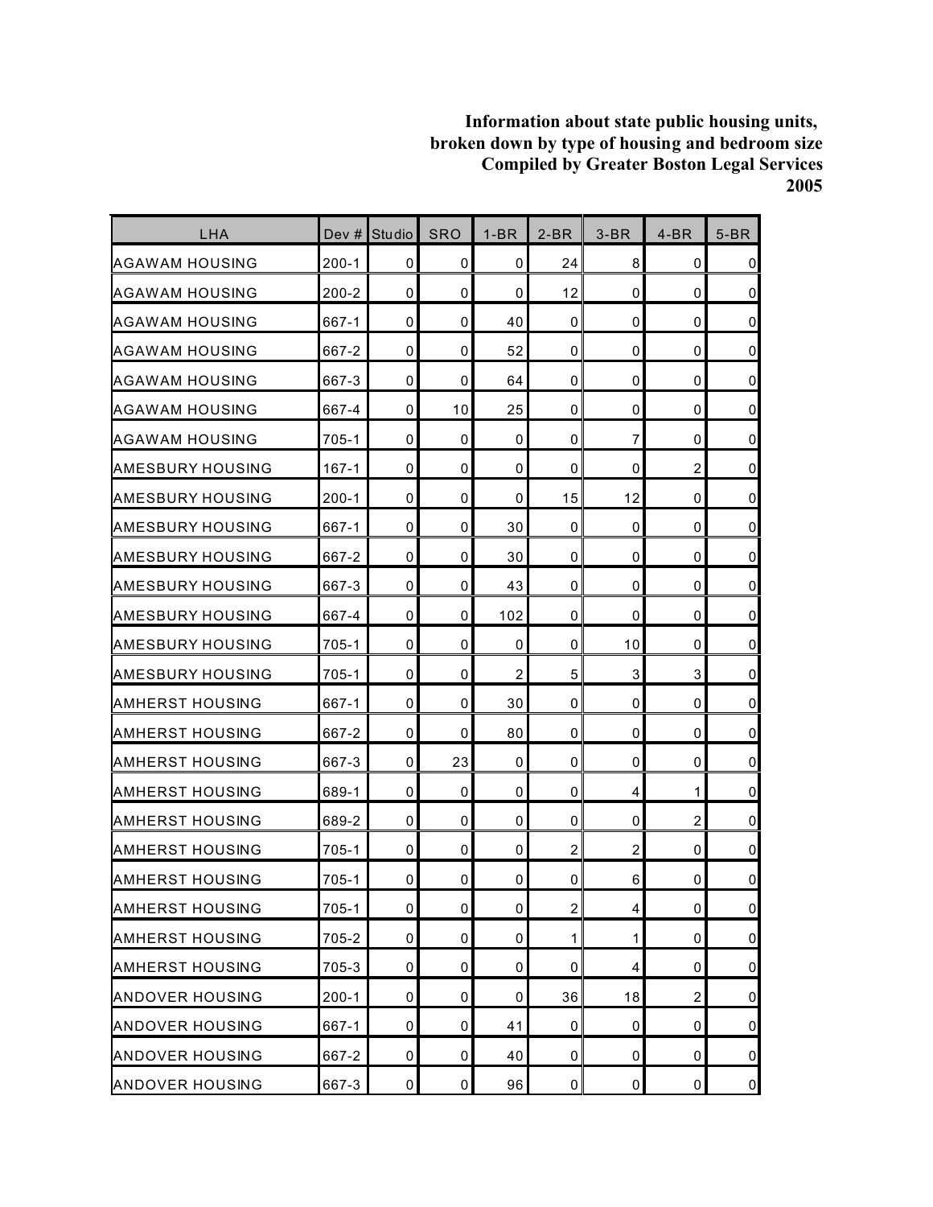**Information about state public housing units, broken down by type of housing and bedroom size**
**Compiled by Greater Boston Legal Services**
**2005**

| LHA | Dev # | Studio | SRO | 1-BR | 2-BR | 3-BR | 4-BR | 5-BR |
|---|---|---|---|---|---|---|---|---|
| AGAWAM HOUSING | 200-1 | 0 | 0 | 0 | 24 | 8 | 0 | 0 |
| AGAWAM HOUSING | 200-2 | 0 | 0 | 0 | 12 | 0 | 0 | 0 |
| AGAWAM HOUSING | 667-1 | 0 | 0 | 40 | 0 | 0 | 0 | 0 |
| AGAWAM HOUSING | 667-2 | 0 | 0 | 52 | 0 | 0 | 0 | 0 |
| AGAWAM HOUSING | 667-3 | 0 | 0 | 64 | 0 | 0 | 0 | 0 |
| AGAWAM HOUSING | 667-4 | 0 | 10 | 25 | 0 | 0 | 0 | 0 |
| AGAWAM HOUSING | 705-1 | 0 | 0 | 0 | 0 | 7 | 0 | 0 |
| AMESBURY HOUSING | 167-1 | 0 | 0 | 0 | 0 | 0 | 2 | 0 |
| AMESBURY HOUSING | 200-1 | 0 | 0 | 0 | 15 | 12 | 0 | 0 |
| AMESBURY HOUSING | 667-1 | 0 | 0 | 30 | 0 | 0 | 0 | 0 |
| AMESBURY HOUSING | 667-2 | 0 | 0 | 30 | 0 | 0 | 0 | 0 |
| AMESBURY HOUSING | 667-3 | 0 | 0 | 43 | 0 | 0 | 0 | 0 |
| AMESBURY HOUSING | 667-4 | 0 | 0 | 102 | 0 | 0 | 0 | 0 |
| AMESBURY HOUSING | 705-1 | 0 | 0 | 0 | 0 | 10 | 0 | 0 |
| AMESBURY HOUSING | 705-1 | 0 | 0 | 2 | 5 | 3 | 3 | 0 |
| AMHERST HOUSING | 667-1 | 0 | 0 | 30 | 0 | 0 | 0 | 0 |
| AMHERST HOUSING | 667-2 | 0 | 0 | 80 | 0 | 0 | 0 | 0 |
| AMHERST HOUSING | 667-3 | 0 | 23 | 0 | 0 | 0 | 0 | 0 |
| AMHERST HOUSING | 689-1 | 0 | 0 | 0 | 0 | 4 | 1 | 0 |
| AMHERST HOUSING | 689-2 | 0 | 0 | 0 | 0 | 0 | 2 | 0 |
| AMHERST HOUSING | 705-1 | 0 | 0 | 0 | 2 | 2 | 0 | 0 |
| AMHERST HOUSING | 705-1 | 0 | 0 | 0 | 0 | 6 | 0 | 0 |
| AMHERST HOUSING | 705-1 | 0 | 0 | 0 | 2 | 4 | 0 | 0 |
| AMHERST HOUSING | 705-2 | 0 | 0 | 0 | 1 | 1 | 0 | 0 |
| AMHERST HOUSING | 705-3 | 0 | 0 | 0 | 0 | 4 | 0 | 0 |
| ANDOVER HOUSING | 200-1 | 0 | 0 | 0 | 36 | 18 | 2 | 0 |
| ANDOVER HOUSING | 667-1 | 0 | 0 | 41 | 0 | 0 | 0 | 0 |
| ANDOVER HOUSING | 667-2 | 0 | 0 | 40 | 0 | 0 | 0 | 0 |
| ANDOVER HOUSING | 667-3 | 0 | 0 | 96 | 0 | 0 | 0 | 0 |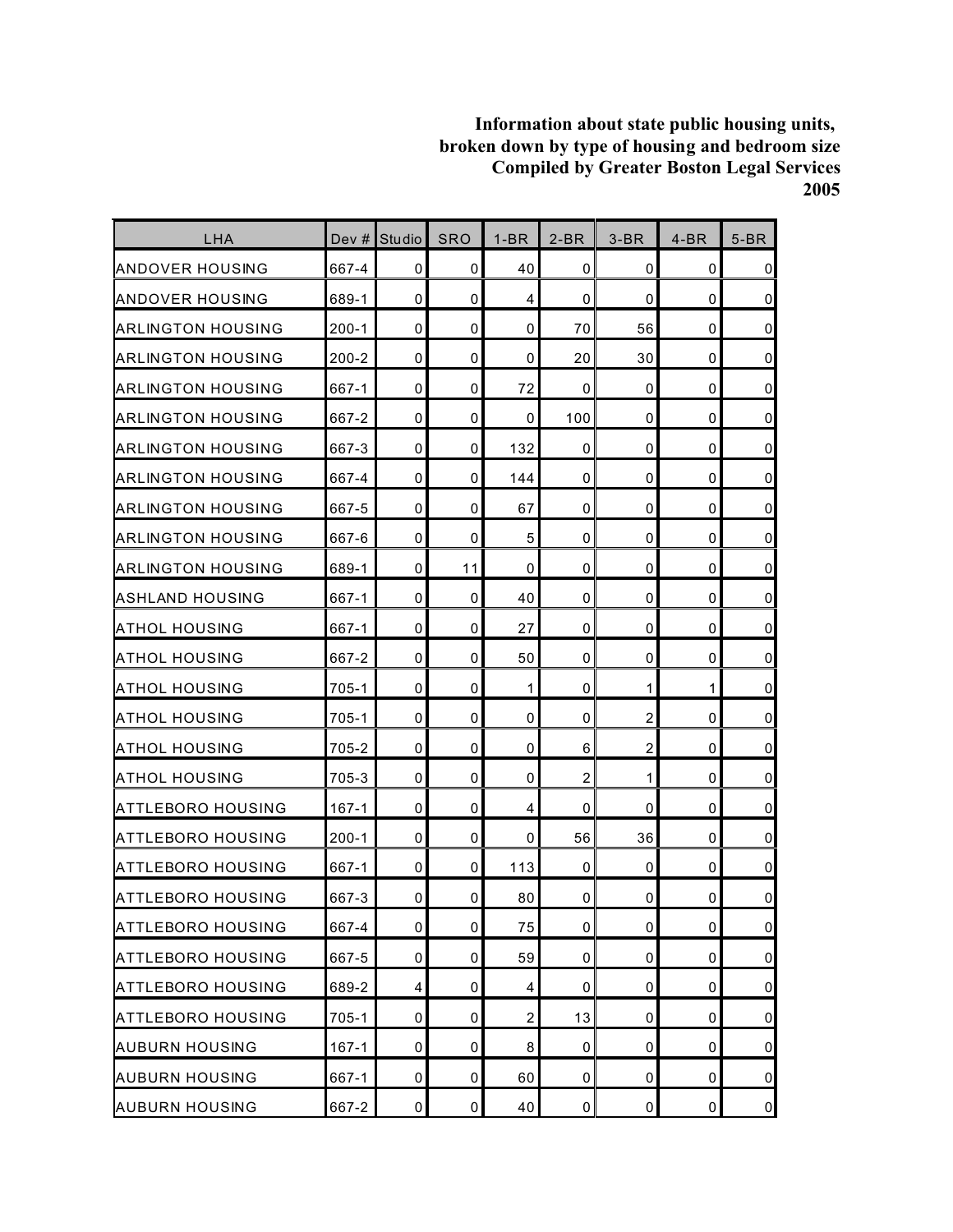**Information about state public housing units, broken down by type of housing and bedroom size Compiled by Greater Boston Legal Services 2005**

| LHA | Dev # | Studio | SRO | 1-BR | 2-BR | 3-BR | 4-BR | 5-BR |
|---|---|---|---|---|---|---|---|---|
| ANDOVER HOUSING | 667-4 | 0 | 0 | 40 | 0 | 0 | 0 | 0 |
| ANDOVER HOUSING | 689-1 | 0 | 0 | 4 | 0 | 0 | 0 | 0 |
| ARLINGTON HOUSING | 200-1 | 0 | 0 | 0 | 70 | 56 | 0 | 0 |
| ARLINGTON HOUSING | 200-2 | 0 | 0 | 0 | 20 | 30 | 0 | 0 |
| ARLINGTON HOUSING | 667-1 | 0 | 0 | 72 | 0 | 0 | 0 | 0 |
| ARLINGTON HOUSING | 667-2 | 0 | 0 | 0 | 100 | 0 | 0 | 0 |
| ARLINGTON HOUSING | 667-3 | 0 | 0 | 132 | 0 | 0 | 0 | 0 |
| ARLINGTON HOUSING | 667-4 | 0 | 0 | 144 | 0 | 0 | 0 | 0 |
| ARLINGTON HOUSING | 667-5 | 0 | 0 | 67 | 0 | 0 | 0 | 0 |
| ARLINGTON HOUSING | 667-6 | 0 | 0 | 5 | 0 | 0 | 0 | 0 |
| ARLINGTON HOUSING | 689-1 | 0 | 11 | 0 | 0 | 0 | 0 | 0 |
| ASHLAND HOUSING | 667-1 | 0 | 0 | 40 | 0 | 0 | 0 | 0 |
| ATHOL HOUSING | 667-1 | 0 | 0 | 27 | 0 | 0 | 0 | 0 |
| ATHOL HOUSING | 667-2 | 0 | 0 | 50 | 0 | 0 | 0 | 0 |
| ATHOL HOUSING | 705-1 | 0 | 0 | 1 | 0 | 1 | 1 | 0 |
| ATHOL HOUSING | 705-1 | 0 | 0 | 0 | 0 | 2 | 0 | 0 |
| ATHOL HOUSING | 705-2 | 0 | 0 | 0 | 6 | 2 | 0 | 0 |
| ATHOL HOUSING | 705-3 | 0 | 0 | 0 | 2 | 1 | 0 | 0 |
| ATTLEBORO HOUSING | 167-1 | 0 | 0 | 4 | 0 | 0 | 0 | 0 |
| ATTLEBORO HOUSING | 200-1 | 0 | 0 | 0 | 56 | 36 | 0 | 0 |
| ATTLEBORO HOUSING | 667-1 | 0 | 0 | 113 | 0 | 0 | 0 | 0 |
| ATTLEBORO HOUSING | 667-3 | 0 | 0 | 80 | 0 | 0 | 0 | 0 |
| ATTLEBORO HOUSING | 667-4 | 0 | 0 | 75 | 0 | 0 | 0 | 0 |
| ATTLEBORO HOUSING | 667-5 | 0 | 0 | 59 | 0 | 0 | 0 | 0 |
| ATTLEBORO HOUSING | 689-2 | 4 | 0 | 4 | 0 | 0 | 0 | 0 |
| ATTLEBORO HOUSING | 705-1 | 0 | 0 | 2 | 13 | 0 | 0 | 0 |
| AUBURN HOUSING | 167-1 | 0 | 0 | 8 | 0 | 0 | 0 | 0 |
| AUBURN HOUSING | 667-1 | 0 | 0 | 60 | 0 | 0 | 0 | 0 |
| AUBURN HOUSING | 667-2 | 0 | 0 | 40 | 0 | 0 | 0 | 0 |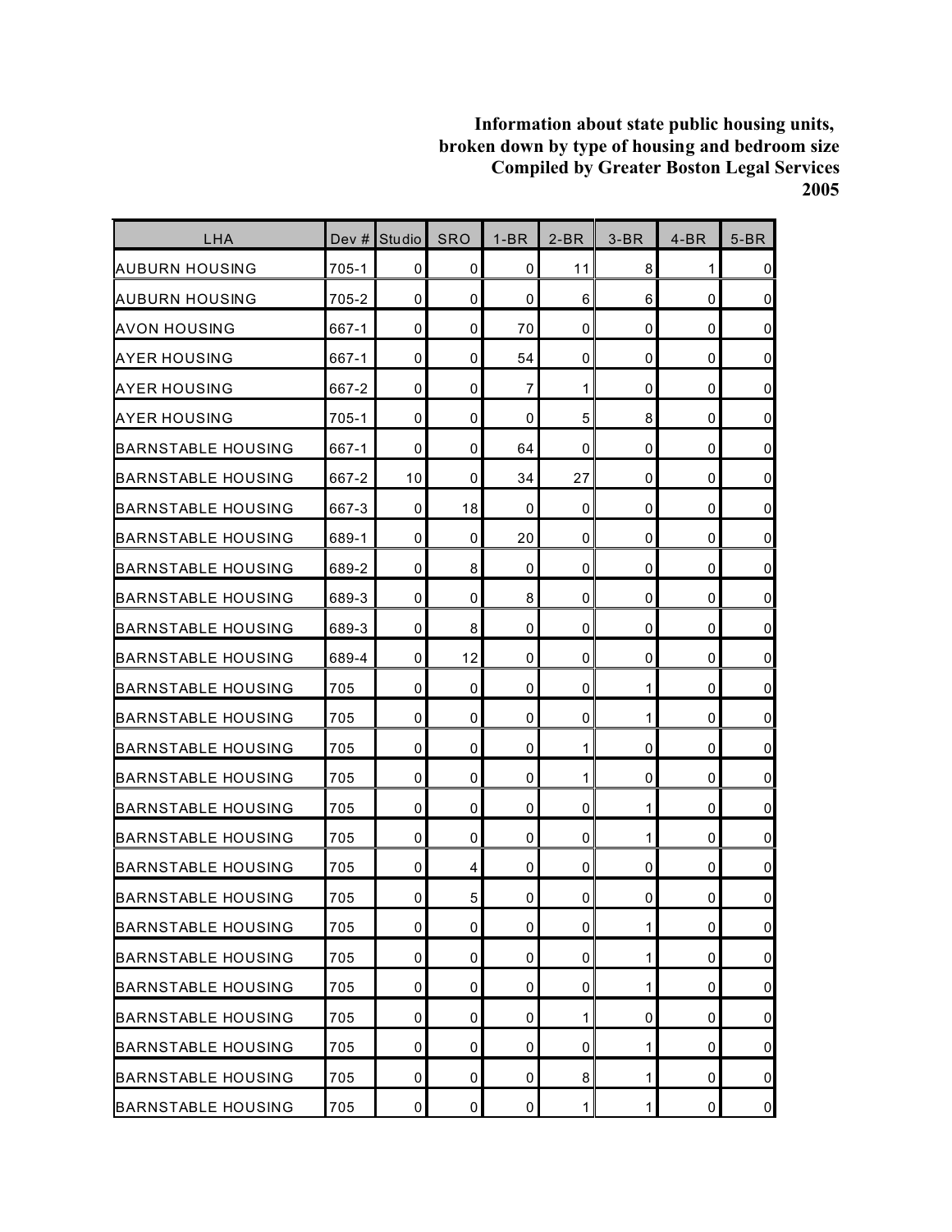**Information about state public housing units,**
**broken down by type of housing and bedroom size**
**Compiled by Greater Boston Legal Services**
**2005**

| LHA | Dev # | Studio | SRO | 1-BR | 2-BR | 3-BR | 4-BR | 5-BR |
|---|---|---|---|---|---|---|---|---|
| AUBURN HOUSING | 705-1 | 0 | 0 | 0 | 11 | 8 | 1 | 0 |
| AUBURN HOUSING | 705-2 | 0 | 0 | 0 | 6 | 6 | 0 | 0 |
| AVON HOUSING | 667-1 | 0 | 0 | 70 | 0 | 0 | 0 | 0 |
| AYER HOUSING | 667-1 | 0 | 0 | 54 | 0 | 0 | 0 | 0 |
| AYER HOUSING | 667-2 | 0 | 0 | 7 | 1 | 0 | 0 | 0 |
| AYER HOUSING | 705-1 | 0 | 0 | 0 | 5 | 8 | 0 | 0 |
| BARNSTABLE HOUSING | 667-1 | 0 | 0 | 64 | 0 | 0 | 0 | 0 |
| BARNSTABLE HOUSING | 667-2 | 10 | 0 | 34 | 27 | 0 | 0 | 0 |
| BARNSTABLE HOUSING | 667-3 | 0 | 18 | 0 | 0 | 0 | 0 | 0 |
| BARNSTABLE HOUSING | 689-1 | 0 | 0 | 20 | 0 | 0 | 0 | 0 |
| BARNSTABLE HOUSING | 689-2 | 0 | 8 | 0 | 0 | 0 | 0 | 0 |
| BARNSTABLE HOUSING | 689-3 | 0 | 0 | 8 | 0 | 0 | 0 | 0 |
| BARNSTABLE HOUSING | 689-3 | 0 | 8 | 0 | 0 | 0 | 0 | 0 |
| BARNSTABLE HOUSING | 689-4 | 0 | 12 | 0 | 0 | 0 | 0 | 0 |
| BARNSTABLE HOUSING | 705 | 0 | 0 | 0 | 0 | 1 | 0 | 0 |
| BARNSTABLE HOUSING | 705 | 0 | 0 | 0 | 0 | 1 | 0 | 0 |
| BARNSTABLE HOUSING | 705 | 0 | 0 | 0 | 1 | 0 | 0 | 0 |
| BARNSTABLE HOUSING | 705 | 0 | 0 | 0 | 1 | 0 | 0 | 0 |
| BARNSTABLE HOUSING | 705 | 0 | 0 | 0 | 0 | 1 | 0 | 0 |
| BARNSTABLE HOUSING | 705 | 0 | 0 | 0 | 0 | 1 | 0 | 0 |
| BARNSTABLE HOUSING | 705 | 0 | 4 | 0 | 0 | 0 | 0 | 0 |
| BARNSTABLE HOUSING | 705 | 0 | 5 | 0 | 0 | 0 | 0 | 0 |
| BARNSTABLE HOUSING | 705 | 0 | 0 | 0 | 0 | 1 | 0 | 0 |
| BARNSTABLE HOUSING | 705 | 0 | 0 | 0 | 0 | 1 | 0 | 0 |
| BARNSTABLE HOUSING | 705 | 0 | 0 | 0 | 0 | 1 | 0 | 0 |
| BARNSTABLE HOUSING | 705 | 0 | 0 | 0 | 1 | 0 | 0 | 0 |
| BARNSTABLE HOUSING | 705 | 0 | 0 | 0 | 0 | 1 | 0 | 0 |
| BARNSTABLE HOUSING | 705 | 0 | 0 | 0 | 8 | 1 | 0 | 0 |
| BARNSTABLE HOUSING | 705 | 0 | 0 | 0 | 1 | 1 | 0 | 0 |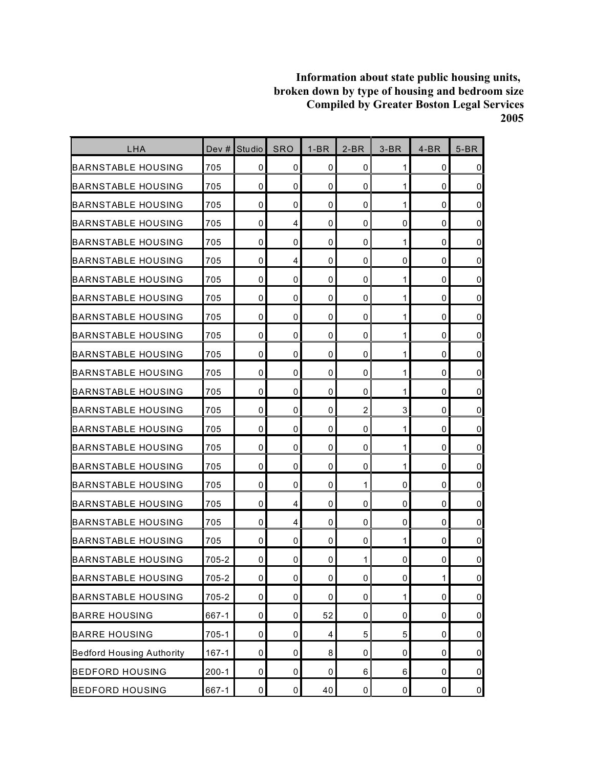**Information about state public housing units, broken down by type of housing and bedroom size Compiled by Greater Boston Legal Services 2005**

| LHA | Dev # | Studio | SRO | 1-BR | 2-BR | 3-BR | 4-BR | 5-BR |
|---|---|---|---|---|---|---|---|---|
| BARNSTABLE HOUSING | 705 | 0 | 0 | 0 | 0 | 1 | 0 | 0 |
| BARNSTABLE HOUSING | 705 | 0 | 0 | 0 | 0 | 1 | 0 | 0 |
| BARNSTABLE HOUSING | 705 | 0 | 0 | 0 | 0 | 1 | 0 | 0 |
| BARNSTABLE HOUSING | 705 | 0 | 4 | 0 | 0 | 0 | 0 | 0 |
| BARNSTABLE HOUSING | 705 | 0 | 0 | 0 | 0 | 1 | 0 | 0 |
| BARNSTABLE HOUSING | 705 | 0 | 4 | 0 | 0 | 0 | 0 | 0 |
| BARNSTABLE HOUSING | 705 | 0 | 0 | 0 | 0 | 1 | 0 | 0 |
| BARNSTABLE HOUSING | 705 | 0 | 0 | 0 | 0 | 1 | 0 | 0 |
| BARNSTABLE HOUSING | 705 | 0 | 0 | 0 | 0 | 1 | 0 | 0 |
| BARNSTABLE HOUSING | 705 | 0 | 0 | 0 | 0 | 1 | 0 | 0 |
| BARNSTABLE HOUSING | 705 | 0 | 0 | 0 | 0 | 1 | 0 | 0 |
| BARNSTABLE HOUSING | 705 | 0 | 0 | 0 | 0 | 1 | 0 | 0 |
| BARNSTABLE HOUSING | 705 | 0 | 0 | 0 | 0 | 1 | 0 | 0 |
| BARNSTABLE HOUSING | 705 | 0 | 0 | 0 | 2 | 3 | 0 | 0 |
| BARNSTABLE HOUSING | 705 | 0 | 0 | 0 | 0 | 1 | 0 | 0 |
| BARNSTABLE HOUSING | 705 | 0 | 0 | 0 | 0 | 1 | 0 | 0 |
| BARNSTABLE HOUSING | 705 | 0 | 0 | 0 | 0 | 1 | 0 | 0 |
| BARNSTABLE HOUSING | 705 | 0 | 0 | 0 | 1 | 0 | 0 | 0 |
| BARNSTABLE HOUSING | 705 | 0 | 4 | 0 | 0 | 0 | 0 | 0 |
| BARNSTABLE HOUSING | 705 | 0 | 4 | 0 | 0 | 0 | 0 | 0 |
| BARNSTABLE HOUSING | 705 | 0 | 0 | 0 | 0 | 1 | 0 | 0 |
| BARNSTABLE HOUSING | 705-2 | 0 | 0 | 0 | 1 | 0 | 0 | 0 |
| BARNSTABLE HOUSING | 705-2 | 0 | 0 | 0 | 0 | 0 | 1 | 0 |
| BARNSTABLE HOUSING | 705-2 | 0 | 0 | 0 | 0 | 1 | 0 | 0 |
| BARRE HOUSING | 667-1 | 0 | 0 | 52 | 0 | 0 | 0 | 0 |
| BARRE HOUSING | 705-1 | 0 | 0 | 4 | 5 | 5 | 0 | 0 |
| Bedford Housing Authority | 167-1 | 0 | 0 | 8 | 0 | 0 | 0 | 0 |
| BEDFORD HOUSING | 200-1 | 0 | 0 | 0 | 6 | 6 | 0 | 0 |
| BEDFORD HOUSING | 667-1 | 0 | 0 | 40 | 0 | 0 | 0 | 0 |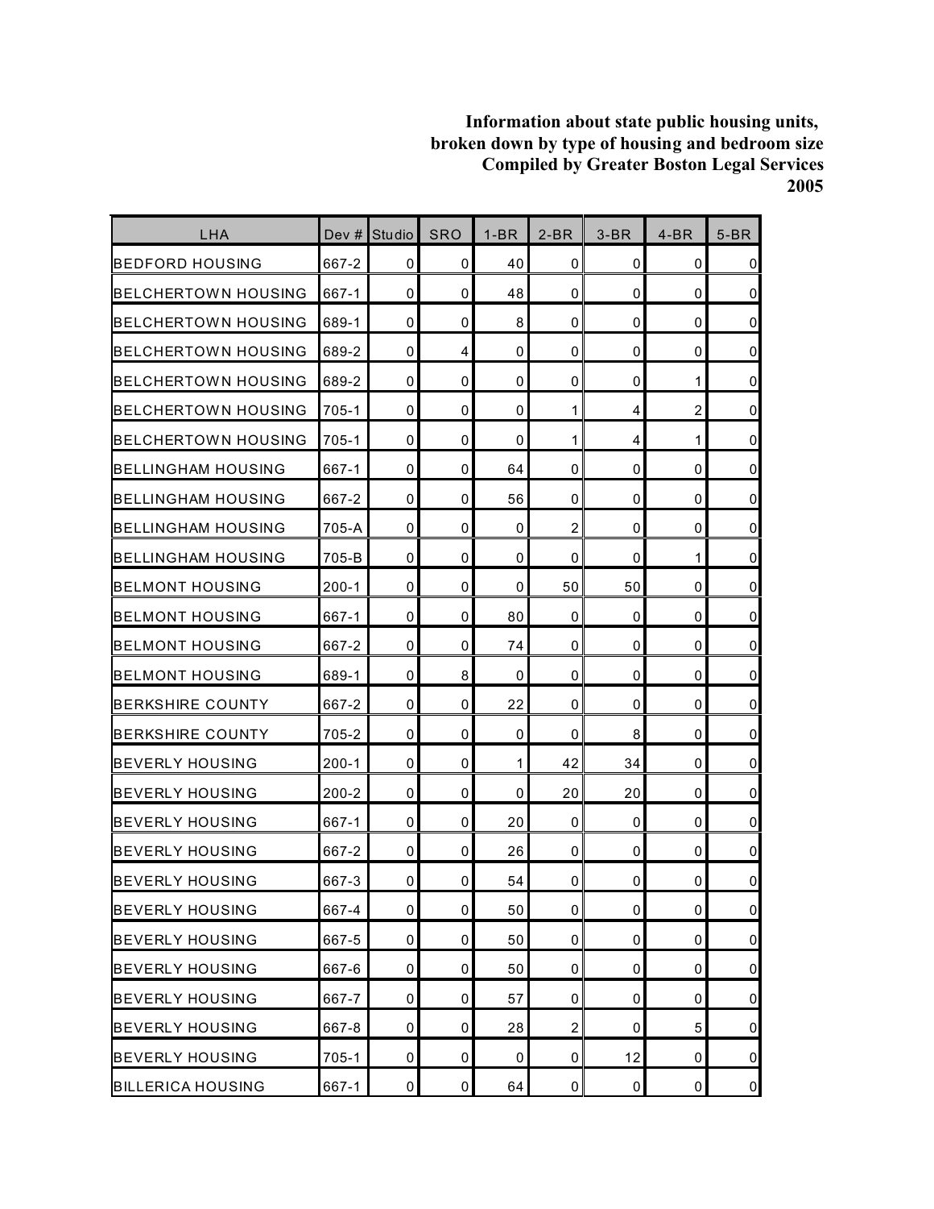**Information about state public housing units,**
**broken down by type of housing and bedroom size**
**Compiled by Greater Boston Legal Services**
**2005**

| LHA | Dev # | Studio | SRO | 1-BR | 2-BR | 3-BR | 4-BR | 5-BR |
|---|---|---|---|---|---|---|---|---|
| BEDFORD HOUSING | 667-2 | 0 | 0 | 40 | 0 | 0 | 0 | 0 |
| BELCHERTOWN HOUSING | 667-1 | 0 | 0 | 48 | 0 | 0 | 0 | 0 |
| BELCHERTOWN HOUSING | 689-1 | 0 | 0 | 8 | 0 | 0 | 0 | 0 |
| BELCHERTOWN HOUSING | 689-2 | 0 | 4 | 0 | 0 | 0 | 0 | 0 |
| BELCHERTOWN HOUSING | 689-2 | 0 | 0 | 0 | 0 | 0 | 1 | 0 |
| BELCHERTOWN HOUSING | 705-1 | 0 | 0 | 0 | 1 | 4 | 2 | 0 |
| BELCHERTOWN HOUSING | 705-1 | 0 | 0 | 0 | 1 | 4 | 1 | 0 |
| BELLINGHAM HOUSING | 667-1 | 0 | 0 | 64 | 0 | 0 | 0 | 0 |
| BELLINGHAM HOUSING | 667-2 | 0 | 0 | 56 | 0 | 0 | 0 | 0 |
| BELLINGHAM HOUSING | 705-A | 0 | 0 | 0 | 2 | 0 | 0 | 0 |
| BELLINGHAM HOUSING | 705-B | 0 | 0 | 0 | 0 | 0 | 1 | 0 |
| BELMONT HOUSING | 200-1 | 0 | 0 | 0 | 50 | 50 | 0 | 0 |
| BELMONT HOUSING | 667-1 | 0 | 0 | 80 | 0 | 0 | 0 | 0 |
| BELMONT HOUSING | 667-2 | 0 | 0 | 74 | 0 | 0 | 0 | 0 |
| BELMONT HOUSING | 689-1 | 0 | 8 | 0 | 0 | 0 | 0 | 0 |
| BERKSHIRE COUNTY | 667-2 | 0 | 0 | 22 | 0 | 0 | 0 | 0 |
| BERKSHIRE COUNTY | 705-2 | 0 | 0 | 0 | 0 | 8 | 0 | 0 |
| BEVERLY HOUSING | 200-1 | 0 | 0 | 1 | 42 | 34 | 0 | 0 |
| BEVERLY HOUSING | 200-2 | 0 | 0 | 0 | 20 | 20 | 0 | 0 |
| BEVERLY HOUSING | 667-1 | 0 | 0 | 20 | 0 | 0 | 0 | 0 |
| BEVERLY HOUSING | 667-2 | 0 | 0 | 26 | 0 | 0 | 0 | 0 |
| BEVERLY HOUSING | 667-3 | 0 | 0 | 54 | 0 | 0 | 0 | 0 |
| BEVERLY HOUSING | 667-4 | 0 | 0 | 50 | 0 | 0 | 0 | 0 |
| BEVERLY HOUSING | 667-5 | 0 | 0 | 50 | 0 | 0 | 0 | 0 |
| BEVERLY HOUSING | 667-6 | 0 | 0 | 50 | 0 | 0 | 0 | 0 |
| BEVERLY HOUSING | 667-7 | 0 | 0 | 57 | 0 | 0 | 0 | 0 |
| BEVERLY HOUSING | 667-8 | 0 | 0 | 28 | 2 | 0 | 5 | 0 |
| BEVERLY HOUSING | 705-1 | 0 | 0 | 0 | 0 | 12 | 0 | 0 |
| BILLERICA HOUSING | 667-1 | 0 | 0 | 64 | 0 | 0 | 0 | 0 |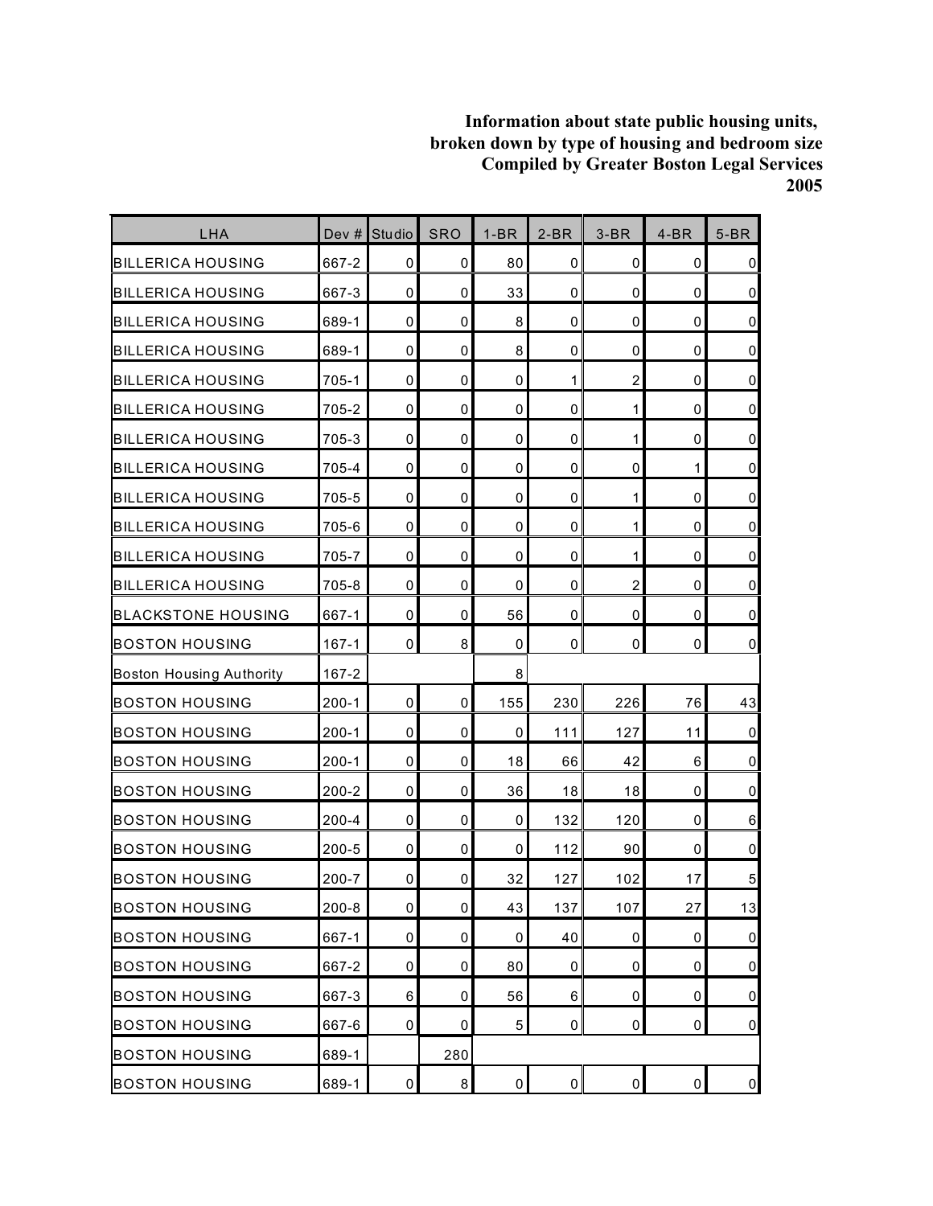**Information about state public housing units, broken down by type of housing and bedroom size Compiled by Greater Boston Legal Services 2005**

| LHA | Dev # | Studio | SRO | 1-BR | 2-BR | 3-BR | 4-BR | 5-BR |
|---|---|---|---|---|---|---|---|---|
| BILLERICA HOUSING | 667-2 | 0 | 0 | 80 | 0 | 0 | 0 | 0 |
| BILLERICA HOUSING | 667-3 | 0 | 0 | 33 | 0 | 0 | 0 | 0 |
| BILLERICA HOUSING | 689-1 | 0 | 0 | 8 | 0 | 0 | 0 | 0 |
| BILLERICA HOUSING | 689-1 | 0 | 0 | 8 | 0 | 0 | 0 | 0 |
| BILLERICA HOUSING | 705-1 | 0 | 0 | 0 | 1 | 2 | 0 | 0 |
| BILLERICA HOUSING | 705-2 | 0 | 0 | 0 | 0 | 1 | 0 | 0 |
| BILLERICA HOUSING | 705-3 | 0 | 0 | 0 | 0 | 1 | 0 | 0 |
| BILLERICA HOUSING | 705-4 | 0 | 0 | 0 | 0 | 0 | 1 | 0 |
| BILLERICA HOUSING | 705-5 | 0 | 0 | 0 | 0 | 1 | 0 | 0 |
| BILLERICA HOUSING | 705-6 | 0 | 0 | 0 | 0 | 1 | 0 | 0 |
| BILLERICA HOUSING | 705-7 | 0 | 0 | 0 | 0 | 1 | 0 | 0 |
| BILLERICA HOUSING | 705-8 | 0 | 0 | 0 | 0 | 2 | 0 | 0 |
| BLACKSTONE HOUSING | 667-1 | 0 | 0 | 56 | 0 | 0 | 0 | 0 |
| BOSTON HOUSING | 167-1 | 0 | 8 | 0 | 0 | 0 | 0 | 0 |
| Boston Housing Authority | 167-2 | | | 8 | | | | |
| BOSTON HOUSING | 200-1 | 0 | 0 | 155 | 230 | 226 | 76 | 43 |
| BOSTON HOUSING | 200-1 | 0 | 0 | 0 | 111 | 127 | 11 | 0 |
| BOSTON HOUSING | 200-1 | 0 | 0 | 18 | 66 | 42 | 6 | 0 |
| BOSTON HOUSING | 200-2 | 0 | 0 | 36 | 18 | 18 | 0 | 0 |
| BOSTON HOUSING | 200-4 | 0 | 0 | 0 | 132 | 120 | 0 | 6 |
| BOSTON HOUSING | 200-5 | 0 | 0 | 0 | 112 | 90 | 0 | 0 |
| BOSTON HOUSING | 200-7 | 0 | 0 | 32 | 127 | 102 | 17 | 5 |
| BOSTON HOUSING | 200-8 | 0 | 0 | 43 | 137 | 107 | 27 | 13 |
| BOSTON HOUSING | 667-1 | 0 | 0 | 0 | 40 | 0 | 0 | 0 |
| BOSTON HOUSING | 667-2 | 0 | 0 | 80 | 0 | 0 | 0 | 0 |
| BOSTON HOUSING | 667-3 | 6 | 0 | 56 | 6 | 0 | 0 | 0 |
| BOSTON HOUSING | 667-6 | 0 | 0 | 5 | 0 | 0 | 0 | 0 |
| BOSTON HOUSING | 689-1 | | 280 | | | | | |
| BOSTON HOUSING | 689-1 | 0 | 8 | 0 | 0 | 0 | 0 | 0 |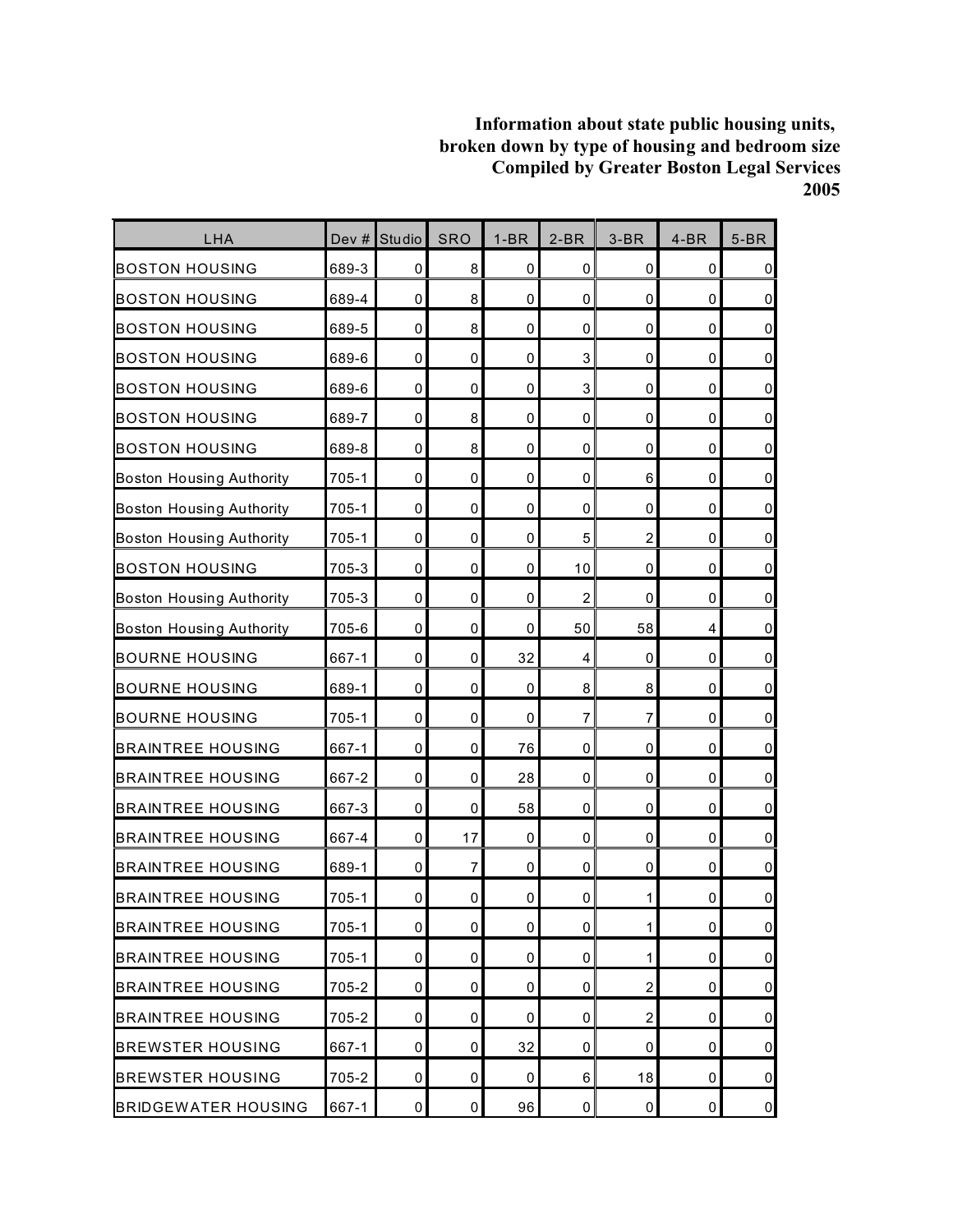**Information about state public housing units, broken down by type of housing and bedroom size Compiled by Greater Boston Legal Services 2005**

| LHA | Dev # | Studio | SRO | 1-BR | 2-BR | 3-BR | 4-BR | 5-BR |
|---|---|---|---|---|---|---|---|---|
| BOSTON HOUSING | 689-3 | 0 | 8 | 0 | 0 | 0 | 0 | 0 |
| BOSTON HOUSING | 689-4 | 0 | 8 | 0 | 0 | 0 | 0 | 0 |
| BOSTON HOUSING | 689-5 | 0 | 8 | 0 | 0 | 0 | 0 | 0 |
| BOSTON HOUSING | 689-6 | 0 | 0 | 0 | 3 | 0 | 0 | 0 |
| BOSTON HOUSING | 689-6 | 0 | 0 | 0 | 3 | 0 | 0 | 0 |
| BOSTON HOUSING | 689-7 | 0 | 8 | 0 | 0 | 0 | 0 | 0 |
| BOSTON HOUSING | 689-8 | 0 | 8 | 0 | 0 | 0 | 0 | 0 |
| Boston Housing Authority | 705-1 | 0 | 0 | 0 | 0 | 6 | 0 | 0 |
| Boston Housing Authority | 705-1 | 0 | 0 | 0 | 0 | 0 | 0 | 0 |
| Boston Housing Authority | 705-1 | 0 | 0 | 0 | 5 | 2 | 0 | 0 |
| BOSTON HOUSING | 705-3 | 0 | 0 | 0 | 10 | 0 | 0 | 0 |
| Boston Housing Authority | 705-3 | 0 | 0 | 0 | 2 | 0 | 0 | 0 |
| Boston Housing Authority | 705-6 | 0 | 0 | 0 | 50 | 58 | 4 | 0 |
| BOURNE HOUSING | 667-1 | 0 | 0 | 32 | 4 | 0 | 0 | 0 |
| BOURNE HOUSING | 689-1 | 0 | 0 | 0 | 8 | 8 | 0 | 0 |
| BOURNE HOUSING | 705-1 | 0 | 0 | 0 | 7 | 7 | 0 | 0 |
| BRAINTREE HOUSING | 667-1 | 0 | 0 | 76 | 0 | 0 | 0 | 0 |
| BRAINTREE HOUSING | 667-2 | 0 | 0 | 28 | 0 | 0 | 0 | 0 |
| BRAINTREE HOUSING | 667-3 | 0 | 0 | 58 | 0 | 0 | 0 | 0 |
| BRAINTREE HOUSING | 667-4 | 0 | 17 | 0 | 0 | 0 | 0 | 0 |
| BRAINTREE HOUSING | 689-1 | 0 | 7 | 0 | 0 | 0 | 0 | 0 |
| BRAINTREE HOUSING | 705-1 | 0 | 0 | 0 | 0 | 1 | 0 | 0 |
| BRAINTREE HOUSING | 705-1 | 0 | 0 | 0 | 0 | 1 | 0 | 0 |
| BRAINTREE HOUSING | 705-1 | 0 | 0 | 0 | 0 | 1 | 0 | 0 |
| BRAINTREE HOUSING | 705-2 | 0 | 0 | 0 | 0 | 2 | 0 | 0 |
| BRAINTREE HOUSING | 705-2 | 0 | 0 | 0 | 0 | 2 | 0 | 0 |
| BREWSTER HOUSING | 667-1 | 0 | 0 | 32 | 0 | 0 | 0 | 0 |
| BREWSTER HOUSING | 705-2 | 0 | 0 | 0 | 6 | 18 | 0 | 0 |
| BRIDGEWATER HOUSING | 667-1 | 0 | 0 | 96 | 0 | 0 | 0 | 0 |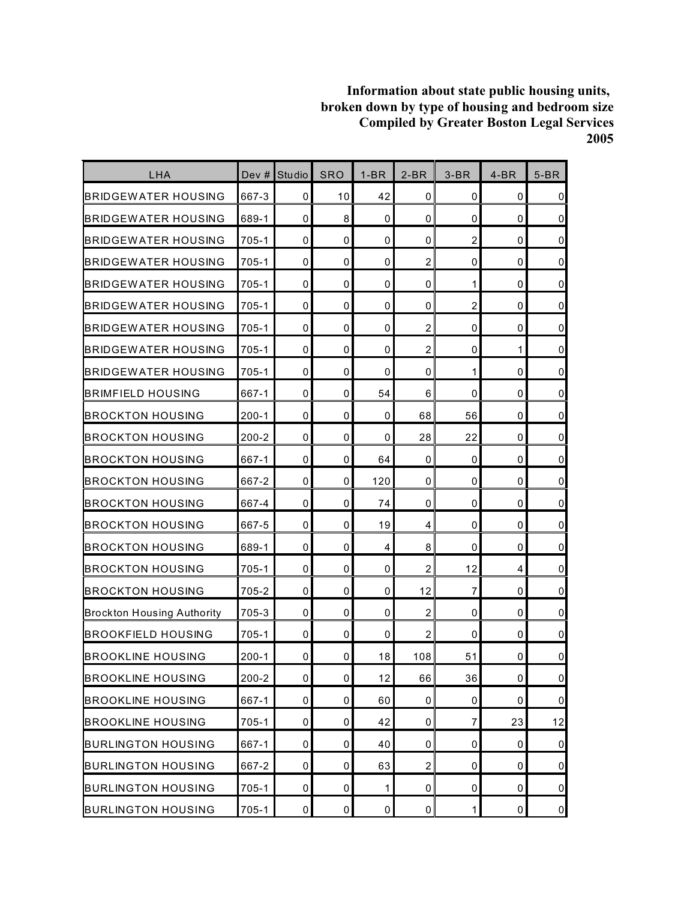**Information about state public housing units, broken down by type of housing and bedroom size Compiled by Greater Boston Legal Services 2005**

| LHA | Dev # | Studio | SRO | 1-BR | 2-BR | 3-BR | 4-BR | 5-BR |
|---|---|---|---|---|---|---|---|---|
| BRIDGEWATER HOUSING | 667-3 | 0 | 10 | 42 | 0 | 0 | 0 | 0 |
| BRIDGEWATER HOUSING | 689-1 | 0 | 8 | 0 | 0 | 0 | 0 | 0 |
| BRIDGEWATER HOUSING | 705-1 | 0 | 0 | 0 | 0 | 2 | 0 | 0 |
| BRIDGEWATER HOUSING | 705-1 | 0 | 0 | 0 | 2 | 0 | 0 | 0 |
| BRIDGEWATER HOUSING | 705-1 | 0 | 0 | 0 | 0 | 1 | 0 | 0 |
| BRIDGEWATER HOUSING | 705-1 | 0 | 0 | 0 | 0 | 2 | 0 | 0 |
| BRIDGEWATER HOUSING | 705-1 | 0 | 0 | 0 | 2 | 0 | 0 | 0 |
| BRIDGEWATER HOUSING | 705-1 | 0 | 0 | 0 | 2 | 0 | 1 | 0 |
| BRIDGEWATER HOUSING | 705-1 | 0 | 0 | 0 | 0 | 1 | 0 | 0 |
| BRIMFIELD HOUSING | 667-1 | 0 | 0 | 54 | 6 | 0 | 0 | 0 |
| BROCKTON HOUSING | 200-1 | 0 | 0 | 0 | 68 | 56 | 0 | 0 |
| BROCKTON HOUSING | 200-2 | 0 | 0 | 0 | 28 | 22 | 0 | 0 |
| BROCKTON HOUSING | 667-1 | 0 | 0 | 64 | 0 | 0 | 0 | 0 |
| BROCKTON HOUSING | 667-2 | 0 | 0 | 120 | 0 | 0 | 0 | 0 |
| BROCKTON HOUSING | 667-4 | 0 | 0 | 74 | 0 | 0 | 0 | 0 |
| BROCKTON HOUSING | 667-5 | 0 | 0 | 19 | 4 | 0 | 0 | 0 |
| BROCKTON HOUSING | 689-1 | 0 | 0 | 4 | 8 | 0 | 0 | 0 |
| BROCKTON HOUSING | 705-1 | 0 | 0 | 0 | 2 | 12 | 4 | 0 |
| BROCKTON HOUSING | 705-2 | 0 | 0 | 0 | 12 | 7 | 0 | 0 |
| Brockton Housing Authority | 705-3 | 0 | 0 | 0 | 2 | 0 | 0 | 0 |
| BROOKFIELD HOUSING | 705-1 | 0 | 0 | 0 | 2 | 0 | 0 | 0 |
| BROOKLINE HOUSING | 200-1 | 0 | 0 | 18 | 108 | 51 | 0 | 0 |
| BROOKLINE HOUSING | 200-2 | 0 | 0 | 12 | 66 | 36 | 0 | 0 |
| BROOKLINE HOUSING | 667-1 | 0 | 0 | 60 | 0 | 0 | 0 | 0 |
| BROOKLINE HOUSING | 705-1 | 0 | 0 | 42 | 0 | 7 | 23 | 12 |
| BURLINGTON HOUSING | 667-1 | 0 | 0 | 40 | 0 | 0 | 0 | 0 |
| BURLINGTON HOUSING | 667-2 | 0 | 0 | 63 | 2 | 0 | 0 | 0 |
| BURLINGTON HOUSING | 705-1 | 0 | 0 | 1 | 0 | 0 | 0 | 0 |
| BURLINGTON HOUSING | 705-1 | 0 | 0 | 0 | 0 | 1 | 0 | 0 |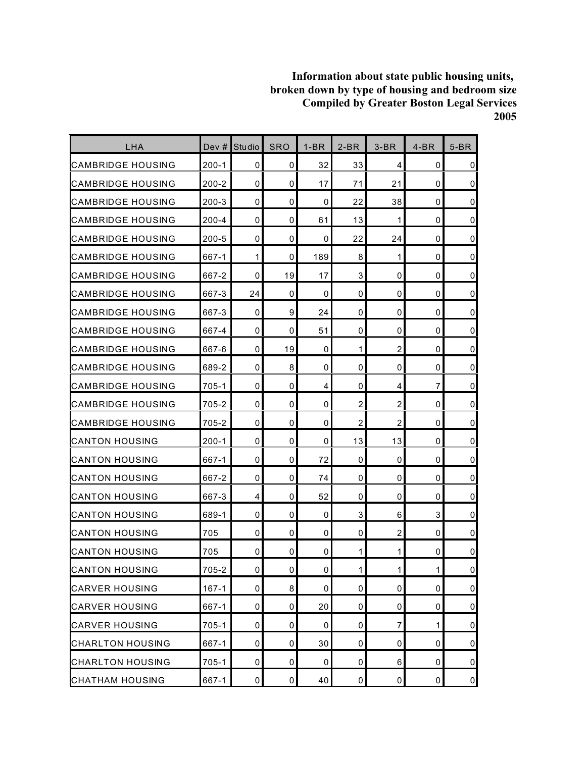**Information about state public housing units, broken down by type of housing and bedroom size Compiled by Greater Boston Legal Services 2005**

| LHA | Dev # | Studio | SRO | 1-BR | 2-BR | 3-BR | 4-BR | 5-BR |
|---|---|---|---|---|---|---|---|---|
| CAMBRIDGE HOUSING | 200-1 | 0 | 0 | 32 | 33 | 4 | 0 | 0 |
| CAMBRIDGE HOUSING | 200-2 | 0 | 0 | 17 | 71 | 21 | 0 | 0 |
| CAMBRIDGE HOUSING | 200-3 | 0 | 0 | 0 | 22 | 38 | 0 | 0 |
| CAMBRIDGE HOUSING | 200-4 | 0 | 0 | 61 | 13 | 1 | 0 | 0 |
| CAMBRIDGE HOUSING | 200-5 | 0 | 0 | 0 | 22 | 24 | 0 | 0 |
| CAMBRIDGE HOUSING | 667-1 | 1 | 0 | 189 | 8 | 1 | 0 | 0 |
| CAMBRIDGE HOUSING | 667-2 | 0 | 19 | 17 | 3 | 0 | 0 | 0 |
| CAMBRIDGE HOUSING | 667-3 | 24 | 0 | 0 | 0 | 0 | 0 | 0 |
| CAMBRIDGE HOUSING | 667-3 | 0 | 9 | 24 | 0 | 0 | 0 | 0 |
| CAMBRIDGE HOUSING | 667-4 | 0 | 0 | 51 | 0 | 0 | 0 | 0 |
| CAMBRIDGE HOUSING | 667-6 | 0 | 19 | 0 | 1 | 2 | 0 | 0 |
| CAMBRIDGE HOUSING | 689-2 | 0 | 8 | 0 | 0 | 0 | 0 | 0 |
| CAMBRIDGE HOUSING | 705-1 | 0 | 0 | 4 | 0 | 4 | 7 | 0 |
| CAMBRIDGE HOUSING | 705-2 | 0 | 0 | 0 | 2 | 2 | 0 | 0 |
| CAMBRIDGE HOUSING | 705-2 | 0 | 0 | 0 | 2 | 2 | 0 | 0 |
| CANTON HOUSING | 200-1 | 0 | 0 | 0 | 13 | 13 | 0 | 0 |
| CANTON HOUSING | 667-1 | 0 | 0 | 72 | 0 | 0 | 0 | 0 |
| CANTON HOUSING | 667-2 | 0 | 0 | 74 | 0 | 0 | 0 | 0 |
| CANTON HOUSING | 667-3 | 4 | 0 | 52 | 0 | 0 | 0 | 0 |
| CANTON HOUSING | 689-1 | 0 | 0 | 0 | 3 | 6 | 3 | 0 |
| CANTON HOUSING | 705 | 0 | 0 | 0 | 0 | 2 | 0 | 0 |
| CANTON HOUSING | 705 | 0 | 0 | 0 | 1 | 1 | 0 | 0 |
| CANTON HOUSING | 705-2 | 0 | 0 | 0 | 1 | 1 | 1 | 0 |
| CARVER HOUSING | 167-1 | 0 | 8 | 0 | 0 | 0 | 0 | 0 |
| CARVER HOUSING | 667-1 | 0 | 0 | 20 | 0 | 0 | 0 | 0 |
| CARVER HOUSING | 705-1 | 0 | 0 | 0 | 0 | 7 | 1 | 0 |
| CHARLTON HOUSING | 667-1 | 0 | 0 | 30 | 0 | 0 | 0 | 0 |
| CHARLTON HOUSING | 705-1 | 0 | 0 | 0 | 0 | 6 | 0 | 0 |
| CHATHAM HOUSING | 667-1 | 0 | 0 | 40 | 0 | 0 | 0 | 0 |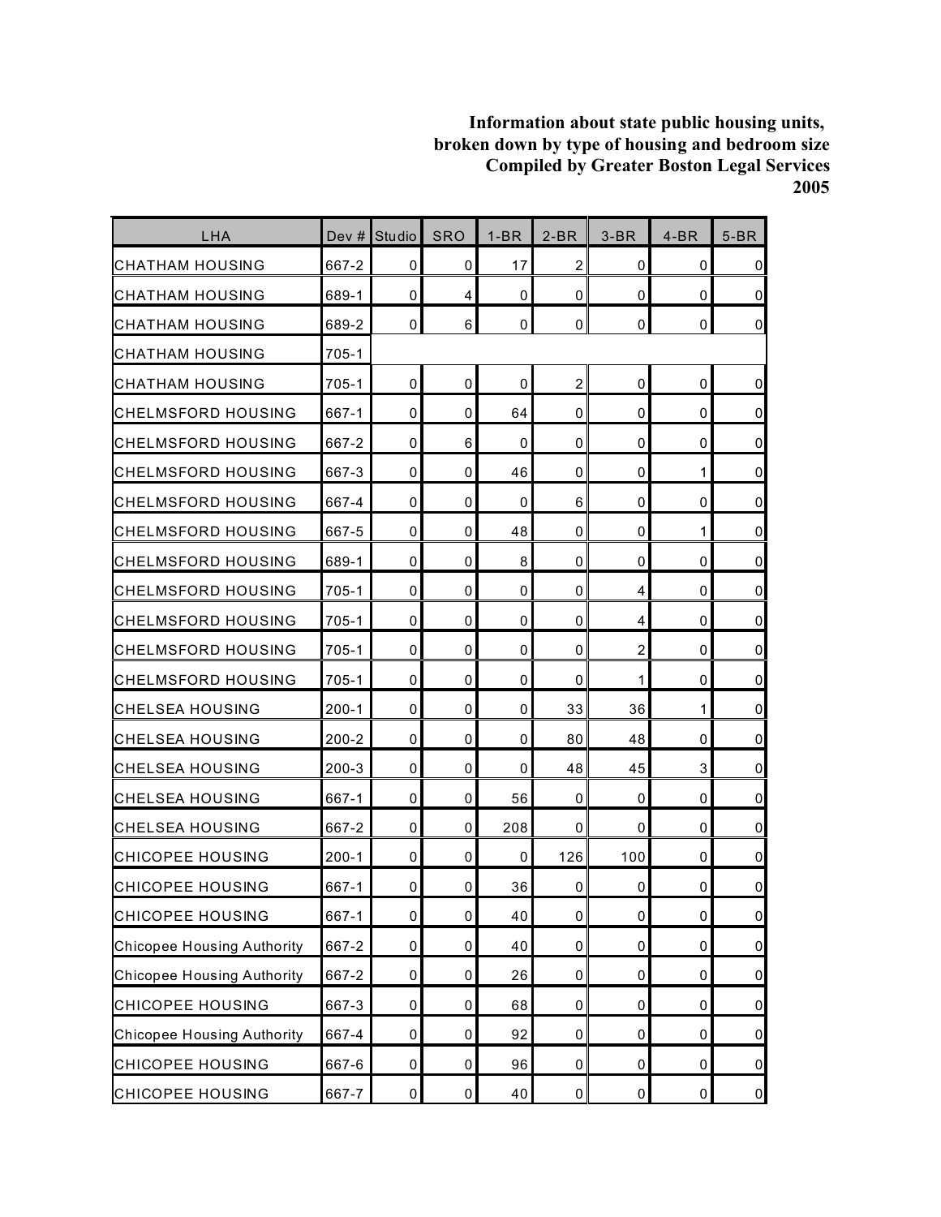**Information about state public housing units, broken down by type of housing and bedroom size Compiled by Greater Boston Legal Services 2005**

| LHA | Dev # | Studio | SRO | 1-BR | 2-BR | 3-BR | 4-BR | 5-BR |
|---|---|---|---|---|---|---|---|---|
| CHATHAM HOUSING | 667-2 | 0 | 0 | 17 | 2 | 0 | 0 | 0 |
| CHATHAM HOUSING | 689-1 | 0 | 4 | 0 | 0 | 0 | 0 | 0 |
| CHATHAM HOUSING | 689-2 | 0 | 6 | 0 | 0 | 0 | 0 | 0 |
| CHATHAM HOUSING | 705-1 | | | | | | | |
| CHATHAM HOUSING | 705-1 | 0 | 0 | 0 | 2 | 0 | 0 | 0 |
| CHELMSFORD HOUSING | 667-1 | 0 | 0 | 64 | 0 | 0 | 0 | 0 |
| CHELMSFORD HOUSING | 667-2 | 0 | 6 | 0 | 0 | 0 | 0 | 0 |
| CHELMSFORD HOUSING | 667-3 | 0 | 0 | 46 | 0 | 0 | 1 | 0 |
| CHELMSFORD HOUSING | 667-4 | 0 | 0 | 0 | 6 | 0 | 0 | 0 |
| CHELMSFORD HOUSING | 667-5 | 0 | 0 | 48 | 0 | 0 | 1 | 0 |
| CHELMSFORD HOUSING | 689-1 | 0 | 0 | 8 | 0 | 0 | 0 | 0 |
| CHELMSFORD HOUSING | 705-1 | 0 | 0 | 0 | 0 | 4 | 0 | 0 |
| CHELMSFORD HOUSING | 705-1 | 0 | 0 | 0 | 0 | 4 | 0 | 0 |
| CHELMSFORD HOUSING | 705-1 | 0 | 0 | 0 | 0 | 2 | 0 | 0 |
| CHELMSFORD HOUSING | 705-1 | 0 | 0 | 0 | 0 | 1 | 0 | 0 |
| CHELSEA HOUSING | 200-1 | 0 | 0 | 0 | 33 | 36 | 1 | 0 |
| CHELSEA HOUSING | 200-2 | 0 | 0 | 0 | 80 | 48 | 0 | 0 |
| CHELSEA HOUSING | 200-3 | 0 | 0 | 0 | 48 | 45 | 3 | 0 |
| CHELSEA HOUSING | 667-1 | 0 | 0 | 56 | 0 | 0 | 0 | 0 |
| CHELSEA HOUSING | 667-2 | 0 | 0 | 208 | 0 | 0 | 0 | 0 |
| CHICOPEE HOUSING | 200-1 | 0 | 0 | 0 | 126 | 100 | 0 | 0 |
| CHICOPEE HOUSING | 667-1 | 0 | 0 | 36 | 0 | 0 | 0 | 0 |
| CHICOPEE HOUSING | 667-1 | 0 | 0 | 40 | 0 | 0 | 0 | 0 |
| Chicopee Housing Authority | 667-2 | 0 | 0 | 40 | 0 | 0 | 0 | 0 |
| Chicopee Housing Authority | 667-2 | 0 | 0 | 26 | 0 | 0 | 0 | 0 |
| CHICOPEE HOUSING | 667-3 | 0 | 0 | 68 | 0 | 0 | 0 | 0 |
| Chicopee Housing Authority | 667-4 | 0 | 0 | 92 | 0 | 0 | 0 | 0 |
| CHICOPEE HOUSING | 667-6 | 0 | 0 | 96 | 0 | 0 | 0 | 0 |
| CHICOPEE HOUSING | 667-7 | 0 | 0 | 40 | 0 | 0 | 0 | 0 |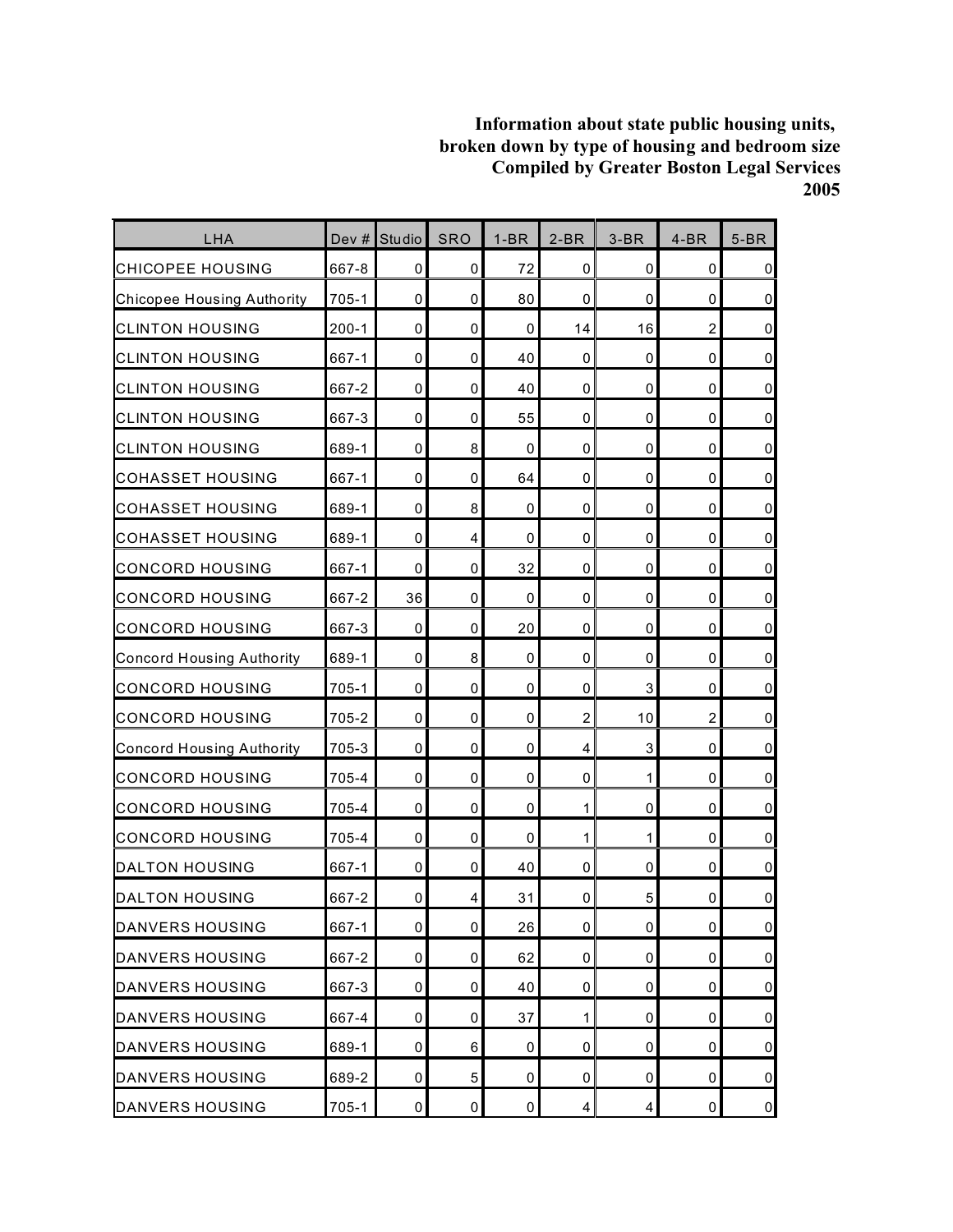**Information about state public housing units, broken down by type of housing and bedroom size Compiled by Greater Boston Legal Services 2005**

| LHA | Dev # | Studio | SRO | 1-BR | 2-BR | 3-BR | 4-BR | 5-BR |
|---|---|---|---|---|---|---|---|---|
| CHICOPEE HOUSING | 667-8 | 0 | 0 | 72 | 0 | 0 | 0 | 0 |
| Chicopee Housing Authority | 705-1 | 0 | 0 | 80 | 0 | 0 | 0 | 0 |
| CLINTON HOUSING | 200-1 | 0 | 0 | 0 | 14 | 16 | 2 | 0 |
| CLINTON HOUSING | 667-1 | 0 | 0 | 40 | 0 | 0 | 0 | 0 |
| CLINTON HOUSING | 667-2 | 0 | 0 | 40 | 0 | 0 | 0 | 0 |
| CLINTON HOUSING | 667-3 | 0 | 0 | 55 | 0 | 0 | 0 | 0 |
| CLINTON HOUSING | 689-1 | 0 | 8 | 0 | 0 | 0 | 0 | 0 |
| COHASSET HOUSING | 667-1 | 0 | 0 | 64 | 0 | 0 | 0 | 0 |
| COHASSET HOUSING | 689-1 | 0 | 8 | 0 | 0 | 0 | 0 | 0 |
| COHASSET HOUSING | 689-1 | 0 | 4 | 0 | 0 | 0 | 0 | 0 |
| CONCORD HOUSING | 667-1 | 0 | 0 | 32 | 0 | 0 | 0 | 0 |
| CONCORD HOUSING | 667-2 | 36 | 0 | 0 | 0 | 0 | 0 | 0 |
| CONCORD HOUSING | 667-3 | 0 | 0 | 20 | 0 | 0 | 0 | 0 |
| Concord Housing Authority | 689-1 | 0 | 8 | 0 | 0 | 0 | 0 | 0 |
| CONCORD HOUSING | 705-1 | 0 | 0 | 0 | 0 | 3 | 0 | 0 |
| CONCORD HOUSING | 705-2 | 0 | 0 | 0 | 2 | 10 | 2 | 0 |
| Concord Housing Authority | 705-3 | 0 | 0 | 0 | 4 | 3 | 0 | 0 |
| CONCORD HOUSING | 705-4 | 0 | 0 | 0 | 0 | 1 | 0 | 0 |
| CONCORD HOUSING | 705-4 | 0 | 0 | 0 | 1 | 0 | 0 | 0 |
| CONCORD HOUSING | 705-4 | 0 | 0 | 0 | 1 | 1 | 0 | 0 |
| DALTON HOUSING | 667-1 | 0 | 0 | 40 | 0 | 0 | 0 | 0 |
| DALTON HOUSING | 667-2 | 0 | 4 | 31 | 0 | 5 | 0 | 0 |
| DANVERS HOUSING | 667-1 | 0 | 0 | 26 | 0 | 0 | 0 | 0 |
| DANVERS HOUSING | 667-2 | 0 | 0 | 62 | 0 | 0 | 0 | 0 |
| DANVERS HOUSING | 667-3 | 0 | 0 | 40 | 0 | 0 | 0 | 0 |
| DANVERS HOUSING | 667-4 | 0 | 0 | 37 | 1 | 0 | 0 | 0 |
| DANVERS HOUSING | 689-1 | 0 | 6 | 0 | 0 | 0 | 0 | 0 |
| DANVERS HOUSING | 689-2 | 0 | 5 | 0 | 0 | 0 | 0 | 0 |
| DANVERS HOUSING | 705-1 | 0 | 0 | 0 | 4 | 4 | 0 | 0 |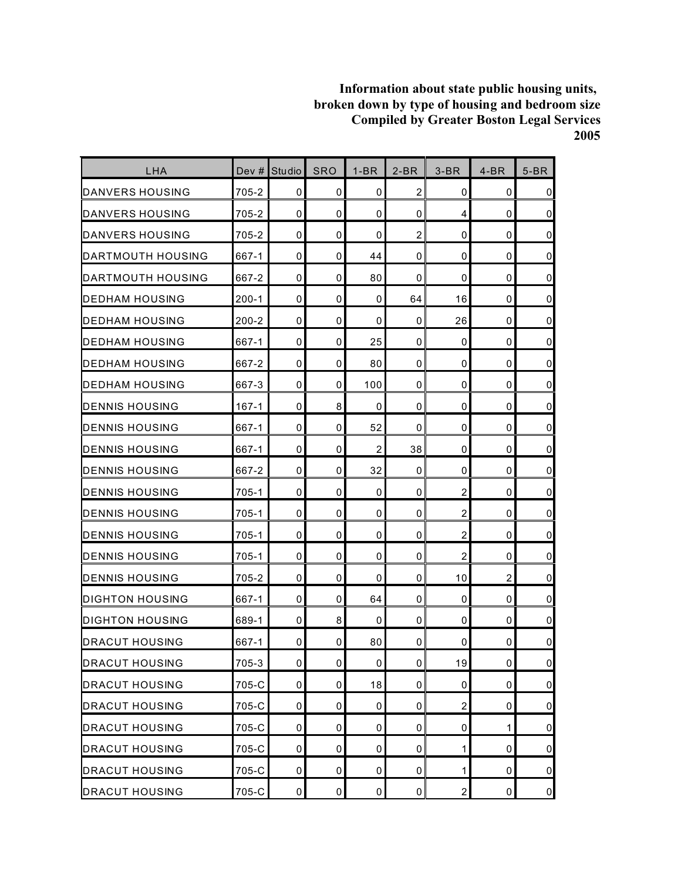**Information about state public housing units, broken down by type of housing and bedroom size Compiled by Greater Boston Legal Services 2005**

| LHA | Dev # | Studio | SRO | 1-BR | 2-BR | 3-BR | 4-BR | 5-BR |
|---|---|---|---|---|---|---|---|---|
| DANVERS HOUSING | 705-2 | 0 | 0 | 0 | 2 | 0 | 0 | 0 |
| DANVERS HOUSING | 705-2 | 0 | 0 | 0 | 0 | 4 | 0 | 0 |
| DANVERS HOUSING | 705-2 | 0 | 0 | 0 | 2 | 0 | 0 | 0 |
| DARTMOUTH HOUSING | 667-1 | 0 | 0 | 44 | 0 | 0 | 0 | 0 |
| DARTMOUTH HOUSING | 667-2 | 0 | 0 | 80 | 0 | 0 | 0 | 0 |
| DEDHAM HOUSING | 200-1 | 0 | 0 | 0 | 64 | 16 | 0 | 0 |
| DEDHAM HOUSING | 200-2 | 0 | 0 | 0 | 0 | 26 | 0 | 0 |
| DEDHAM HOUSING | 667-1 | 0 | 0 | 25 | 0 | 0 | 0 | 0 |
| DEDHAM HOUSING | 667-2 | 0 | 0 | 80 | 0 | 0 | 0 | 0 |
| DEDHAM HOUSING | 667-3 | 0 | 0 | 100 | 0 | 0 | 0 | 0 |
| DENNIS HOUSING | 167-1 | 0 | 8 | 0 | 0 | 0 | 0 | 0 |
| DENNIS HOUSING | 667-1 | 0 | 0 | 52 | 0 | 0 | 0 | 0 |
| DENNIS HOUSING | 667-1 | 0 | 0 | 2 | 38 | 0 | 0 | 0 |
| DENNIS HOUSING | 667-2 | 0 | 0 | 32 | 0 | 0 | 0 | 0 |
| DENNIS HOUSING | 705-1 | 0 | 0 | 0 | 0 | 2 | 0 | 0 |
| DENNIS HOUSING | 705-1 | 0 | 0 | 0 | 0 | 2 | 0 | 0 |
| DENNIS HOUSING | 705-1 | 0 | 0 | 0 | 0 | 2 | 0 | 0 |
| DENNIS HOUSING | 705-1 | 0 | 0 | 0 | 0 | 2 | 0 | 0 |
| DENNIS HOUSING | 705-2 | 0 | 0 | 0 | 0 | 10 | 2 | 0 |
| DIGHTON HOUSING | 667-1 | 0 | 0 | 64 | 0 | 0 | 0 | 0 |
| DIGHTON HOUSING | 689-1 | 0 | 8 | 0 | 0 | 0 | 0 | 0 |
| DRACUT HOUSING | 667-1 | 0 | 0 | 80 | 0 | 0 | 0 | 0 |
| DRACUT HOUSING | 705-3 | 0 | 0 | 0 | 0 | 19 | 0 | 0 |
| DRACUT HOUSING | 705-C | 0 | 0 | 18 | 0 | 0 | 0 | 0 |
| DRACUT HOUSING | 705-C | 0 | 0 | 0 | 0 | 2 | 0 | 0 |
| DRACUT HOUSING | 705-C | 0 | 0 | 0 | 0 | 0 | 1 | 0 |
| DRACUT HOUSING | 705-C | 0 | 0 | 0 | 0 | 1 | 0 | 0 |
| DRACUT HOUSING | 705-C | 0 | 0 | 0 | 0 | 1 | 0 | 0 |
| DRACUT HOUSING | 705-C | 0 | 0 | 0 | 0 | 2 | 0 | 0 |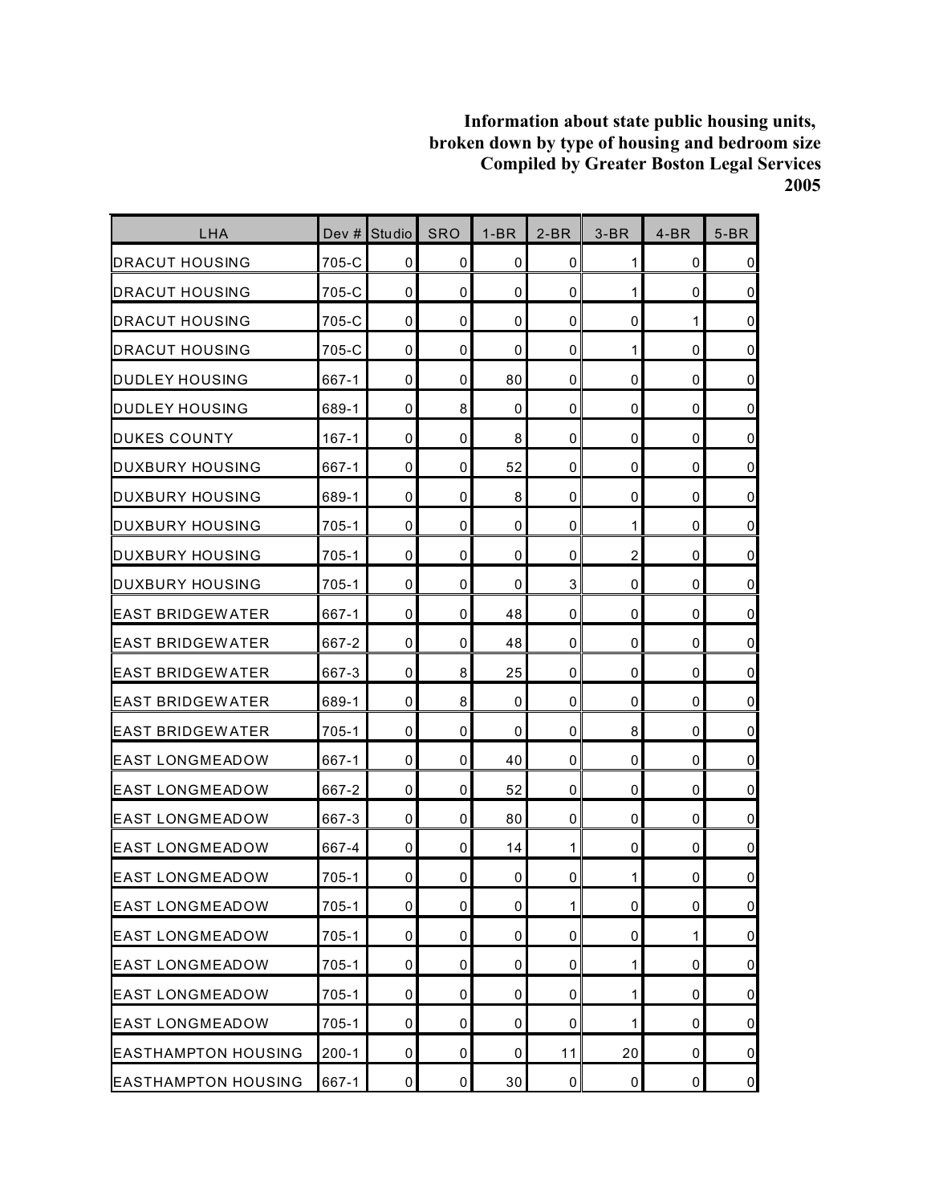**Information about state public housing units,
broken down by type of housing and bedroom size
Compiled by Greater Boston Legal Services
2005**

| LHA | Dev # | Studio | SRO | 1-BR | 2-BR | 3-BR | 4-BR | 5-BR |
|---|---|---|---|---|---|---|---|---|
| DRACUT HOUSING | 705-C | 0 | 0 | 0 | 0 | 1 | 0 | 0 |
| DRACUT HOUSING | 705-C | 0 | 0 | 0 | 0 | 1 | 0 | 0 |
| DRACUT HOUSING | 705-C | 0 | 0 | 0 | 0 | 0 | 1 | 0 |
| DRACUT HOUSING | 705-C | 0 | 0 | 0 | 0 | 1 | 0 | 0 |
| DUDLEY HOUSING | 667-1 | 0 | 0 | 80 | 0 | 0 | 0 | 0 |
| DUDLEY HOUSING | 689-1 | 0 | 8 | 0 | 0 | 0 | 0 | 0 |
| DUKES COUNTY | 167-1 | 0 | 0 | 8 | 0 | 0 | 0 | 0 |
| DUXBURY HOUSING | 667-1 | 0 | 0 | 52 | 0 | 0 | 0 | 0 |
| DUXBURY HOUSING | 689-1 | 0 | 0 | 8 | 0 | 0 | 0 | 0 |
| DUXBURY HOUSING | 705-1 | 0 | 0 | 0 | 0 | 1 | 0 | 0 |
| DUXBURY HOUSING | 705-1 | 0 | 0 | 0 | 0 | 2 | 0 | 0 |
| DUXBURY HOUSING | 705-1 | 0 | 0 | 0 | 3 | 0 | 0 | 0 |
| EAST BRIDGEWATER | 667-1 | 0 | 0 | 48 | 0 | 0 | 0 | 0 |
| EAST BRIDGEWATER | 667-2 | 0 | 0 | 48 | 0 | 0 | 0 | 0 |
| EAST BRIDGEWATER | 667-3 | 0 | 8 | 25 | 0 | 0 | 0 | 0 |
| EAST BRIDGEWATER | 689-1 | 0 | 8 | 0 | 0 | 0 | 0 | 0 |
| EAST BRIDGEWATER | 705-1 | 0 | 0 | 0 | 0 | 8 | 0 | 0 |
| EAST LONGMEADOW | 667-1 | 0 | 0 | 40 | 0 | 0 | 0 | 0 |
| EAST LONGMEADOW | 667-2 | 0 | 0 | 52 | 0 | 0 | 0 | 0 |
| EAST LONGMEADOW | 667-3 | 0 | 0 | 80 | 0 | 0 | 0 | 0 |
| EAST LONGMEADOW | 667-4 | 0 | 0 | 14 | 1 | 0 | 0 | 0 |
| EAST LONGMEADOW | 705-1 | 0 | 0 | 0 | 0 | 1 | 0 | 0 |
| EAST LONGMEADOW | 705-1 | 0 | 0 | 0 | 1 | 0 | 0 | 0 |
| EAST LONGMEADOW | 705-1 | 0 | 0 | 0 | 0 | 0 | 1 | 0 |
| EAST LONGMEADOW | 705-1 | 0 | 0 | 0 | 0 | 1 | 0 | 0 |
| EAST LONGMEADOW | 705-1 | 0 | 0 | 0 | 0 | 1 | 0 | 0 |
| EAST LONGMEADOW | 705-1 | 0 | 0 | 0 | 0 | 1 | 0 | 0 |
| EASTHAMPTON HOUSING | 200-1 | 0 | 0 | 0 | 11 | 20 | 0 | 0 |
| EASTHAMPTON HOUSING | 667-1 | 0 | 0 | 30 | 0 | 0 | 0 | 0 |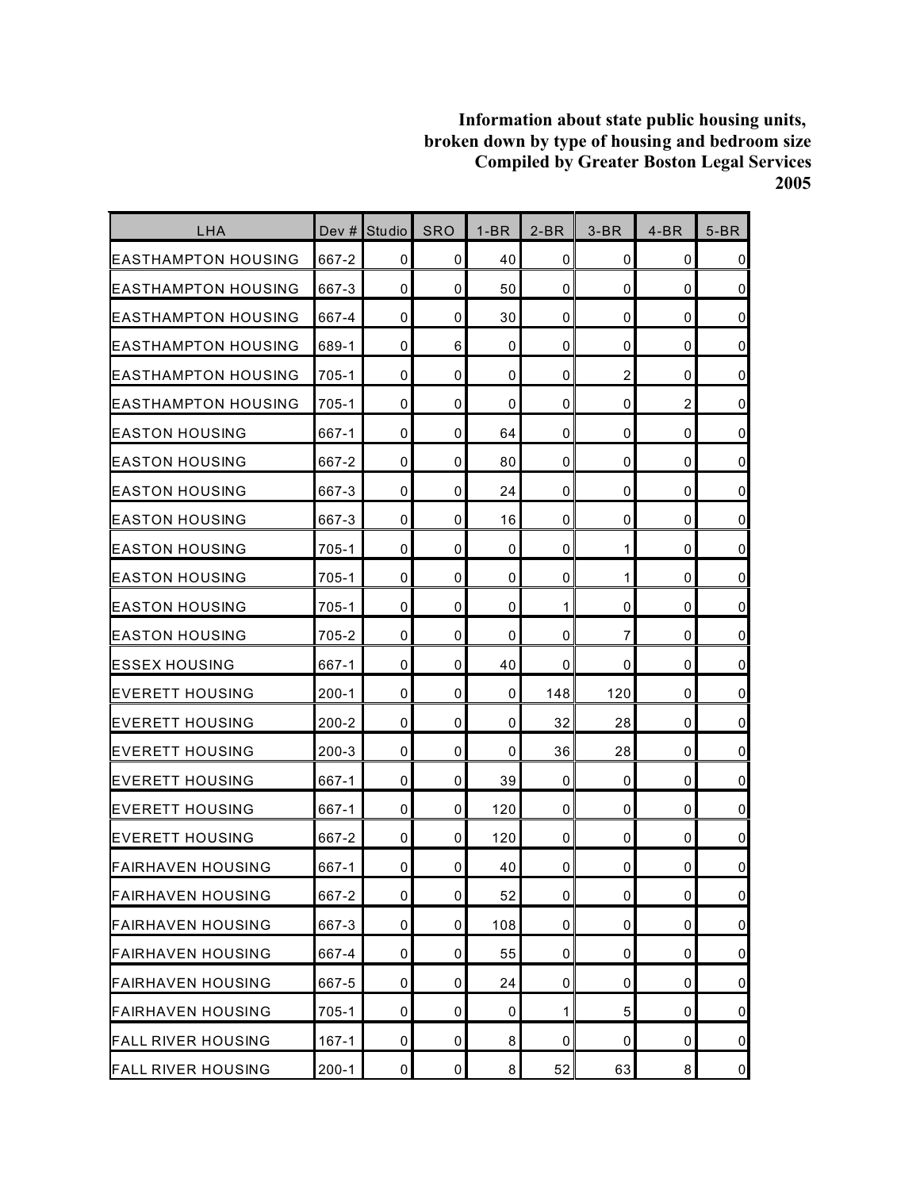**Information about state public housing units, broken down by type of housing and bedroom size Compiled by Greater Boston Legal Services 2005**

| LHA | Dev # | Studio | SRO | 1-BR | 2-BR | 3-BR | 4-BR | 5-BR |
|---|---|---|---|---|---|---|---|---|
| EASTHAMPTON HOUSING | 667-2 | 0 | 0 | 40 | 0 | 0 | 0 | 0 |
| EASTHAMPTON HOUSING | 667-3 | 0 | 0 | 50 | 0 | 0 | 0 | 0 |
| EASTHAMPTON HOUSING | 667-4 | 0 | 0 | 30 | 0 | 0 | 0 | 0 |
| EASTHAMPTON HOUSING | 689-1 | 0 | 6 | 0 | 0 | 0 | 0 | 0 |
| EASTHAMPTON HOUSING | 705-1 | 0 | 0 | 0 | 0 | 2 | 0 | 0 |
| EASTHAMPTON HOUSING | 705-1 | 0 | 0 | 0 | 0 | 0 | 2 | 0 |
| EASTON HOUSING | 667-1 | 0 | 0 | 64 | 0 | 0 | 0 | 0 |
| EASTON HOUSING | 667-2 | 0 | 0 | 80 | 0 | 0 | 0 | 0 |
| EASTON HOUSING | 667-3 | 0 | 0 | 24 | 0 | 0 | 0 | 0 |
| EASTON HOUSING | 667-3 | 0 | 0 | 16 | 0 | 0 | 0 | 0 |
| EASTON HOUSING | 705-1 | 0 | 0 | 0 | 0 | 1 | 0 | 0 |
| EASTON HOUSING | 705-1 | 0 | 0 | 0 | 0 | 1 | 0 | 0 |
| EASTON HOUSING | 705-1 | 0 | 0 | 0 | 1 | 0 | 0 | 0 |
| EASTON HOUSING | 705-2 | 0 | 0 | 0 | 0 | 7 | 0 | 0 |
| ESSEX HOUSING | 667-1 | 0 | 0 | 40 | 0 | 0 | 0 | 0 |
| EVERETT HOUSING | 200-1 | 0 | 0 | 0 | 148 | 120 | 0 | 0 |
| EVERETT HOUSING | 200-2 | 0 | 0 | 0 | 32 | 28 | 0 | 0 |
| EVERETT HOUSING | 200-3 | 0 | 0 | 0 | 36 | 28 | 0 | 0 |
| EVERETT HOUSING | 667-1 | 0 | 0 | 39 | 0 | 0 | 0 | 0 |
| EVERETT HOUSING | 667-1 | 0 | 0 | 120 | 0 | 0 | 0 | 0 |
| EVERETT HOUSING | 667-2 | 0 | 0 | 120 | 0 | 0 | 0 | 0 |
| FAIRHAVEN HOUSING | 667-1 | 0 | 0 | 40 | 0 | 0 | 0 | 0 |
| FAIRHAVEN HOUSING | 667-2 | 0 | 0 | 52 | 0 | 0 | 0 | 0 |
| FAIRHAVEN HOUSING | 667-3 | 0 | 0 | 108 | 0 | 0 | 0 | 0 |
| FAIRHAVEN HOUSING | 667-4 | 0 | 0 | 55 | 0 | 0 | 0 | 0 |
| FAIRHAVEN HOUSING | 667-5 | 0 | 0 | 24 | 0 | 0 | 0 | 0 |
| FAIRHAVEN HOUSING | 705-1 | 0 | 0 | 0 | 1 | 5 | 0 | 0 |
| FALL RIVER HOUSING | 167-1 | 0 | 0 | 8 | 0 | 0 | 0 | 0 |
| FALL RIVER HOUSING | 200-1 | 0 | 0 | 8 | 52 | 63 | 8 | 0 |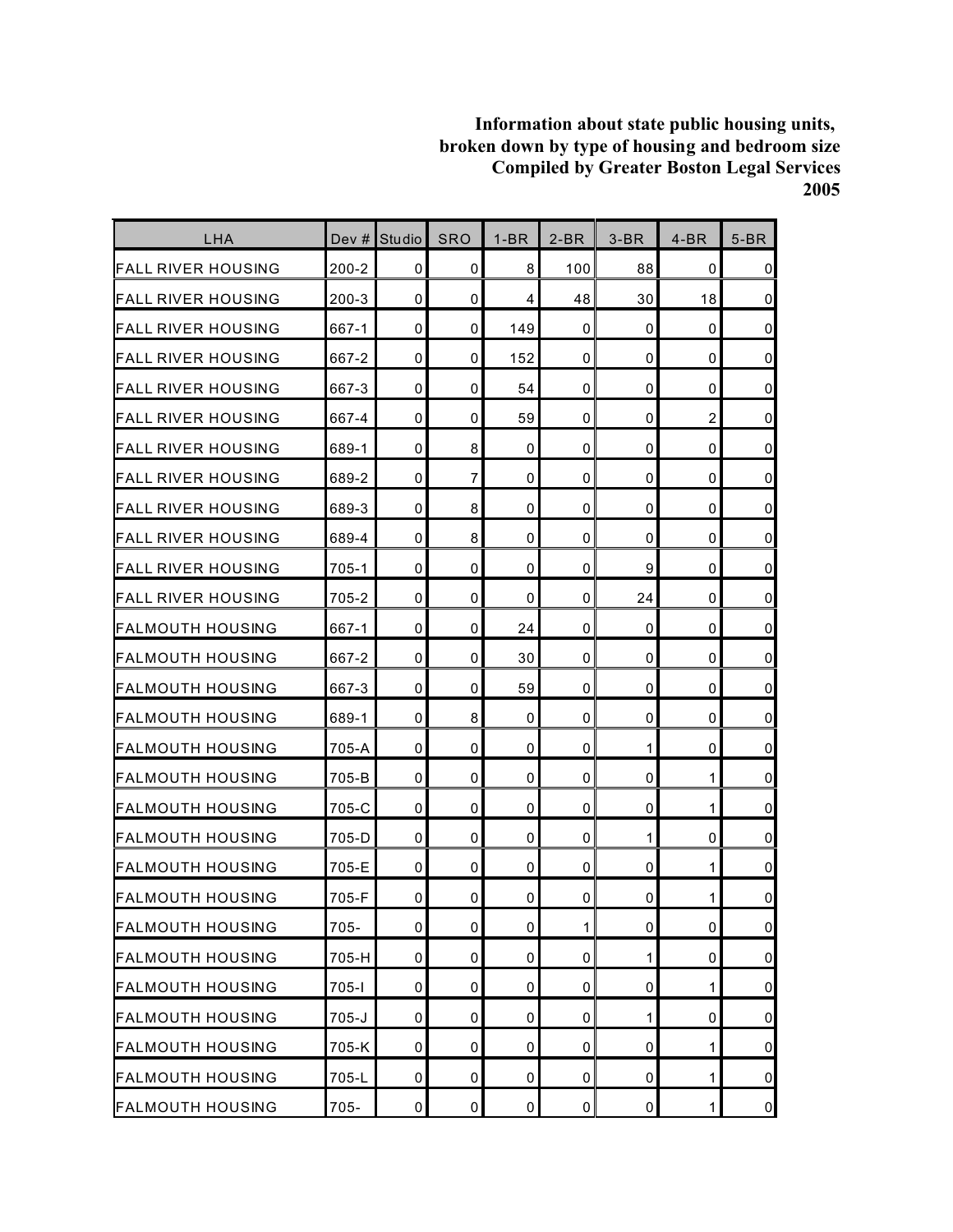**Information about state public housing units, broken down by type of housing and bedroom size Compiled by Greater Boston Legal Services 2005**

| LHA | Dev # | Studio | SRO | 1-BR | 2-BR | 3-BR | 4-BR | 5-BR |
|---|---|---|---|---|---|---|---|---|
| FALL RIVER HOUSING | 200-2 | 0 | 0 | 8 | 100 | 88 | 0 | 0 |
| FALL RIVER HOUSING | 200-3 | 0 | 0 | 4 | 48 | 30 | 18 | 0 |
| FALL RIVER HOUSING | 667-1 | 0 | 0 | 149 | 0 | 0 | 0 | 0 |
| FALL RIVER HOUSING | 667-2 | 0 | 0 | 152 | 0 | 0 | 0 | 0 |
| FALL RIVER HOUSING | 667-3 | 0 | 0 | 54 | 0 | 0 | 0 | 0 |
| FALL RIVER HOUSING | 667-4 | 0 | 0 | 59 | 0 | 0 | 2 | 0 |
| FALL RIVER HOUSING | 689-1 | 0 | 8 | 0 | 0 | 0 | 0 | 0 |
| FALL RIVER HOUSING | 689-2 | 0 | 7 | 0 | 0 | 0 | 0 | 0 |
| FALL RIVER HOUSING | 689-3 | 0 | 8 | 0 | 0 | 0 | 0 | 0 |
| FALL RIVER HOUSING | 689-4 | 0 | 8 | 0 | 0 | 0 | 0 | 0 |
| FALL RIVER HOUSING | 705-1 | 0 | 0 | 0 | 0 | 9 | 0 | 0 |
| FALL RIVER HOUSING | 705-2 | 0 | 0 | 0 | 0 | 24 | 0 | 0 |
| FALMOUTH HOUSING | 667-1 | 0 | 0 | 24 | 0 | 0 | 0 | 0 |
| FALMOUTH HOUSING | 667-2 | 0 | 0 | 30 | 0 | 0 | 0 | 0 |
| FALMOUTH HOUSING | 667-3 | 0 | 0 | 59 | 0 | 0 | 0 | 0 |
| FALMOUTH HOUSING | 689-1 | 0 | 8 | 0 | 0 | 0 | 0 | 0 |
| FALMOUTH HOUSING | 705-A | 0 | 0 | 0 | 0 | 1 | 0 | 0 |
| FALMOUTH HOUSING | 705-B | 0 | 0 | 0 | 0 | 0 | 1 | 0 |
| FALMOUTH HOUSING | 705-C | 0 | 0 | 0 | 0 | 0 | 1 | 0 |
| FALMOUTH HOUSING | 705-D | 0 | 0 | 0 | 0 | 1 | 0 | 0 |
| FALMOUTH HOUSING | 705-E | 0 | 0 | 0 | 0 | 0 | 1 | 0 |
| FALMOUTH HOUSING | 705-F | 0 | 0 | 0 | 0 | 0 | 1 | 0 |
| FALMOUTH HOUSING | 705- | 0 | 0 | 0 | 1 | 0 | 0 | 0 |
| FALMOUTH HOUSING | 705-H | 0 | 0 | 0 | 0 | 1 | 0 | 0 |
| FALMOUTH HOUSING | 705-I | 0 | 0 | 0 | 0 | 0 | 1 | 0 |
| FALMOUTH HOUSING | 705-J | 0 | 0 | 0 | 0 | 1 | 0 | 0 |
| FALMOUTH HOUSING | 705-K | 0 | 0 | 0 | 0 | 0 | 1 | 0 |
| FALMOUTH HOUSING | 705-L | 0 | 0 | 0 | 0 | 0 | 1 | 0 |
| FALMOUTH HOUSING | 705- | 0 | 0 | 0 | 0 | 0 | 1 | 0 |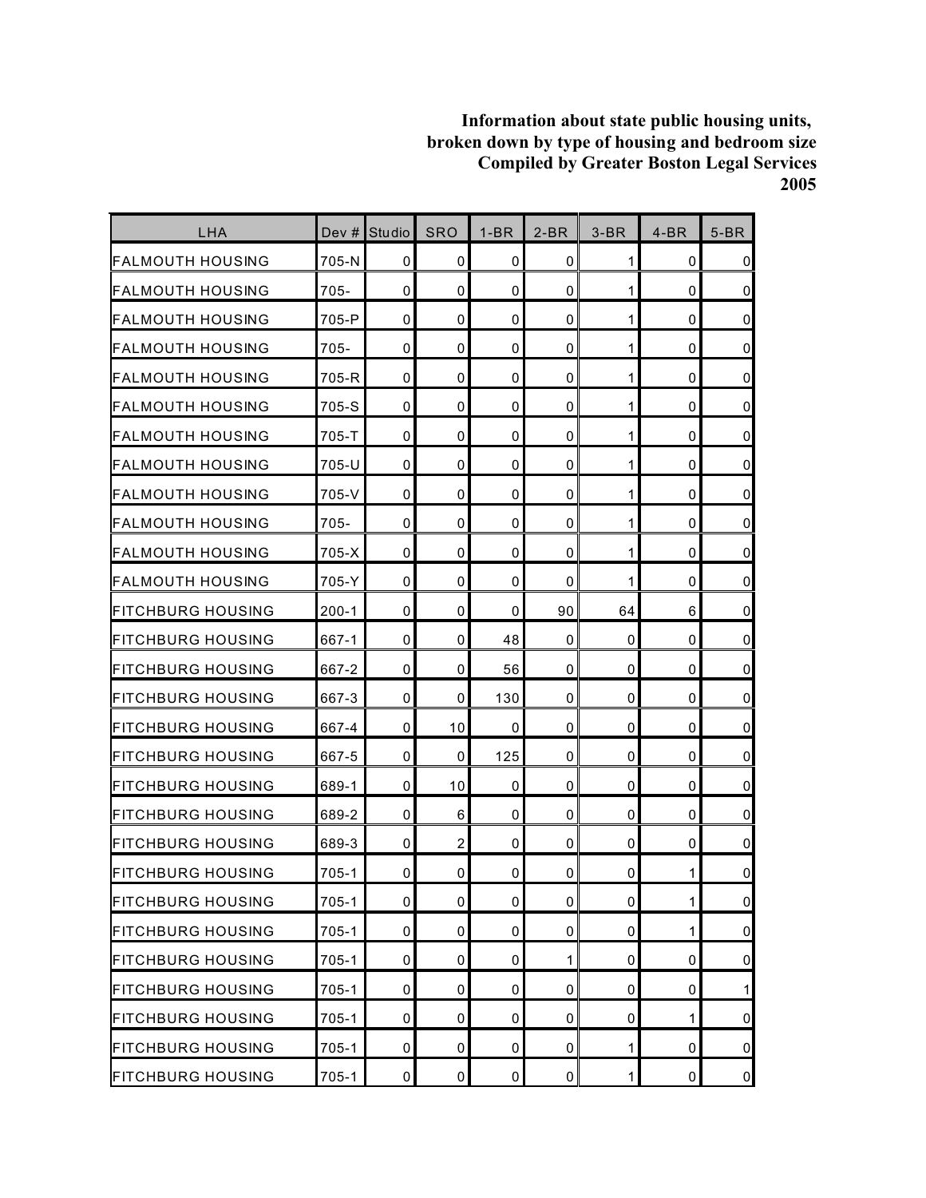**Information about state public housing units, broken down by type of housing and bedroom size Compiled by Greater Boston Legal Services 2005**

| LHA | Dev # | Studio | SRO | 1-BR | 2-BR | 3-BR | 4-BR | 5-BR |
|---|---|---|---|---|---|---|---|---|
| FALMOUTH HOUSING | 705-N | 0 | 0 | 0 | 0 | 1 | 0 | 0 |
| FALMOUTH HOUSING | 705- | 0 | 0 | 0 | 0 | 1 | 0 | 0 |
| FALMOUTH HOUSING | 705-P | 0 | 0 | 0 | 0 | 1 | 0 | 0 |
| FALMOUTH HOUSING | 705- | 0 | 0 | 0 | 0 | 1 | 0 | 0 |
| FALMOUTH HOUSING | 705-R | 0 | 0 | 0 | 0 | 1 | 0 | 0 |
| FALMOUTH HOUSING | 705-S | 0 | 0 | 0 | 0 | 1 | 0 | 0 |
| FALMOUTH HOUSING | 705-T | 0 | 0 | 0 | 0 | 1 | 0 | 0 |
| FALMOUTH HOUSING | 705-U | 0 | 0 | 0 | 0 | 1 | 0 | 0 |
| FALMOUTH HOUSING | 705-V | 0 | 0 | 0 | 0 | 1 | 0 | 0 |
| FALMOUTH HOUSING | 705- | 0 | 0 | 0 | 0 | 1 | 0 | 0 |
| FALMOUTH HOUSING | 705-X | 0 | 0 | 0 | 0 | 1 | 0 | 0 |
| FALMOUTH HOUSING | 705-Y | 0 | 0 | 0 | 0 | 1 | 0 | 0 |
| FITCHBURG HOUSING | 200-1 | 0 | 0 | 0 | 90 | 64 | 6 | 0 |
| FITCHBURG HOUSING | 667-1 | 0 | 0 | 48 | 0 | 0 | 0 | 0 |
| FITCHBURG HOUSING | 667-2 | 0 | 0 | 56 | 0 | 0 | 0 | 0 |
| FITCHBURG HOUSING | 667-3 | 0 | 0 | 130 | 0 | 0 | 0 | 0 |
| FITCHBURG HOUSING | 667-4 | 0 | 10 | 0 | 0 | 0 | 0 | 0 |
| FITCHBURG HOUSING | 667-5 | 0 | 0 | 125 | 0 | 0 | 0 | 0 |
| FITCHBURG HOUSING | 689-1 | 0 | 10 | 0 | 0 | 0 | 0 | 0 |
| FITCHBURG HOUSING | 689-2 | 0 | 6 | 0 | 0 | 0 | 0 | 0 |
| FITCHBURG HOUSING | 689-3 | 0 | 2 | 0 | 0 | 0 | 0 | 0 |
| FITCHBURG HOUSING | 705-1 | 0 | 0 | 0 | 0 | 0 | 1 | 0 |
| FITCHBURG HOUSING | 705-1 | 0 | 0 | 0 | 0 | 0 | 1 | 0 |
| FITCHBURG HOUSING | 705-1 | 0 | 0 | 0 | 0 | 0 | 1 | 0 |
| FITCHBURG HOUSING | 705-1 | 0 | 0 | 0 | 1 | 0 | 0 | 0 |
| FITCHBURG HOUSING | 705-1 | 0 | 0 | 0 | 0 | 0 | 0 | 1 |
| FITCHBURG HOUSING | 705-1 | 0 | 0 | 0 | 0 | 0 | 1 | 0 |
| FITCHBURG HOUSING | 705-1 | 0 | 0 | 0 | 0 | 1 | 0 | 0 |
| FITCHBURG HOUSING | 705-1 | 0 | 0 | 0 | 0 | 1 | 0 | 0 |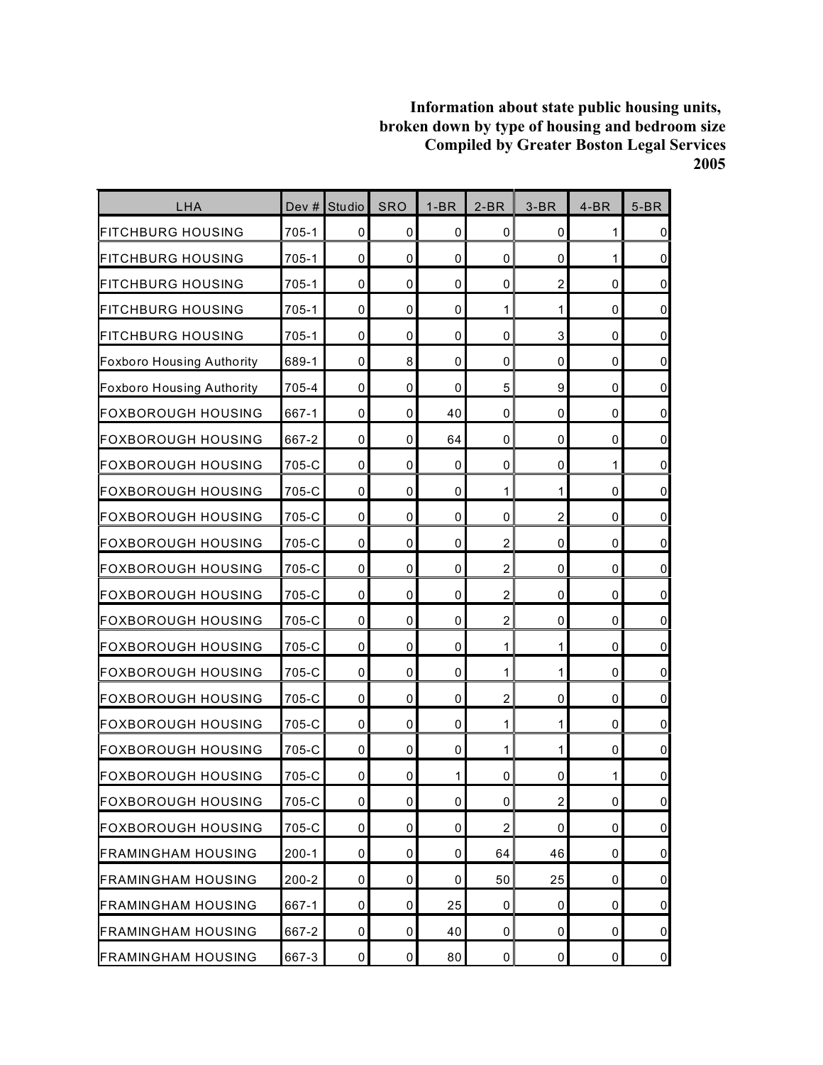**Information about state public housing units, broken down by type of housing and bedroom size Compiled by Greater Boston Legal Services 2005**

| LHA | Dev # | Studio | SRO | 1-BR | 2-BR | 3-BR | 4-BR | 5-BR |
|---|---|---|---|---|---|---|---|---|
| FITCHBURG HOUSING | 705-1 | 0 | 0 | 0 | 0 | 0 | 1 | 0 |
| FITCHBURG HOUSING | 705-1 | 0 | 0 | 0 | 0 | 0 | 1 | 0 |
| FITCHBURG HOUSING | 705-1 | 0 | 0 | 0 | 0 | 2 | 0 | 0 |
| FITCHBURG HOUSING | 705-1 | 0 | 0 | 0 | 1 | 1 | 0 | 0 |
| FITCHBURG HOUSING | 705-1 | 0 | 0 | 0 | 0 | 3 | 0 | 0 |
| Foxboro Housing Authority | 689-1 | 0 | 8 | 0 | 0 | 0 | 0 | 0 |
| Foxboro Housing Authority | 705-4 | 0 | 0 | 0 | 5 | 9 | 0 | 0 |
| FOXBOROUGH HOUSING | 667-1 | 0 | 0 | 40 | 0 | 0 | 0 | 0 |
| FOXBOROUGH HOUSING | 667-2 | 0 | 0 | 64 | 0 | 0 | 0 | 0 |
| FOXBOROUGH HOUSING | 705-C | 0 | 0 | 0 | 0 | 0 | 1 | 0 |
| FOXBOROUGH HOUSING | 705-C | 0 | 0 | 0 | 1 | 1 | 0 | 0 |
| FOXBOROUGH HOUSING | 705-C | 0 | 0 | 0 | 0 | 2 | 0 | 0 |
| FOXBOROUGH HOUSING | 705-C | 0 | 0 | 0 | 2 | 0 | 0 | 0 |
| FOXBOROUGH HOUSING | 705-C | 0 | 0 | 0 | 2 | 0 | 0 | 0 |
| FOXBOROUGH HOUSING | 705-C | 0 | 0 | 0 | 2 | 0 | 0 | 0 |
| FOXBOROUGH HOUSING | 705-C | 0 | 0 | 0 | 2 | 0 | 0 | 0 |
| FOXBOROUGH HOUSING | 705-C | 0 | 0 | 0 | 1 | 1 | 0 | 0 |
| FOXBOROUGH HOUSING | 705-C | 0 | 0 | 0 | 1 | 1 | 0 | 0 |
| FOXBOROUGH HOUSING | 705-C | 0 | 0 | 0 | 2 | 0 | 0 | 0 |
| FOXBOROUGH HOUSING | 705-C | 0 | 0 | 0 | 1 | 1 | 0 | 0 |
| FOXBOROUGH HOUSING | 705-C | 0 | 0 | 0 | 1 | 1 | 0 | 0 |
| FOXBOROUGH HOUSING | 705-C | 0 | 0 | 1 | 0 | 0 | 1 | 0 |
| FOXBOROUGH HOUSING | 705-C | 0 | 0 | 0 | 0 | 2 | 0 | 0 |
| FOXBOROUGH HOUSING | 705-C | 0 | 0 | 0 | 2 | 0 | 0 | 0 |
| FRAMINGHAM HOUSING | 200-1 | 0 | 0 | 0 | 64 | 46 | 0 | 0 |
| FRAMINGHAM HOUSING | 200-2 | 0 | 0 | 0 | 50 | 25 | 0 | 0 |
| FRAMINGHAM HOUSING | 667-1 | 0 | 0 | 25 | 0 | 0 | 0 | 0 |
| FRAMINGHAM HOUSING | 667-2 | 0 | 0 | 40 | 0 | 0 | 0 | 0 |
| FRAMINGHAM HOUSING | 667-3 | 0 | 0 | 80 | 0 | 0 | 0 | 0 |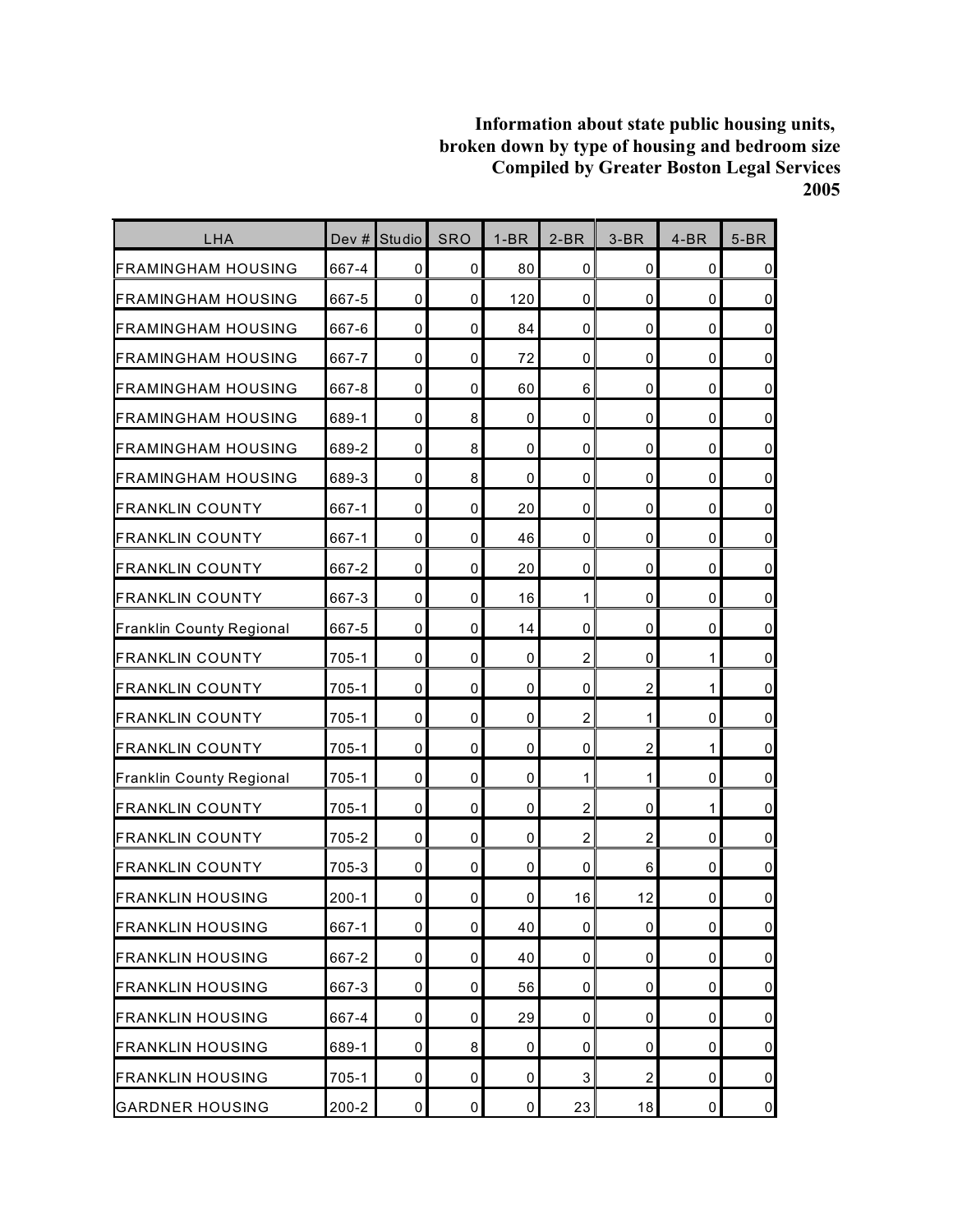**Information about state public housing units,
broken down by type of housing and bedroom size
Compiled by Greater Boston Legal Services
2005**

| LHA | Dev # | Studio | SRO | 1-BR | 2-BR | 3-BR | 4-BR | 5-BR |
|---|---|---|---|---|---|---|---|---|
| FRAMINGHAM HOUSING | 667-4 | 0 | 0 | 80 | 0 | 0 | 0 | 0 |
| FRAMINGHAM HOUSING | 667-5 | 0 | 0 | 120 | 0 | 0 | 0 | 0 |
| FRAMINGHAM HOUSING | 667-6 | 0 | 0 | 84 | 0 | 0 | 0 | 0 |
| FRAMINGHAM HOUSING | 667-7 | 0 | 0 | 72 | 0 | 0 | 0 | 0 |
| FRAMINGHAM HOUSING | 667-8 | 0 | 0 | 60 | 6 | 0 | 0 | 0 |
| FRAMINGHAM HOUSING | 689-1 | 0 | 8 | 0 | 0 | 0 | 0 | 0 |
| FRAMINGHAM HOUSING | 689-2 | 0 | 8 | 0 | 0 | 0 | 0 | 0 |
| FRAMINGHAM HOUSING | 689-3 | 0 | 8 | 0 | 0 | 0 | 0 | 0 |
| FRANKLIN COUNTY | 667-1 | 0 | 0 | 20 | 0 | 0 | 0 | 0 |
| FRANKLIN COUNTY | 667-1 | 0 | 0 | 46 | 0 | 0 | 0 | 0 |
| FRANKLIN COUNTY | 667-2 | 0 | 0 | 20 | 0 | 0 | 0 | 0 |
| FRANKLIN COUNTY | 667-3 | 0 | 0 | 16 | 1 | 0 | 0 | 0 |
| Franklin County Regional | 667-5 | 0 | 0 | 14 | 0 | 0 | 0 | 0 |
| FRANKLIN COUNTY | 705-1 | 0 | 0 | 0 | 2 | 0 | 1 | 0 |
| FRANKLIN COUNTY | 705-1 | 0 | 0 | 0 | 0 | 2 | 1 | 0 |
| FRANKLIN COUNTY | 705-1 | 0 | 0 | 0 | 2 | 1 | 0 | 0 |
| FRANKLIN COUNTY | 705-1 | 0 | 0 | 0 | 0 | 2 | 1 | 0 |
| Franklin County Regional | 705-1 | 0 | 0 | 0 | 1 | 1 | 0 | 0 |
| FRANKLIN COUNTY | 705-1 | 0 | 0 | 0 | 2 | 0 | 1 | 0 |
| FRANKLIN COUNTY | 705-2 | 0 | 0 | 0 | 2 | 2 | 0 | 0 |
| FRANKLIN COUNTY | 705-3 | 0 | 0 | 0 | 0 | 6 | 0 | 0 |
| FRANKLIN HOUSING | 200-1 | 0 | 0 | 0 | 16 | 12 | 0 | 0 |
| FRANKLIN HOUSING | 667-1 | 0 | 0 | 40 | 0 | 0 | 0 | 0 |
| FRANKLIN HOUSING | 667-2 | 0 | 0 | 40 | 0 | 0 | 0 | 0 |
| FRANKLIN HOUSING | 667-3 | 0 | 0 | 56 | 0 | 0 | 0 | 0 |
| FRANKLIN HOUSING | 667-4 | 0 | 0 | 29 | 0 | 0 | 0 | 0 |
| FRANKLIN HOUSING | 689-1 | 0 | 8 | 0 | 0 | 0 | 0 | 0 |
| FRANKLIN HOUSING | 705-1 | 0 | 0 | 0 | 3 | 2 | 0 | 0 |
| GARDNER HOUSING | 200-2 | 0 | 0 | 0 | 23 | 18 | 0 | 0 |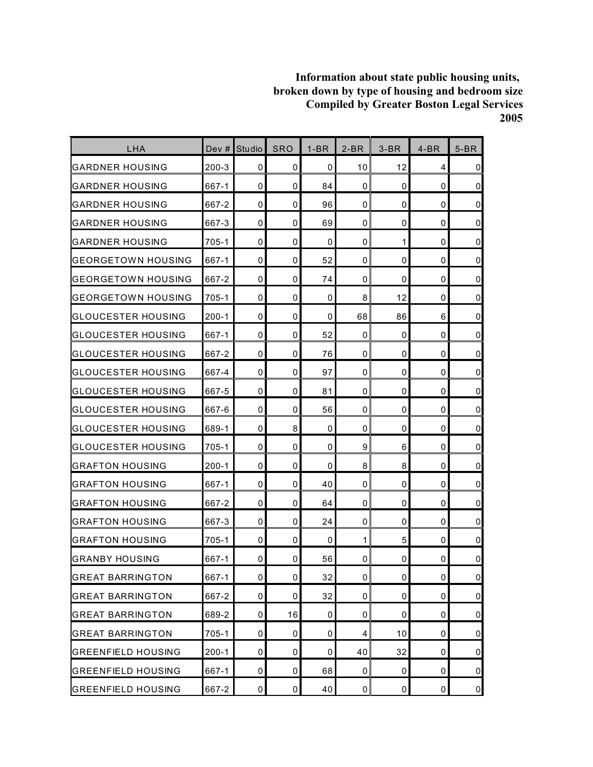**Information about state public housing units, broken down by type of housing and bedroom size Compiled by Greater Boston Legal Services 2005**

| LHA | Dev # | Studio | SRO | 1-BR | 2-BR | 3-BR | 4-BR | 5-BR |
|---|---|---|---|---|---|---|---|---|
| GARDNER HOUSING | 200-3 | 0 | 0 | 0 | 10 | 12 | 4 | 0 |
| GARDNER HOUSING | 667-1 | 0 | 0 | 84 | 0 | 0 | 0 | 0 |
| GARDNER HOUSING | 667-2 | 0 | 0 | 96 | 0 | 0 | 0 | 0 |
| GARDNER HOUSING | 667-3 | 0 | 0 | 69 | 0 | 0 | 0 | 0 |
| GARDNER HOUSING | 705-1 | 0 | 0 | 0 | 0 | 1 | 0 | 0 |
| GEORGETOWN HOUSING | 667-1 | 0 | 0 | 52 | 0 | 0 | 0 | 0 |
| GEORGETOWN HOUSING | 667-2 | 0 | 0 | 74 | 0 | 0 | 0 | 0 |
| GEORGETOWN HOUSING | 705-1 | 0 | 0 | 0 | 8 | 12 | 0 | 0 |
| GLOUCESTER HOUSING | 200-1 | 0 | 0 | 0 | 68 | 86 | 6 | 0 |
| GLOUCESTER HOUSING | 667-1 | 0 | 0 | 52 | 0 | 0 | 0 | 0 |
| GLOUCESTER HOUSING | 667-2 | 0 | 0 | 76 | 0 | 0 | 0 | 0 |
| GLOUCESTER HOUSING | 667-4 | 0 | 0 | 97 | 0 | 0 | 0 | 0 |
| GLOUCESTER HOUSING | 667-5 | 0 | 0 | 81 | 0 | 0 | 0 | 0 |
| GLOUCESTER HOUSING | 667-6 | 0 | 0 | 56 | 0 | 0 | 0 | 0 |
| GLOUCESTER HOUSING | 689-1 | 0 | 8 | 0 | 0 | 0 | 0 | 0 |
| GLOUCESTER HOUSING | 705-1 | 0 | 0 | 0 | 9 | 6 | 0 | 0 |
| GRAFTON HOUSING | 200-1 | 0 | 0 | 0 | 8 | 8 | 0 | 0 |
| GRAFTON HOUSING | 667-1 | 0 | 0 | 40 | 0 | 0 | 0 | 0 |
| GRAFTON HOUSING | 667-2 | 0 | 0 | 64 | 0 | 0 | 0 | 0 |
| GRAFTON HOUSING | 667-3 | 0 | 0 | 24 | 0 | 0 | 0 | 0 |
| GRAFTON HOUSING | 705-1 | 0 | 0 | 0 | 1 | 5 | 0 | 0 |
| GRANBY HOUSING | 667-1 | 0 | 0 | 56 | 0 | 0 | 0 | 0 |
| GREAT BARRINGTON | 667-1 | 0 | 0 | 32 | 0 | 0 | 0 | 0 |
| GREAT BARRINGTON | 667-2 | 0 | 0 | 32 | 0 | 0 | 0 | 0 |
| GREAT BARRINGTON | 689-2 | 0 | 16 | 0 | 0 | 0 | 0 | 0 |
| GREAT BARRINGTON | 705-1 | 0 | 0 | 0 | 4 | 10 | 0 | 0 |
| GREENFIELD HOUSING | 200-1 | 0 | 0 | 0 | 40 | 32 | 0 | 0 |
| GREENFIELD HOUSING | 667-1 | 0 | 0 | 68 | 0 | 0 | 0 | 0 |
| GREENFIELD HOUSING | 667-2 | 0 | 0 | 40 | 0 | 0 | 0 | 0 |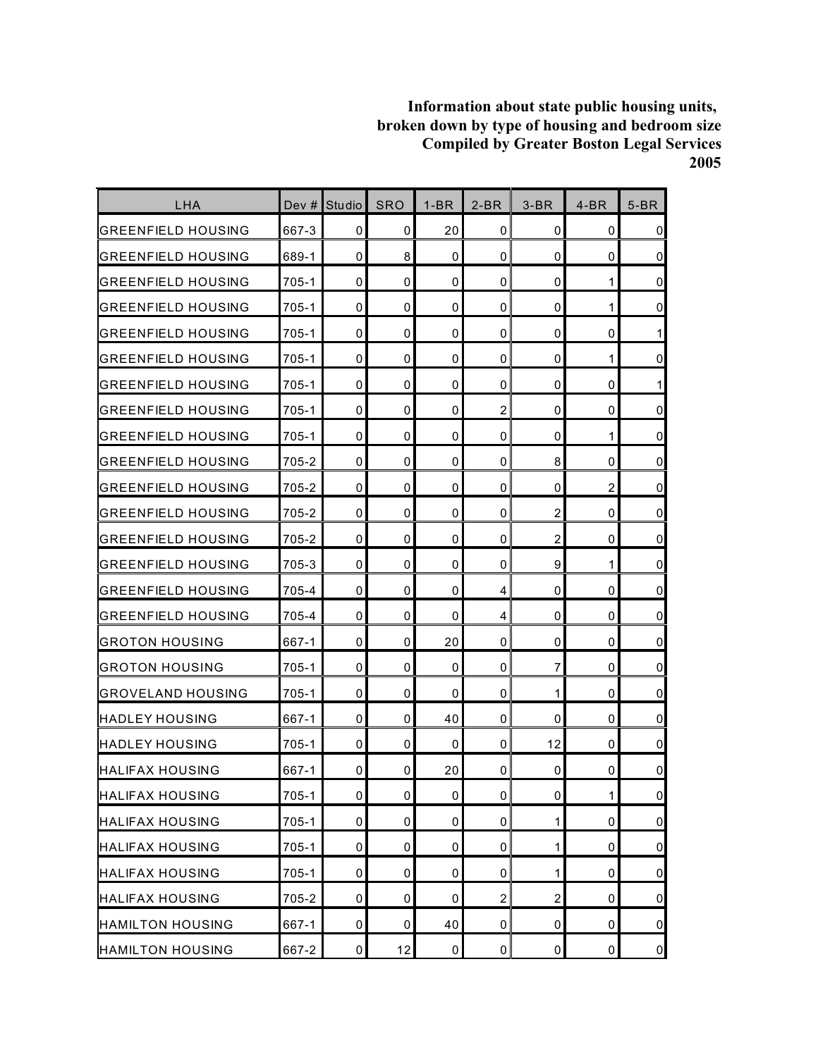**Information about state public housing units, broken down by type of housing and bedroom size Compiled by Greater Boston Legal Services 2005**

| LHA | Dev # | Studio | SRO | 1-BR | 2-BR | 3-BR | 4-BR | 5-BR |
|---|---|---|---|---|---|---|---|---|
| GREENFIELD HOUSING | 667-3 | 0 | 0 | 20 | 0 | 0 | 0 | 0 |
| GREENFIELD HOUSING | 689-1 | 0 | 8 | 0 | 0 | 0 | 0 | 0 |
| GREENFIELD HOUSING | 705-1 | 0 | 0 | 0 | 0 | 0 | 1 | 0 |
| GREENFIELD HOUSING | 705-1 | 0 | 0 | 0 | 0 | 0 | 1 | 0 |
| GREENFIELD HOUSING | 705-1 | 0 | 0 | 0 | 0 | 0 | 0 | 1 |
| GREENFIELD HOUSING | 705-1 | 0 | 0 | 0 | 0 | 0 | 1 | 0 |
| GREENFIELD HOUSING | 705-1 | 0 | 0 | 0 | 0 | 0 | 0 | 1 |
| GREENFIELD HOUSING | 705-1 | 0 | 0 | 0 | 2 | 0 | 0 | 0 |
| GREENFIELD HOUSING | 705-1 | 0 | 0 | 0 | 0 | 0 | 1 | 0 |
| GREENFIELD HOUSING | 705-2 | 0 | 0 | 0 | 0 | 8 | 0 | 0 |
| GREENFIELD HOUSING | 705-2 | 0 | 0 | 0 | 0 | 0 | 2 | 0 |
| GREENFIELD HOUSING | 705-2 | 0 | 0 | 0 | 0 | 2 | 0 | 0 |
| GREENFIELD HOUSING | 705-2 | 0 | 0 | 0 | 0 | 2 | 0 | 0 |
| GREENFIELD HOUSING | 705-3 | 0 | 0 | 0 | 0 | 9 | 1 | 0 |
| GREENFIELD HOUSING | 705-4 | 0 | 0 | 0 | 4 | 0 | 0 | 0 |
| GREENFIELD HOUSING | 705-4 | 0 | 0 | 0 | 4 | 0 | 0 | 0 |
| GROTON HOUSING | 667-1 | 0 | 0 | 20 | 0 | 0 | 0 | 0 |
| GROTON HOUSING | 705-1 | 0 | 0 | 0 | 0 | 7 | 0 | 0 |
| GROVELAND HOUSING | 705-1 | 0 | 0 | 0 | 0 | 1 | 0 | 0 |
| HADLEY HOUSING | 667-1 | 0 | 0 | 40 | 0 | 0 | 0 | 0 |
| HADLEY HOUSING | 705-1 | 0 | 0 | 0 | 0 | 12 | 0 | 0 |
| HALIFAX HOUSING | 667-1 | 0 | 0 | 20 | 0 | 0 | 0 | 0 |
| HALIFAX HOUSING | 705-1 | 0 | 0 | 0 | 0 | 0 | 1 | 0 |
| HALIFAX HOUSING | 705-1 | 0 | 0 | 0 | 0 | 1 | 0 | 0 |
| HALIFAX HOUSING | 705-1 | 0 | 0 | 0 | 0 | 1 | 0 | 0 |
| HALIFAX HOUSING | 705-1 | 0 | 0 | 0 | 0 | 1 | 0 | 0 |
| HALIFAX HOUSING | 705-2 | 0 | 0 | 0 | 2 | 2 | 0 | 0 |
| HAMILTON HOUSING | 667-1 | 0 | 0 | 40 | 0 | 0 | 0 | 0 |
| HAMILTON HOUSING | 667-2 | 0 | 12 | 0 | 0 | 0 | 0 | 0 |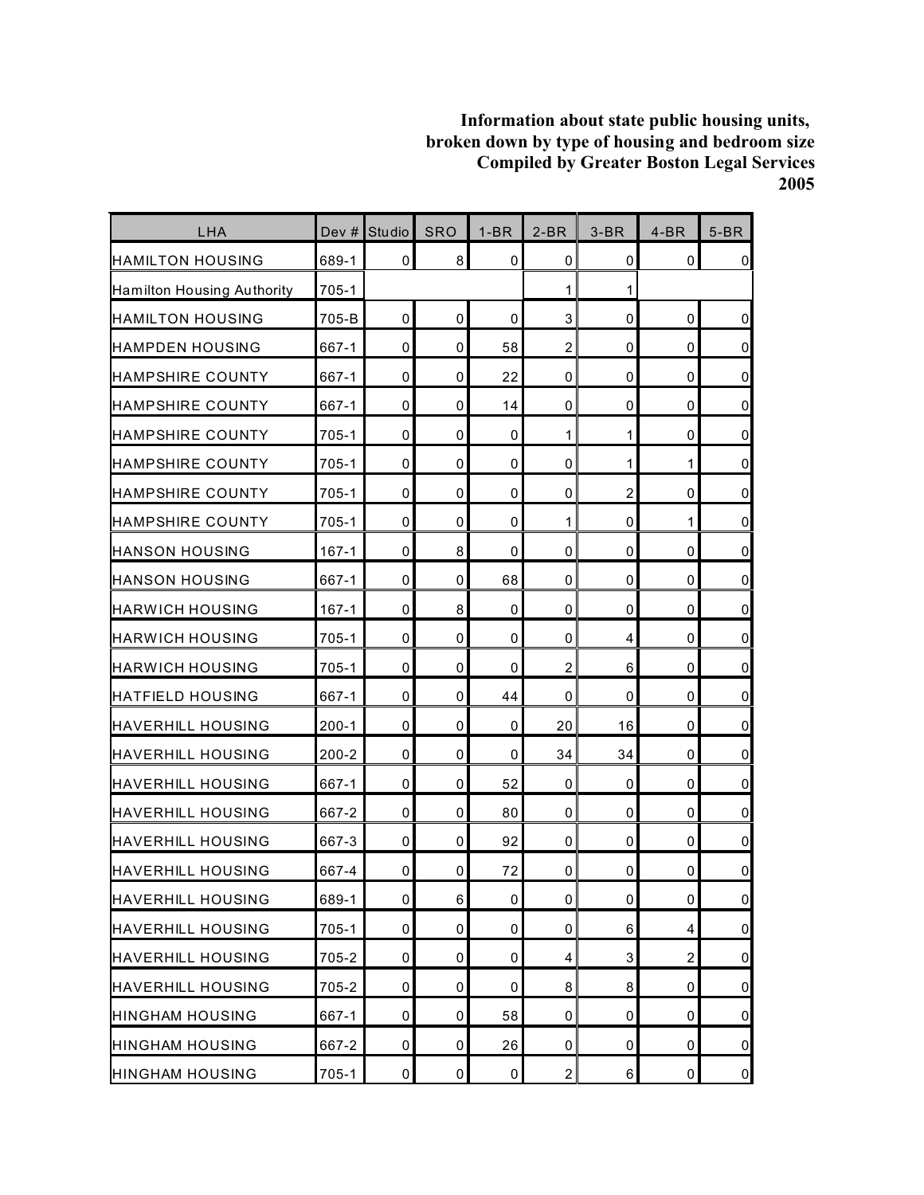**Information about state public housing units, broken down by type of housing and bedroom size Compiled by Greater Boston Legal Services 2005**

| LHA | Dev # | Studio | SRO | 1-BR | 2-BR | 3-BR | 4-BR | 5-BR |
|---|---|---|---|---|---|---|---|---|
| HAMILTON HOUSING | 689-1 | 0 | 8 | 0 | 0 | 0 | 0 | 0 |
| Hamilton Housing Authority | 705-1 | | | | 1 | 1 | | |
| HAMILTON HOUSING | 705-B | 0 | 0 | 0 | 3 | 0 | 0 | 0 |
| HAMPDEN HOUSING | 667-1 | 0 | 0 | 58 | 2 | 0 | 0 | 0 |
| HAMPSHIRE COUNTY | 667-1 | 0 | 0 | 22 | 0 | 0 | 0 | 0 |
| HAMPSHIRE COUNTY | 667-1 | 0 | 0 | 14 | 0 | 0 | 0 | 0 |
| HAMPSHIRE COUNTY | 705-1 | 0 | 0 | 0 | 1 | 1 | 0 | 0 |
| HAMPSHIRE COUNTY | 705-1 | 0 | 0 | 0 | 0 | 1 | 1 | 0 |
| HAMPSHIRE COUNTY | 705-1 | 0 | 0 | 0 | 0 | 2 | 0 | 0 |
| HAMPSHIRE COUNTY | 705-1 | 0 | 0 | 0 | 1 | 0 | 1 | 0 |
| HANSON HOUSING | 167-1 | 0 | 8 | 0 | 0 | 0 | 0 | 0 |
| HANSON HOUSING | 667-1 | 0 | 0 | 68 | 0 | 0 | 0 | 0 |
| HARWICH HOUSING | 167-1 | 0 | 8 | 0 | 0 | 0 | 0 | 0 |
| HARWICH HOUSING | 705-1 | 0 | 0 | 0 | 0 | 4 | 0 | 0 |
| HARWICH HOUSING | 705-1 | 0 | 0 | 0 | 2 | 6 | 0 | 0 |
| HATFIELD HOUSING | 667-1 | 0 | 0 | 44 | 0 | 0 | 0 | 0 |
| HAVERHILL HOUSING | 200-1 | 0 | 0 | 0 | 20 | 16 | 0 | 0 |
| HAVERHILL HOUSING | 200-2 | 0 | 0 | 0 | 34 | 34 | 0 | 0 |
| HAVERHILL HOUSING | 667-1 | 0 | 0 | 52 | 0 | 0 | 0 | 0 |
| HAVERHILL HOUSING | 667-2 | 0 | 0 | 80 | 0 | 0 | 0 | 0 |
| HAVERHILL HOUSING | 667-3 | 0 | 0 | 92 | 0 | 0 | 0 | 0 |
| HAVERHILL HOUSING | 667-4 | 0 | 0 | 72 | 0 | 0 | 0 | 0 |
| HAVERHILL HOUSING | 689-1 | 0 | 6 | 0 | 0 | 0 | 0 | 0 |
| HAVERHILL HOUSING | 705-1 | 0 | 0 | 0 | 0 | 6 | 4 | 0 |
| HAVERHILL HOUSING | 705-2 | 0 | 0 | 0 | 4 | 3 | 2 | 0 |
| HAVERHILL HOUSING | 705-2 | 0 | 0 | 0 | 8 | 8 | 0 | 0 |
| HINGHAM HOUSING | 667-1 | 0 | 0 | 58 | 0 | 0 | 0 | 0 |
| HINGHAM HOUSING | 667-2 | 0 | 0 | 26 | 0 | 0 | 0 | 0 |
| HINGHAM HOUSING | 705-1 | 0 | 0 | 0 | 2 | 6 | 0 | 0 |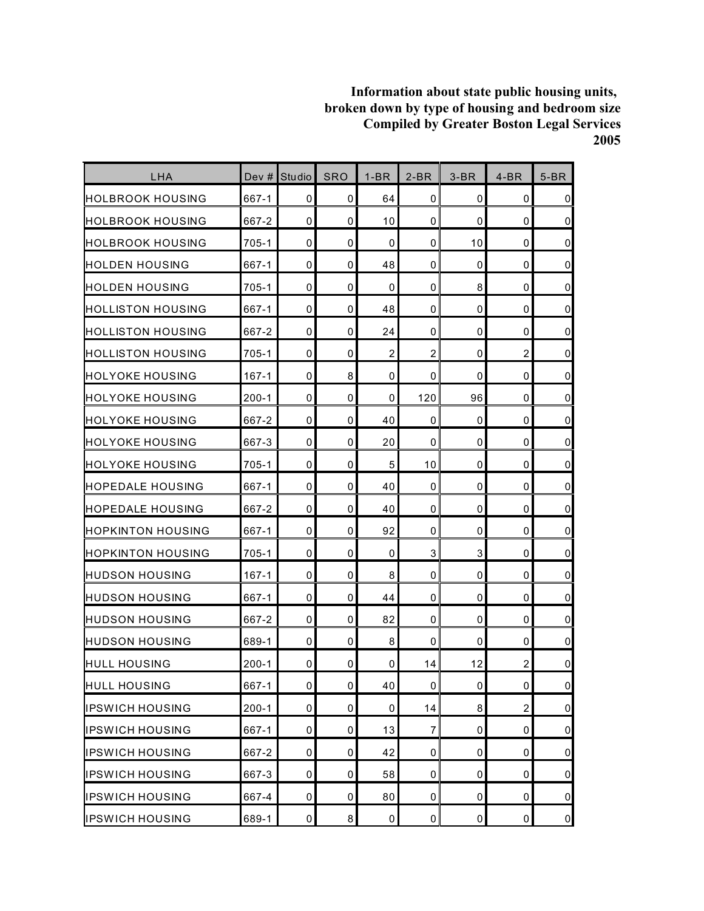**Information about state public housing units, broken down by type of housing and bedroom size Compiled by Greater Boston Legal Services 2005**

| LHA | Dev # | Studio | SRO | 1-BR | 2-BR | 3-BR | 4-BR | 5-BR |
|---|---|---|---|---|---|---|---|---|
| HOLBROOK HOUSING | 667-1 | 0 | 0 | 64 | 0 | 0 | 0 | 0 |
| HOLBROOK HOUSING | 667-2 | 0 | 0 | 10 | 0 | 0 | 0 | 0 |
| HOLBROOK HOUSING | 705-1 | 0 | 0 | 0 | 0 | 10 | 0 | 0 |
| HOLDEN HOUSING | 667-1 | 0 | 0 | 48 | 0 | 0 | 0 | 0 |
| HOLDEN HOUSING | 705-1 | 0 | 0 | 0 | 0 | 8 | 0 | 0 |
| HOLLISTON HOUSING | 667-1 | 0 | 0 | 48 | 0 | 0 | 0 | 0 |
| HOLLISTON HOUSING | 667-2 | 0 | 0 | 24 | 0 | 0 | 0 | 0 |
| HOLLISTON HOUSING | 705-1 | 0 | 0 | 2 | 2 | 0 | 2 | 0 |
| HOLYOKE HOUSING | 167-1 | 0 | 8 | 0 | 0 | 0 | 0 | 0 |
| HOLYOKE HOUSING | 200-1 | 0 | 0 | 0 | 120 | 96 | 0 | 0 |
| HOLYOKE HOUSING | 667-2 | 0 | 0 | 40 | 0 | 0 | 0 | 0 |
| HOLYOKE HOUSING | 667-3 | 0 | 0 | 20 | 0 | 0 | 0 | 0 |
| HOLYOKE HOUSING | 705-1 | 0 | 0 | 5 | 10 | 0 | 0 | 0 |
| HOPEDALE HOUSING | 667-1 | 0 | 0 | 40 | 0 | 0 | 0 | 0 |
| HOPEDALE HOUSING | 667-2 | 0 | 0 | 40 | 0 | 0 | 0 | 0 |
| HOPKINTON HOUSING | 667-1 | 0 | 0 | 92 | 0 | 0 | 0 | 0 |
| HOPKINTON HOUSING | 705-1 | 0 | 0 | 0 | 3 | 3 | 0 | 0 |
| HUDSON HOUSING | 167-1 | 0 | 0 | 8 | 0 | 0 | 0 | 0 |
| HUDSON HOUSING | 667-1 | 0 | 0 | 44 | 0 | 0 | 0 | 0 |
| HUDSON HOUSING | 667-2 | 0 | 0 | 82 | 0 | 0 | 0 | 0 |
| HUDSON HOUSING | 689-1 | 0 | 0 | 8 | 0 | 0 | 0 | 0 |
| HULL HOUSING | 200-1 | 0 | 0 | 0 | 14 | 12 | 2 | 0 |
| HULL HOUSING | 667-1 | 0 | 0 | 40 | 0 | 0 | 0 | 0 |
| IPSWICH HOUSING | 200-1 | 0 | 0 | 0 | 14 | 8 | 2 | 0 |
| IPSWICH HOUSING | 667-1 | 0 | 0 | 13 | 7 | 0 | 0 | 0 |
| IPSWICH HOUSING | 667-2 | 0 | 0 | 42 | 0 | 0 | 0 | 0 |
| IPSWICH HOUSING | 667-3 | 0 | 0 | 58 | 0 | 0 | 0 | 0 |
| IPSWICH HOUSING | 667-4 | 0 | 0 | 80 | 0 | 0 | 0 | 0 |
| IPSWICH HOUSING | 689-1 | 0 | 8 | 0 | 0 | 0 | 0 | 0 |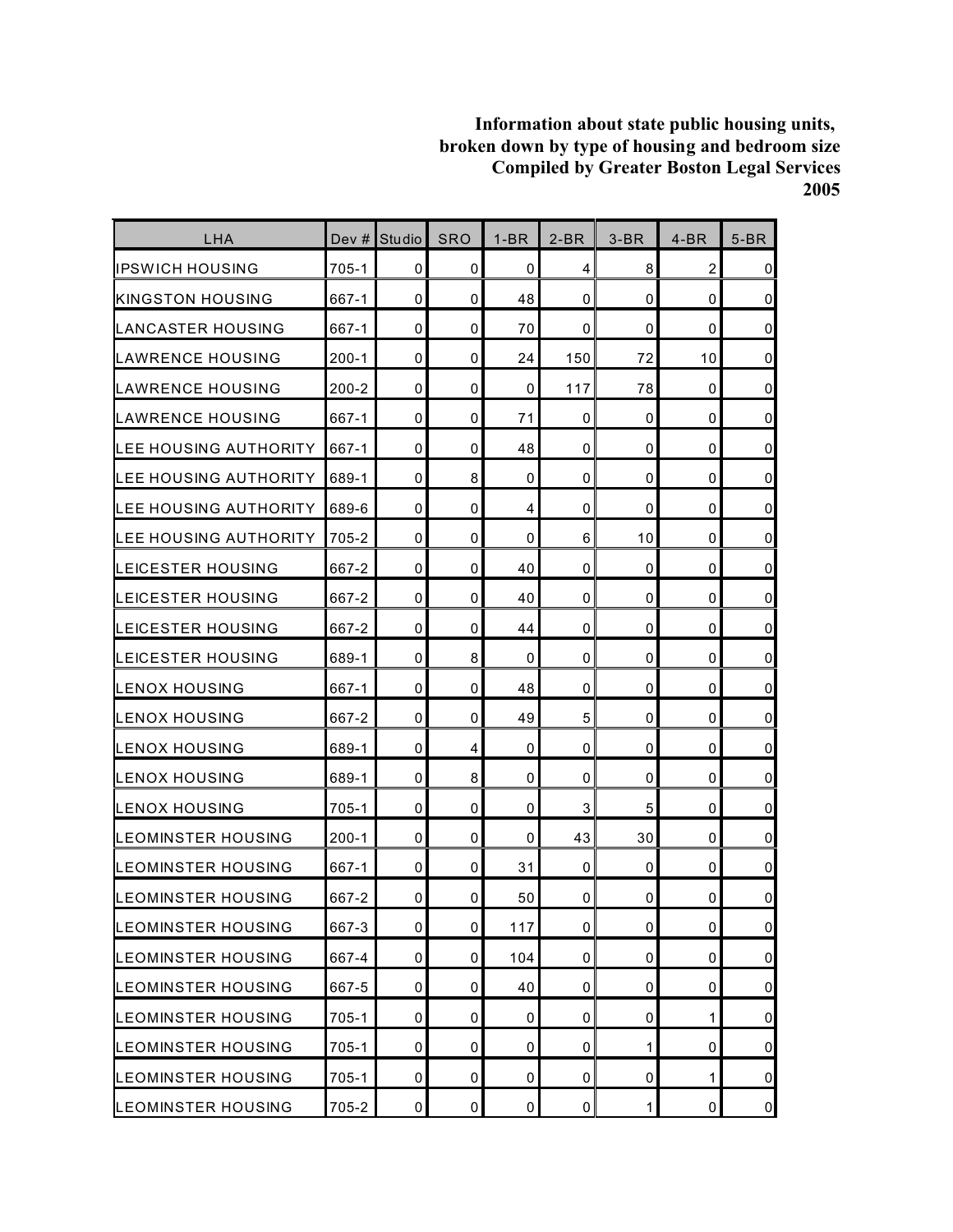**Information about state public housing units, broken down by type of housing and bedroom size Compiled by Greater Boston Legal Services 2005**

| LHA | Dev # | Studio | SRO | 1-BR | 2-BR | 3-BR | 4-BR | 5-BR |
|---|---|---|---|---|---|---|---|---|
| IPSWICH HOUSING | 705-1 | 0 | 0 | 0 | 4 | 8 | 2 | 0 |
| KINGSTON HOUSING | 667-1 | 0 | 0 | 48 | 0 | 0 | 0 | 0 |
| LANCASTER HOUSING | 667-1 | 0 | 0 | 70 | 0 | 0 | 0 | 0 |
| LAWRENCE HOUSING | 200-1 | 0 | 0 | 24 | 150 | 72 | 10 | 0 |
| LAWRENCE HOUSING | 200-2 | 0 | 0 | 0 | 117 | 78 | 0 | 0 |
| LAWRENCE HOUSING | 667-1 | 0 | 0 | 71 | 0 | 0 | 0 | 0 |
| LEE HOUSING AUTHORITY | 667-1 | 0 | 0 | 48 | 0 | 0 | 0 | 0 |
| LEE HOUSING AUTHORITY | 689-1 | 0 | 8 | 0 | 0 | 0 | 0 | 0 |
| LEE HOUSING AUTHORITY | 689-6 | 0 | 0 | 4 | 0 | 0 | 0 | 0 |
| LEE HOUSING AUTHORITY | 705-2 | 0 | 0 | 0 | 6 | 10 | 0 | 0 |
| LEICESTER HOUSING | 667-2 | 0 | 0 | 40 | 0 | 0 | 0 | 0 |
| LEICESTER HOUSING | 667-2 | 0 | 0 | 40 | 0 | 0 | 0 | 0 |
| LEICESTER HOUSING | 667-2 | 0 | 0 | 44 | 0 | 0 | 0 | 0 |
| LEICESTER HOUSING | 689-1 | 0 | 8 | 0 | 0 | 0 | 0 | 0 |
| LENOX HOUSING | 667-1 | 0 | 0 | 48 | 0 | 0 | 0 | 0 |
| LENOX HOUSING | 667-2 | 0 | 0 | 49 | 5 | 0 | 0 | 0 |
| LENOX HOUSING | 689-1 | 0 | 4 | 0 | 0 | 0 | 0 | 0 |
| LENOX HOUSING | 689-1 | 0 | 8 | 0 | 0 | 0 | 0 | 0 |
| LENOX HOUSING | 705-1 | 0 | 0 | 0 | 3 | 5 | 0 | 0 |
| LEOMINSTER HOUSING | 200-1 | 0 | 0 | 0 | 43 | 30 | 0 | 0 |
| LEOMINSTER HOUSING | 667-1 | 0 | 0 | 31 | 0 | 0 | 0 | 0 |
| LEOMINSTER HOUSING | 667-2 | 0 | 0 | 50 | 0 | 0 | 0 | 0 |
| LEOMINSTER HOUSING | 667-3 | 0 | 0 | 117 | 0 | 0 | 0 | 0 |
| LEOMINSTER HOUSING | 667-4 | 0 | 0 | 104 | 0 | 0 | 0 | 0 |
| LEOMINSTER HOUSING | 667-5 | 0 | 0 | 40 | 0 | 0 | 0 | 0 |
| LEOMINSTER HOUSING | 705-1 | 0 | 0 | 0 | 0 | 0 | 1 | 0 |
| LEOMINSTER HOUSING | 705-1 | 0 | 0 | 0 | 0 | 1 | 0 | 0 |
| LEOMINSTER HOUSING | 705-1 | 0 | 0 | 0 | 0 | 0 | 1 | 0 |
| LEOMINSTER HOUSING | 705-2 | 0 | 0 | 0 | 0 | 1 | 0 | 0 |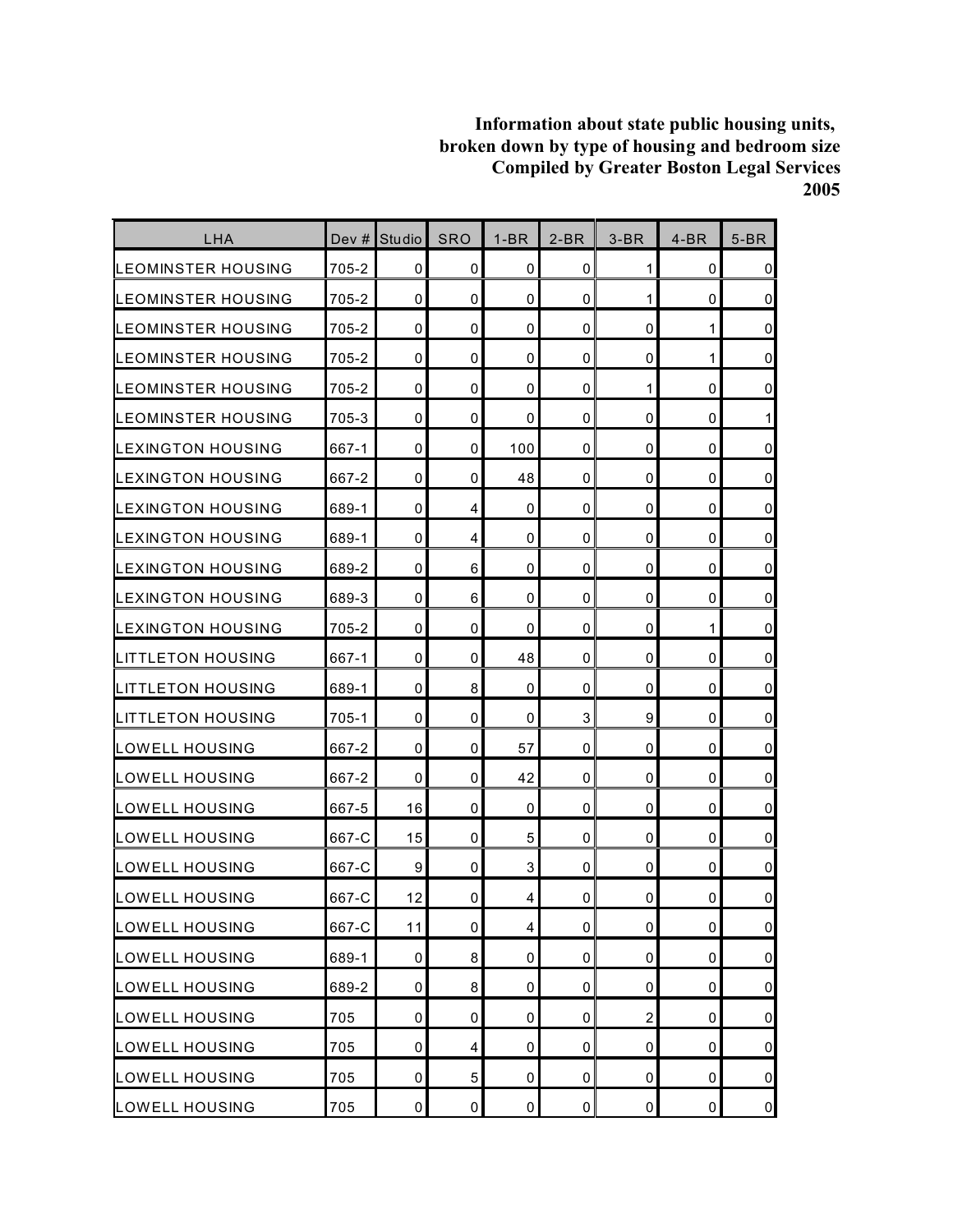**Information about state public housing units, broken down by type of housing and bedroom size Compiled by Greater Boston Legal Services 2005**

| LHA | Dev # | Studio | SRO | 1-BR | 2-BR | 3-BR | 4-BR | 5-BR |
|---|---|---|---|---|---|---|---|---|
| LEOMINSTER HOUSING | 705-2 | 0 | 0 | 0 | 0 | 1 | 0 | 0 |
| LEOMINSTER HOUSING | 705-2 | 0 | 0 | 0 | 0 | 1 | 0 | 0 |
| LEOMINSTER HOUSING | 705-2 | 0 | 0 | 0 | 0 | 0 | 1 | 0 |
| LEOMINSTER HOUSING | 705-2 | 0 | 0 | 0 | 0 | 0 | 1 | 0 |
| LEOMINSTER HOUSING | 705-2 | 0 | 0 | 0 | 0 | 1 | 0 | 0 |
| LEOMINSTER HOUSING | 705-3 | 0 | 0 | 0 | 0 | 0 | 0 | 1 |
| LEXINGTON HOUSING | 667-1 | 0 | 0 | 100 | 0 | 0 | 0 | 0 |
| LEXINGTON HOUSING | 667-2 | 0 | 0 | 48 | 0 | 0 | 0 | 0 |
| LEXINGTON HOUSING | 689-1 | 0 | 4 | 0 | 0 | 0 | 0 | 0 |
| LEXINGTON HOUSING | 689-1 | 0 | 4 | 0 | 0 | 0 | 0 | 0 |
| LEXINGTON HOUSING | 689-2 | 0 | 6 | 0 | 0 | 0 | 0 | 0 |
| LEXINGTON HOUSING | 689-3 | 0 | 6 | 0 | 0 | 0 | 0 | 0 |
| LEXINGTON HOUSING | 705-2 | 0 | 0 | 0 | 0 | 0 | 1 | 0 |
| LITTLETON HOUSING | 667-1 | 0 | 0 | 48 | 0 | 0 | 0 | 0 |
| LITTLETON HOUSING | 689-1 | 0 | 8 | 0 | 0 | 0 | 0 | 0 |
| LITTLETON HOUSING | 705-1 | 0 | 0 | 0 | 3 | 9 | 0 | 0 |
| LOWELL HOUSING | 667-2 | 0 | 0 | 57 | 0 | 0 | 0 | 0 |
| LOWELL HOUSING | 667-2 | 0 | 0 | 42 | 0 | 0 | 0 | 0 |
| LOWELL HOUSING | 667-5 | 16 | 0 | 0 | 0 | 0 | 0 | 0 |
| LOWELL HOUSING | 667-C | 15 | 0 | 5 | 0 | 0 | 0 | 0 |
| LOWELL HOUSING | 667-C | 9 | 0 | 3 | 0 | 0 | 0 | 0 |
| LOWELL HOUSING | 667-C | 12 | 0 | 4 | 0 | 0 | 0 | 0 |
| LOWELL HOUSING | 667-C | 11 | 0 | 4 | 0 | 0 | 0 | 0 |
| LOWELL HOUSING | 689-1 | 0 | 8 | 0 | 0 | 0 | 0 | 0 |
| LOWELL HOUSING | 689-2 | 0 | 8 | 0 | 0 | 0 | 0 | 0 |
| LOWELL HOUSING | 705 | 0 | 0 | 0 | 0 | 2 | 0 | 0 |
| LOWELL HOUSING | 705 | 0 | 4 | 0 | 0 | 0 | 0 | 0 |
| LOWELL HOUSING | 705 | 0 | 5 | 0 | 0 | 0 | 0 | 0 |
| LOWELL HOUSING | 705 | 0 | 0 | 0 | 0 | 0 | 0 | 0 |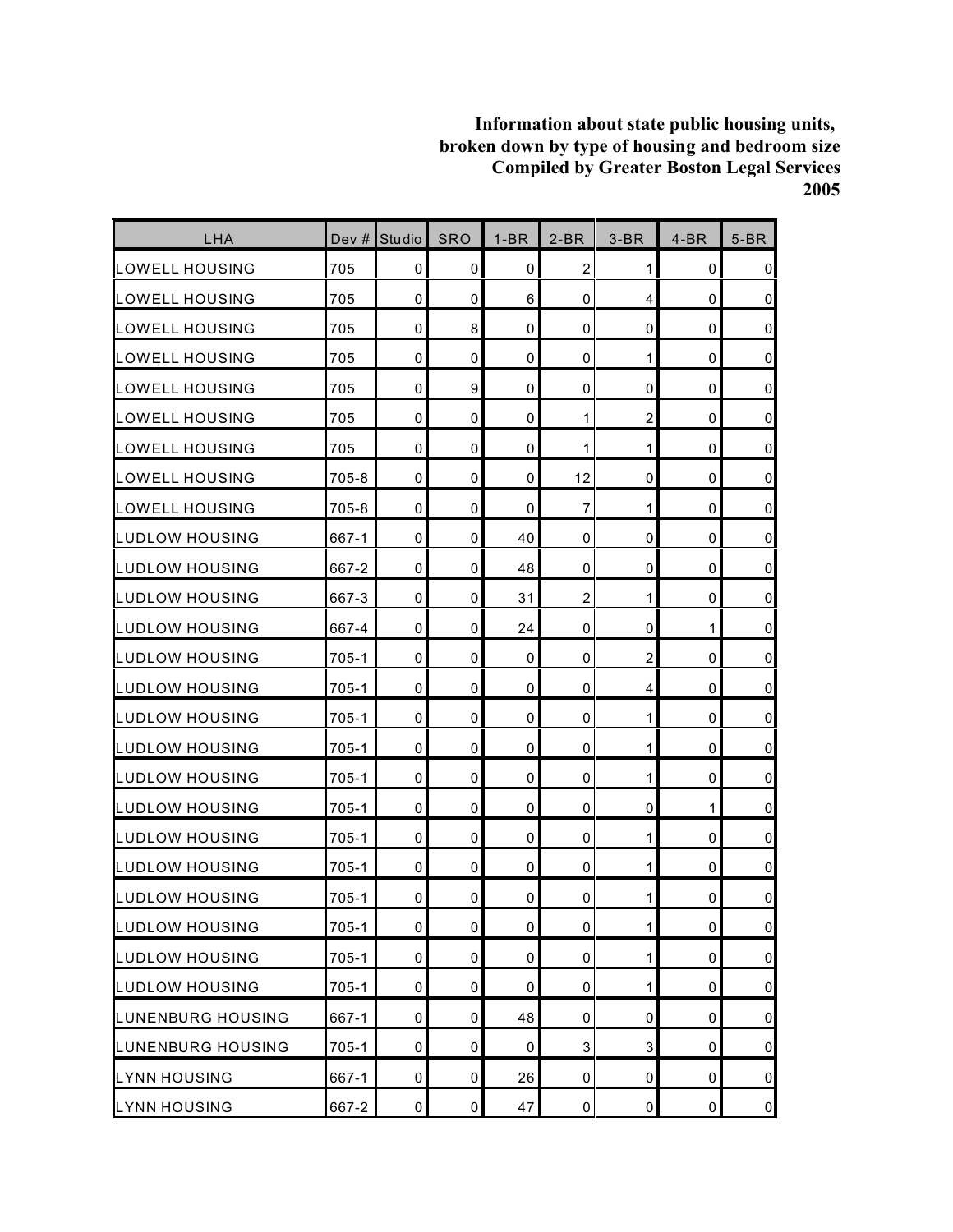**Information about state public housing units, broken down by type of housing and bedroom size Compiled by Greater Boston Legal Services 2005**

| LHA | Dev # | Studio | SRO | 1-BR | 2-BR | 3-BR | 4-BR | 5-BR |
|---|---|---|---|---|---|---|---|---|
| LOWELL HOUSING | 705 | 0 | 0 | 0 | 2 | 1 | 0 | 0 |
| LOWELL HOUSING | 705 | 0 | 0 | 6 | 0 | 4 | 0 | 0 |
| LOWELL HOUSING | 705 | 0 | 8 | 0 | 0 | 0 | 0 | 0 |
| LOWELL HOUSING | 705 | 0 | 0 | 0 | 0 | 1 | 0 | 0 |
| LOWELL HOUSING | 705 | 0 | 9 | 0 | 0 | 0 | 0 | 0 |
| LOWELL HOUSING | 705 | 0 | 0 | 0 | 1 | 2 | 0 | 0 |
| LOWELL HOUSING | 705 | 0 | 0 | 0 | 1 | 1 | 0 | 0 |
| LOWELL HOUSING | 705-8 | 0 | 0 | 0 | 12 | 0 | 0 | 0 |
| LOWELL HOUSING | 705-8 | 0 | 0 | 0 | 7 | 1 | 0 | 0 |
| LUDLOW HOUSING | 667-1 | 0 | 0 | 40 | 0 | 0 | 0 | 0 |
| LUDLOW HOUSING | 667-2 | 0 | 0 | 48 | 0 | 0 | 0 | 0 |
| LUDLOW HOUSING | 667-3 | 0 | 0 | 31 | 2 | 1 | 0 | 0 |
| LUDLOW HOUSING | 667-4 | 0 | 0 | 24 | 0 | 0 | 1 | 0 |
| LUDLOW HOUSING | 705-1 | 0 | 0 | 0 | 0 | 2 | 0 | 0 |
| LUDLOW HOUSING | 705-1 | 0 | 0 | 0 | 0 | 4 | 0 | 0 |
| LUDLOW HOUSING | 705-1 | 0 | 0 | 0 | 0 | 1 | 0 | 0 |
| LUDLOW HOUSING | 705-1 | 0 | 0 | 0 | 0 | 1 | 0 | 0 |
| LUDLOW HOUSING | 705-1 | 0 | 0 | 0 | 0 | 1 | 0 | 0 |
| LUDLOW HOUSING | 705-1 | 0 | 0 | 0 | 0 | 0 | 1 | 0 |
| LUDLOW HOUSING | 705-1 | 0 | 0 | 0 | 0 | 1 | 0 | 0 |
| LUDLOW HOUSING | 705-1 | 0 | 0 | 0 | 0 | 1 | 0 | 0 |
| LUDLOW HOUSING | 705-1 | 0 | 0 | 0 | 0 | 1 | 0 | 0 |
| LUDLOW HOUSING | 705-1 | 0 | 0 | 0 | 0 | 1 | 0 | 0 |
| LUDLOW HOUSING | 705-1 | 0 | 0 | 0 | 0 | 1 | 0 | 0 |
| LUDLOW HOUSING | 705-1 | 0 | 0 | 0 | 0 | 1 | 0 | 0 |
| LUNENBURG HOUSING | 667-1 | 0 | 0 | 48 | 0 | 0 | 0 | 0 |
| LUNENBURG HOUSING | 705-1 | 0 | 0 | 0 | 3 | 3 | 0 | 0 |
| LYNN HOUSING | 667-1 | 0 | 0 | 26 | 0 | 0 | 0 | 0 |
| LYNN HOUSING | 667-2 | 0 | 0 | 47 | 0 | 0 | 0 | 0 |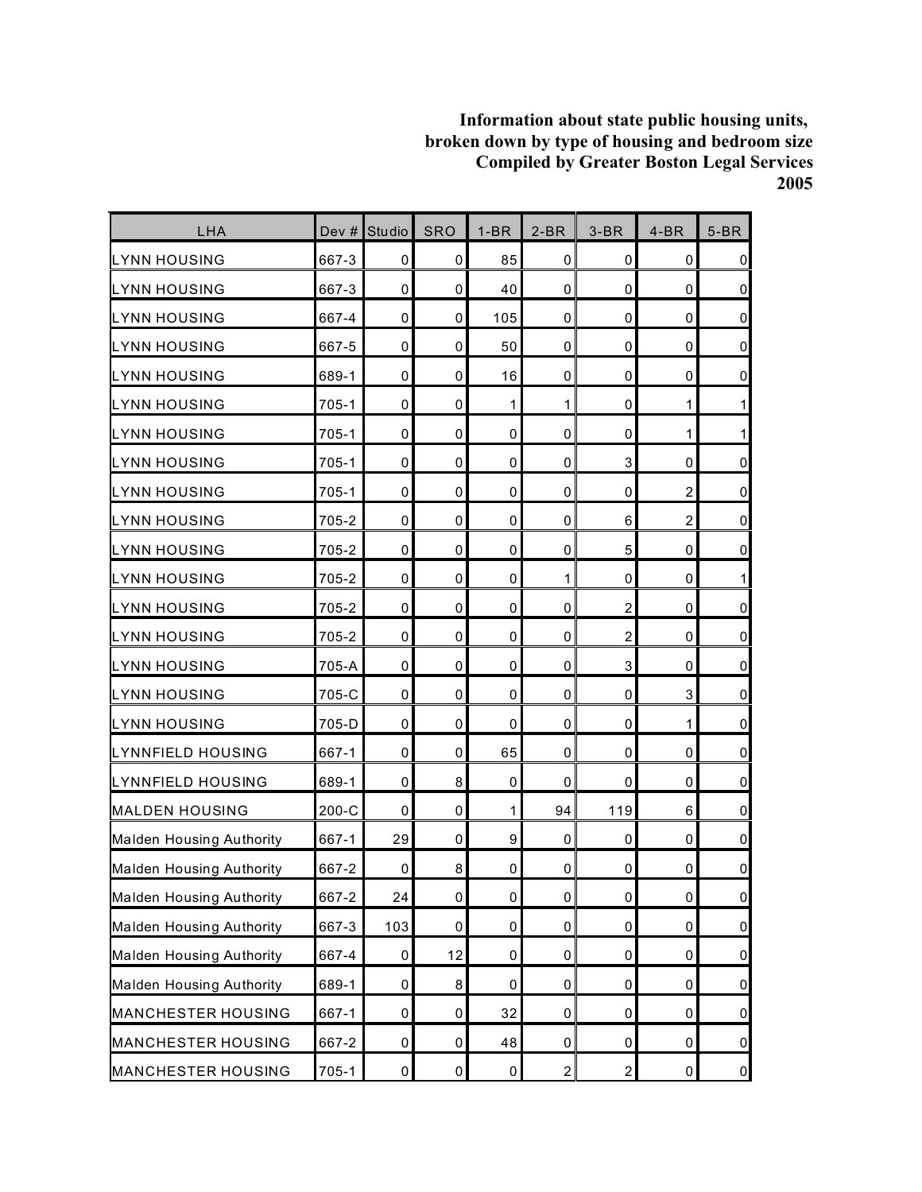**Information about state public housing units, broken down by type of housing and bedroom size Compiled by Greater Boston Legal Services 2005**

| LHA | Dev # | Studio | SRO | 1-BR | 2-BR | 3-BR | 4-BR | 5-BR |
|---|---|---|---|---|---|---|---|---|
| LYNN HOUSING | 667-3 | 0 | 0 | 85 | 0 | 0 | 0 | 0 |
| LYNN HOUSING | 667-3 | 0 | 0 | 40 | 0 | 0 | 0 | 0 |
| LYNN HOUSING | 667-4 | 0 | 0 | 105 | 0 | 0 | 0 | 0 |
| LYNN HOUSING | 667-5 | 0 | 0 | 50 | 0 | 0 | 0 | 0 |
| LYNN HOUSING | 689-1 | 0 | 0 | 16 | 0 | 0 | 0 | 0 |
| LYNN HOUSING | 705-1 | 0 | 0 | 1 | 1 | 0 | 1 | 1 |
| LYNN HOUSING | 705-1 | 0 | 0 | 0 | 0 | 0 | 1 | 1 |
| LYNN HOUSING | 705-1 | 0 | 0 | 0 | 0 | 3 | 0 | 0 |
| LYNN HOUSING | 705-1 | 0 | 0 | 0 | 0 | 0 | 2 | 0 |
| LYNN HOUSING | 705-2 | 0 | 0 | 0 | 0 | 6 | 2 | 0 |
| LYNN HOUSING | 705-2 | 0 | 0 | 0 | 0 | 5 | 0 | 0 |
| LYNN HOUSING | 705-2 | 0 | 0 | 0 | 1 | 0 | 0 | 1 |
| LYNN HOUSING | 705-2 | 0 | 0 | 0 | 0 | 2 | 0 | 0 |
| LYNN HOUSING | 705-2 | 0 | 0 | 0 | 0 | 2 | 0 | 0 |
| LYNN HOUSING | 705-A | 0 | 0 | 0 | 0 | 3 | 0 | 0 |
| LYNN HOUSING | 705-C | 0 | 0 | 0 | 0 | 0 | 3 | 0 |
| LYNN HOUSING | 705-D | 0 | 0 | 0 | 0 | 0 | 1 | 0 |
| LYNNFIELD HOUSING | 667-1 | 0 | 0 | 65 | 0 | 0 | 0 | 0 |
| LYNNFIELD HOUSING | 689-1 | 0 | 8 | 0 | 0 | 0 | 0 | 0 |
| MALDEN HOUSING | 200-C | 0 | 0 | 1 | 94 | 119 | 6 | 0 |
| Malden Housing Authority | 667-1 | 29 | 0 | 9 | 0 | 0 | 0 | 0 |
| Malden Housing Authority | 667-2 | 0 | 8 | 0 | 0 | 0 | 0 | 0 |
| Malden Housing Authority | 667-2 | 24 | 0 | 0 | 0 | 0 | 0 | 0 |
| Malden Housing Authority | 667-3 | 103 | 0 | 0 | 0 | 0 | 0 | 0 |
| Malden Housing Authority | 667-4 | 0 | 12 | 0 | 0 | 0 | 0 | 0 |
| Malden Housing Authority | 689-1 | 0 | 8 | 0 | 0 | 0 | 0 | 0 |
| MANCHESTER HOUSING | 667-1 | 0 | 0 | 32 | 0 | 0 | 0 | 0 |
| MANCHESTER HOUSING | 667-2 | 0 | 0 | 48 | 0 | 0 | 0 | 0 |
| MANCHESTER HOUSING | 705-1 | 0 | 0 | 0 | 2 | 2 | 0 | 0 |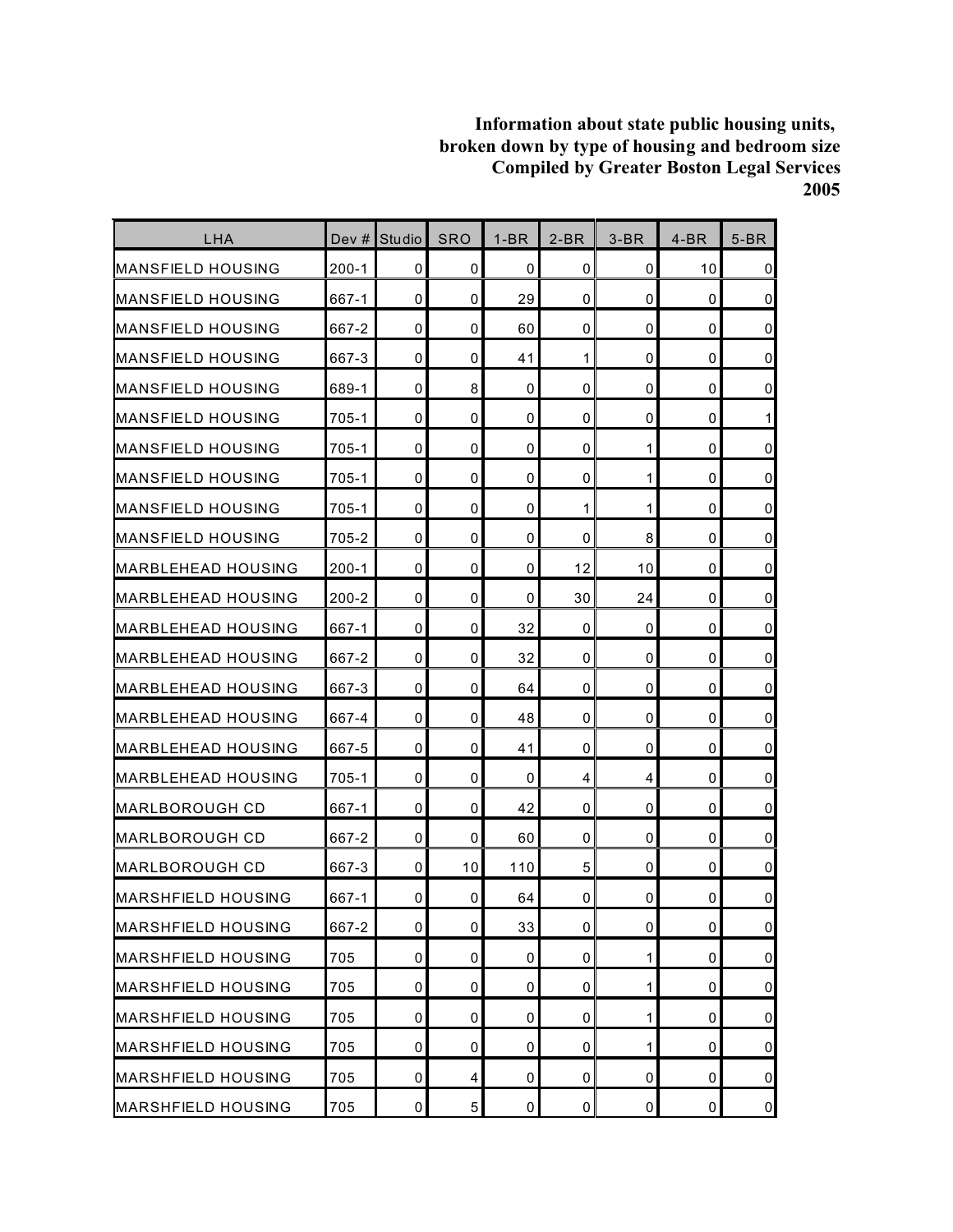**Information about state public housing units, broken down by type of housing and bedroom size Compiled by Greater Boston Legal Services 2005**

| LHA | Dev # | Studio | SRO | 1-BR | 2-BR | 3-BR | 4-BR | 5-BR |
|---|---|---|---|---|---|---|---|---|
| MANSFIELD HOUSING | 200-1 | 0 | 0 | 0 | 0 | 0 | 10 | 0 |
| MANSFIELD HOUSING | 667-1 | 0 | 0 | 29 | 0 | 0 | 0 | 0 |
| MANSFIELD HOUSING | 667-2 | 0 | 0 | 60 | 0 | 0 | 0 | 0 |
| MANSFIELD HOUSING | 667-3 | 0 | 0 | 41 | 1 | 0 | 0 | 0 |
| MANSFIELD HOUSING | 689-1 | 0 | 8 | 0 | 0 | 0 | 0 | 0 |
| MANSFIELD HOUSING | 705-1 | 0 | 0 | 0 | 0 | 0 | 0 | 1 |
| MANSFIELD HOUSING | 705-1 | 0 | 0 | 0 | 0 | 1 | 0 | 0 |
| MANSFIELD HOUSING | 705-1 | 0 | 0 | 0 | 0 | 1 | 0 | 0 |
| MANSFIELD HOUSING | 705-1 | 0 | 0 | 0 | 1 | 1 | 0 | 0 |
| MANSFIELD HOUSING | 705-2 | 0 | 0 | 0 | 0 | 8 | 0 | 0 |
| MARBLEHEAD HOUSING | 200-1 | 0 | 0 | 0 | 12 | 10 | 0 | 0 |
| MARBLEHEAD HOUSING | 200-2 | 0 | 0 | 0 | 30 | 24 | 0 | 0 |
| MARBLEHEAD HOUSING | 667-1 | 0 | 0 | 32 | 0 | 0 | 0 | 0 |
| MARBLEHEAD HOUSING | 667-2 | 0 | 0 | 32 | 0 | 0 | 0 | 0 |
| MARBLEHEAD HOUSING | 667-3 | 0 | 0 | 64 | 0 | 0 | 0 | 0 |
| MARBLEHEAD HOUSING | 667-4 | 0 | 0 | 48 | 0 | 0 | 0 | 0 |
| MARBLEHEAD HOUSING | 667-5 | 0 | 0 | 41 | 0 | 0 | 0 | 0 |
| MARBLEHEAD HOUSING | 705-1 | 0 | 0 | 0 | 4 | 4 | 0 | 0 |
| MARLBOROUGH CD | 667-1 | 0 | 0 | 42 | 0 | 0 | 0 | 0 |
| MARLBOROUGH CD | 667-2 | 0 | 0 | 60 | 0 | 0 | 0 | 0 |
| MARLBOROUGH CD | 667-3 | 0 | 10 | 110 | 5 | 0 | 0 | 0 |
| MARSHFIELD HOUSING | 667-1 | 0 | 0 | 64 | 0 | 0 | 0 | 0 |
| MARSHFIELD HOUSING | 667-2 | 0 | 0 | 33 | 0 | 0 | 0 | 0 |
| MARSHFIELD HOUSING | 705 | 0 | 0 | 0 | 0 | 1 | 0 | 0 |
| MARSHFIELD HOUSING | 705 | 0 | 0 | 0 | 0 | 1 | 0 | 0 |
| MARSHFIELD HOUSING | 705 | 0 | 0 | 0 | 0 | 1 | 0 | 0 |
| MARSHFIELD HOUSING | 705 | 0 | 0 | 0 | 0 | 1 | 0 | 0 |
| MARSHFIELD HOUSING | 705 | 0 | 4 | 0 | 0 | 0 | 0 | 0 |
| MARSHFIELD HOUSING | 705 | 0 | 5 | 0 | 0 | 0 | 0 | 0 |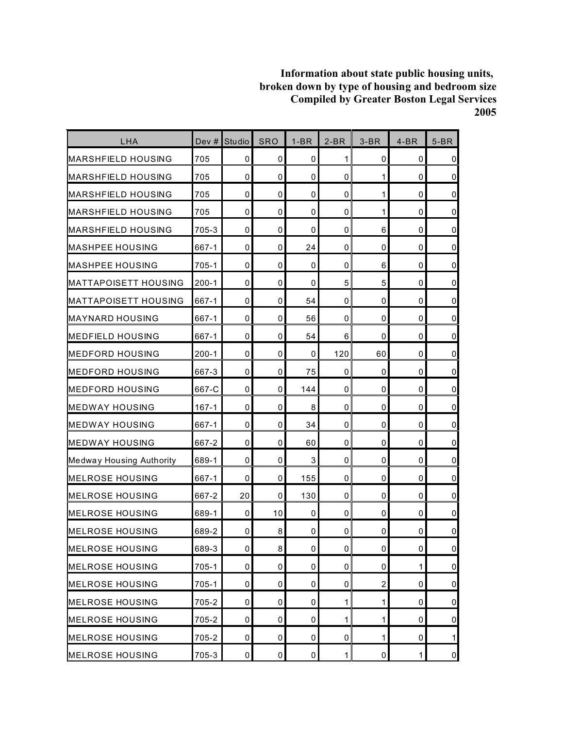**Information about state public housing units, broken down by type of housing and bedroom size Compiled by Greater Boston Legal Services 2005**

| LHA | Dev # | Studio | SRO | 1-BR | 2-BR | 3-BR | 4-BR | 5-BR |
|---|---|---|---|---|---|---|---|---|
| MARSHFIELD HOUSING | 705 | 0 | 0 | 0 | 1 | 0 | 0 | 0 |
| MARSHFIELD HOUSING | 705 | 0 | 0 | 0 | 0 | 1 | 0 | 0 |
| MARSHFIELD HOUSING | 705 | 0 | 0 | 0 | 0 | 1 | 0 | 0 |
| MARSHFIELD HOUSING | 705 | 0 | 0 | 0 | 0 | 1 | 0 | 0 |
| MARSHFIELD HOUSING | 705-3 | 0 | 0 | 0 | 0 | 6 | 0 | 0 |
| MASHPEE HOUSING | 667-1 | 0 | 0 | 24 | 0 | 0 | 0 | 0 |
| MASHPEE HOUSING | 705-1 | 0 | 0 | 0 | 0 | 6 | 0 | 0 |
| MATTAPOISETT HOUSING | 200-1 | 0 | 0 | 0 | 5 | 5 | 0 | 0 |
| MATTAPOISETT HOUSING | 667-1 | 0 | 0 | 54 | 0 | 0 | 0 | 0 |
| MAYNARD HOUSING | 667-1 | 0 | 0 | 56 | 0 | 0 | 0 | 0 |
| MEDFIELD HOUSING | 667-1 | 0 | 0 | 54 | 6 | 0 | 0 | 0 |
| MEDFORD HOUSING | 200-1 | 0 | 0 | 0 | 120 | 60 | 0 | 0 |
| MEDFORD HOUSING | 667-3 | 0 | 0 | 75 | 0 | 0 | 0 | 0 |
| MEDFORD HOUSING | 667-C | 0 | 0 | 144 | 0 | 0 | 0 | 0 |
| MEDWAY HOUSING | 167-1 | 0 | 0 | 8 | 0 | 0 | 0 | 0 |
| MEDWAY HOUSING | 667-1 | 0 | 0 | 34 | 0 | 0 | 0 | 0 |
| MEDWAY HOUSING | 667-2 | 0 | 0 | 60 | 0 | 0 | 0 | 0 |
| Medway Housing Authority | 689-1 | 0 | 0 | 3 | 0 | 0 | 0 | 0 |
| MELROSE HOUSING | 667-1 | 0 | 0 | 155 | 0 | 0 | 0 | 0 |
| MELROSE HOUSING | 667-2 | 20 | 0 | 130 | 0 | 0 | 0 | 0 |
| MELROSE HOUSING | 689-1 | 0 | 10 | 0 | 0 | 0 | 0 | 0 |
| MELROSE HOUSING | 689-2 | 0 | 8 | 0 | 0 | 0 | 0 | 0 |
| MELROSE HOUSING | 689-3 | 0 | 8 | 0 | 0 | 0 | 0 | 0 |
| MELROSE HOUSING | 705-1 | 0 | 0 | 0 | 0 | 0 | 1 | 0 |
| MELROSE HOUSING | 705-1 | 0 | 0 | 0 | 0 | 2 | 0 | 0 |
| MELROSE HOUSING | 705-2 | 0 | 0 | 0 | 1 | 1 | 0 | 0 |
| MELROSE HOUSING | 705-2 | 0 | 0 | 0 | 1 | 1 | 0 | 0 |
| MELROSE HOUSING | 705-2 | 0 | 0 | 0 | 0 | 1 | 0 | 1 |
| MELROSE HOUSING | 705-3 | 0 | 0 | 0 | 1 | 0 | 1 | 0 |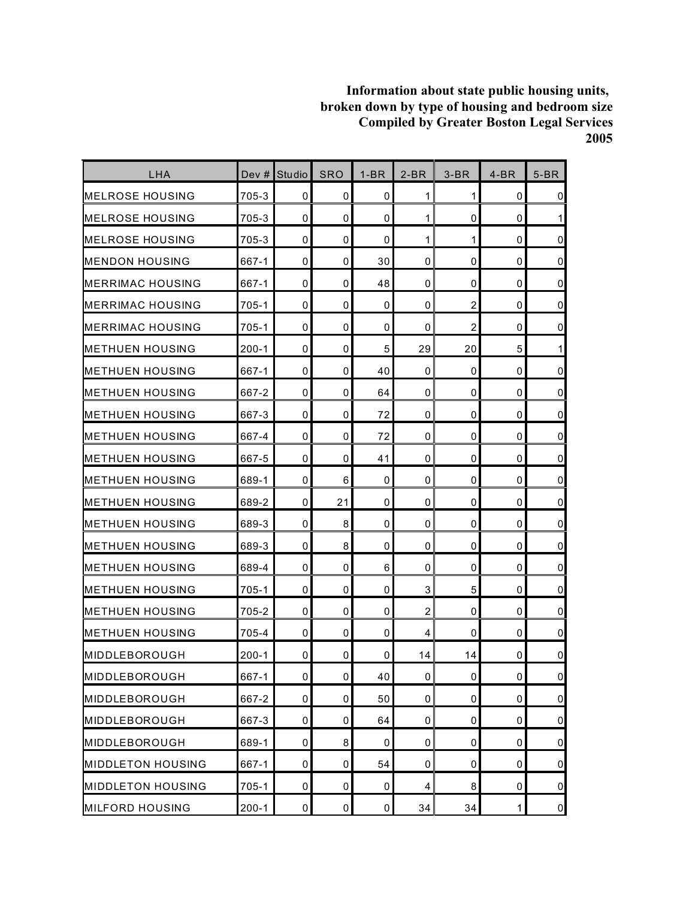**Information about state public housing units,
broken down by type of housing and bedroom size
Compiled by Greater Boston Legal Services
2005**

| LHA | Dev # | Studio | SRO | 1-BR | 2-BR | 3-BR | 4-BR | 5-BR |
|---|---|---|---|---|---|---|---|---|
| MELROSE HOUSING | 705-3 | 0 | 0 | 0 | 1 | 1 | 0 | 0 |
| MELROSE HOUSING | 705-3 | 0 | 0 | 0 | 1 | 0 | 0 | 1 |
| MELROSE HOUSING | 705-3 | 0 | 0 | 0 | 1 | 1 | 0 | 0 |
| MENDON HOUSING | 667-1 | 0 | 0 | 30 | 0 | 0 | 0 | 0 |
| MERRIMAC HOUSING | 667-1 | 0 | 0 | 48 | 0 | 0 | 0 | 0 |
| MERRIMAC HOUSING | 705-1 | 0 | 0 | 0 | 0 | 2 | 0 | 0 |
| MERRIMAC HOUSING | 705-1 | 0 | 0 | 0 | 0 | 2 | 0 | 0 |
| METHUEN HOUSING | 200-1 | 0 | 0 | 5 | 29 | 20 | 5 | 1 |
| METHUEN HOUSING | 667-1 | 0 | 0 | 40 | 0 | 0 | 0 | 0 |
| METHUEN HOUSING | 667-2 | 0 | 0 | 64 | 0 | 0 | 0 | 0 |
| METHUEN HOUSING | 667-3 | 0 | 0 | 72 | 0 | 0 | 0 | 0 |
| METHUEN HOUSING | 667-4 | 0 | 0 | 72 | 0 | 0 | 0 | 0 |
| METHUEN HOUSING | 667-5 | 0 | 0 | 41 | 0 | 0 | 0 | 0 |
| METHUEN HOUSING | 689-1 | 0 | 6 | 0 | 0 | 0 | 0 | 0 |
| METHUEN HOUSING | 689-2 | 0 | 21 | 0 | 0 | 0 | 0 | 0 |
| METHUEN HOUSING | 689-3 | 0 | 8 | 0 | 0 | 0 | 0 | 0 |
| METHUEN HOUSING | 689-3 | 0 | 8 | 0 | 0 | 0 | 0 | 0 |
| METHUEN HOUSING | 689-4 | 0 | 0 | 6 | 0 | 0 | 0 | 0 |
| METHUEN HOUSING | 705-1 | 0 | 0 | 0 | 3 | 5 | 0 | 0 |
| METHUEN HOUSING | 705-2 | 0 | 0 | 0 | 2 | 0 | 0 | 0 |
| METHUEN HOUSING | 705-4 | 0 | 0 | 0 | 4 | 0 | 0 | 0 |
| MIDDLEBOROUGH | 200-1 | 0 | 0 | 0 | 14 | 14 | 0 | 0 |
| MIDDLEBOROUGH | 667-1 | 0 | 0 | 40 | 0 | 0 | 0 | 0 |
| MIDDLEBOROUGH | 667-2 | 0 | 0 | 50 | 0 | 0 | 0 | 0 |
| MIDDLEBOROUGH | 667-3 | 0 | 0 | 64 | 0 | 0 | 0 | 0 |
| MIDDLEBOROUGH | 689-1 | 0 | 8 | 0 | 0 | 0 | 0 | 0 |
| MIDDLETON HOUSING | 667-1 | 0 | 0 | 54 | 0 | 0 | 0 | 0 |
| MIDDLETON HOUSING | 705-1 | 0 | 0 | 0 | 4 | 8 | 0 | 0 |
| MILFORD HOUSING | 200-1 | 0 | 0 | 0 | 34 | 34 | 1 | 0 |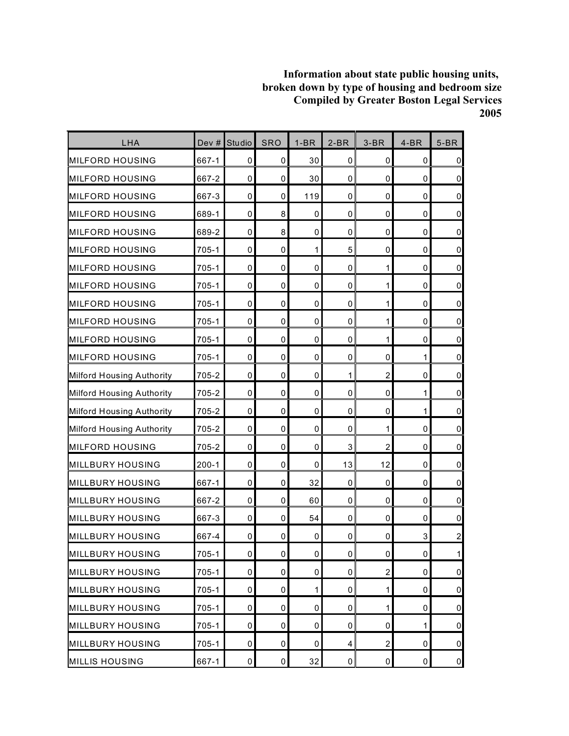**Information about state public housing units, broken down by type of housing and bedroom size Compiled by Greater Boston Legal Services 2005**

| LHA | Dev # | Studio | SRO | 1-BR | 2-BR | 3-BR | 4-BR | 5-BR |
|---|---|---|---|---|---|---|---|---|
| MILFORD HOUSING | 667-1 | 0 | 0 | 30 | 0 | 0 | 0 | 0 |
| MILFORD HOUSING | 667-2 | 0 | 0 | 30 | 0 | 0 | 0 | 0 |
| MILFORD HOUSING | 667-3 | 0 | 0 | 119 | 0 | 0 | 0 | 0 |
| MILFORD HOUSING | 689-1 | 0 | 8 | 0 | 0 | 0 | 0 | 0 |
| MILFORD HOUSING | 689-2 | 0 | 8 | 0 | 0 | 0 | 0 | 0 |
| MILFORD HOUSING | 705-1 | 0 | 0 | 1 | 5 | 0 | 0 | 0 |
| MILFORD HOUSING | 705-1 | 0 | 0 | 0 | 0 | 1 | 0 | 0 |
| MILFORD HOUSING | 705-1 | 0 | 0 | 0 | 0 | 1 | 0 | 0 |
| MILFORD HOUSING | 705-1 | 0 | 0 | 0 | 0 | 1 | 0 | 0 |
| MILFORD HOUSING | 705-1 | 0 | 0 | 0 | 0 | 1 | 0 | 0 |
| MILFORD HOUSING | 705-1 | 0 | 0 | 0 | 0 | 1 | 0 | 0 |
| MILFORD HOUSING | 705-1 | 0 | 0 | 0 | 0 | 0 | 1 | 0 |
| Milford Housing Authority | 705-2 | 0 | 0 | 0 | 1 | 2 | 0 | 0 |
| Milford Housing Authority | 705-2 | 0 | 0 | 0 | 0 | 0 | 1 | 0 |
| Milford Housing Authority | 705-2 | 0 | 0 | 0 | 0 | 0 | 1 | 0 |
| Milford Housing Authority | 705-2 | 0 | 0 | 0 | 0 | 1 | 0 | 0 |
| MILFORD HOUSING | 705-2 | 0 | 0 | 0 | 3 | 2 | 0 | 0 |
| MILLBURY HOUSING | 200-1 | 0 | 0 | 0 | 13 | 12 | 0 | 0 |
| MILLBURY HOUSING | 667-1 | 0 | 0 | 32 | 0 | 0 | 0 | 0 |
| MILLBURY HOUSING | 667-2 | 0 | 0 | 60 | 0 | 0 | 0 | 0 |
| MILLBURY HOUSING | 667-3 | 0 | 0 | 54 | 0 | 0 | 0 | 0 |
| MILLBURY HOUSING | 667-4 | 0 | 0 | 0 | 0 | 0 | 3 | 2 |
| MILLBURY HOUSING | 705-1 | 0 | 0 | 0 | 0 | 0 | 0 | 1 |
| MILLBURY HOUSING | 705-1 | 0 | 0 | 0 | 0 | 2 | 0 | 0 |
| MILLBURY HOUSING | 705-1 | 0 | 0 | 1 | 0 | 1 | 0 | 0 |
| MILLBURY HOUSING | 705-1 | 0 | 0 | 0 | 0 | 1 | 0 | 0 |
| MILLBURY HOUSING | 705-1 | 0 | 0 | 0 | 0 | 0 | 1 | 0 |
| MILLBURY HOUSING | 705-1 | 0 | 0 | 0 | 4 | 2 | 0 | 0 |
| MILLIS HOUSING | 667-1 | 0 | 0 | 32 | 0 | 0 | 0 | 0 |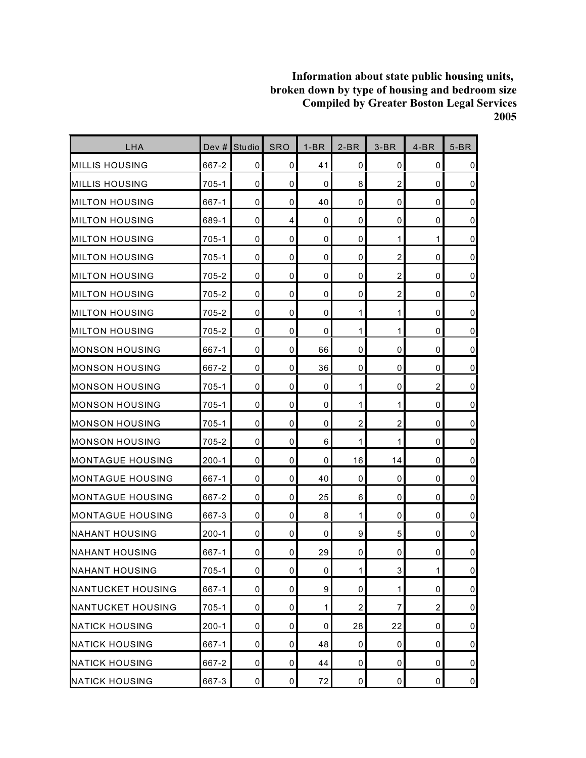**Information about state public housing units, broken down by type of housing and bedroom size Compiled by Greater Boston Legal Services 2005**

| LHA | Dev # | Studio | SRO | 1-BR | 2-BR | 3-BR | 4-BR | 5-BR |
|---|---|---|---|---|---|---|---|---|
| MILLIS HOUSING | 667-2 | 0 | 0 | 41 | 0 | 0 | 0 | 0 |
| MILLIS HOUSING | 705-1 | 0 | 0 | 0 | 8 | 2 | 0 | 0 |
| MILTON HOUSING | 667-1 | 0 | 0 | 40 | 0 | 0 | 0 | 0 |
| MILTON HOUSING | 689-1 | 0 | 4 | 0 | 0 | 0 | 0 | 0 |
| MILTON HOUSING | 705-1 | 0 | 0 | 0 | 0 | 1 | 1 | 0 |
| MILTON HOUSING | 705-1 | 0 | 0 | 0 | 0 | 2 | 0 | 0 |
| MILTON HOUSING | 705-2 | 0 | 0 | 0 | 0 | 2 | 0 | 0 |
| MILTON HOUSING | 705-2 | 0 | 0 | 0 | 0 | 2 | 0 | 0 |
| MILTON HOUSING | 705-2 | 0 | 0 | 0 | 1 | 1 | 0 | 0 |
| MILTON HOUSING | 705-2 | 0 | 0 | 0 | 1 | 1 | 0 | 0 |
| MONSON HOUSING | 667-1 | 0 | 0 | 66 | 0 | 0 | 0 | 0 |
| MONSON HOUSING | 667-2 | 0 | 0 | 36 | 0 | 0 | 0 | 0 |
| MONSON HOUSING | 705-1 | 0 | 0 | 0 | 1 | 0 | 2 | 0 |
| MONSON HOUSING | 705-1 | 0 | 0 | 0 | 1 | 1 | 0 | 0 |
| MONSON HOUSING | 705-1 | 0 | 0 | 0 | 2 | 2 | 0 | 0 |
| MONSON HOUSING | 705-2 | 0 | 0 | 6 | 1 | 1 | 0 | 0 |
| MONTAGUE HOUSING | 200-1 | 0 | 0 | 0 | 16 | 14 | 0 | 0 |
| MONTAGUE HOUSING | 667-1 | 0 | 0 | 40 | 0 | 0 | 0 | 0 |
| MONTAGUE HOUSING | 667-2 | 0 | 0 | 25 | 6 | 0 | 0 | 0 |
| MONTAGUE HOUSING | 667-3 | 0 | 0 | 8 | 1 | 0 | 0 | 0 |
| NAHANT HOUSING | 200-1 | 0 | 0 | 0 | 9 | 5 | 0 | 0 |
| NAHANT HOUSING | 667-1 | 0 | 0 | 29 | 0 | 0 | 0 | 0 |
| NAHANT HOUSING | 705-1 | 0 | 0 | 0 | 1 | 3 | 1 | 0 |
| NANTUCKET HOUSING | 667-1 | 0 | 0 | 9 | 0 | 1 | 0 | 0 |
| NANTUCKET HOUSING | 705-1 | 0 | 0 | 1 | 2 | 7 | 2 | 0 |
| NATICK HOUSING | 200-1 | 0 | 0 | 0 | 28 | 22 | 0 | 0 |
| NATICK HOUSING | 667-1 | 0 | 0 | 48 | 0 | 0 | 0 | 0 |
| NATICK HOUSING | 667-2 | 0 | 0 | 44 | 0 | 0 | 0 | 0 |
| NATICK HOUSING | 667-3 | 0 | 0 | 72 | 0 | 0 | 0 | 0 |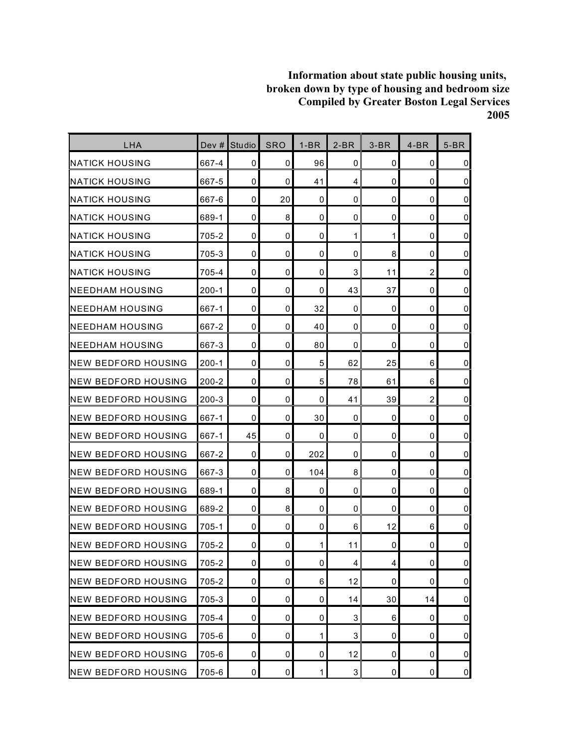**Information about state public housing units, broken down by type of housing and bedroom size Compiled by Greater Boston Legal Services 2005**

| LHA | Dev # | Studio | SRO | 1-BR | 2-BR | 3-BR | 4-BR | 5-BR |
|---|---|---|---|---|---|---|---|---|
| NATICK HOUSING | 667-4 | 0 | 0 | 96 | 0 | 0 | 0 | 0 |
| NATICK HOUSING | 667-5 | 0 | 0 | 41 | 4 | 0 | 0 | 0 |
| NATICK HOUSING | 667-6 | 0 | 20 | 0 | 0 | 0 | 0 | 0 |
| NATICK HOUSING | 689-1 | 0 | 8 | 0 | 0 | 0 | 0 | 0 |
| NATICK HOUSING | 705-2 | 0 | 0 | 0 | 1 | 1 | 0 | 0 |
| NATICK HOUSING | 705-3 | 0 | 0 | 0 | 0 | 8 | 0 | 0 |
| NATICK HOUSING | 705-4 | 0 | 0 | 0 | 3 | 11 | 2 | 0 |
| NEEDHAM HOUSING | 200-1 | 0 | 0 | 0 | 43 | 37 | 0 | 0 |
| NEEDHAM HOUSING | 667-1 | 0 | 0 | 32 | 0 | 0 | 0 | 0 |
| NEEDHAM HOUSING | 667-2 | 0 | 0 | 40 | 0 | 0 | 0 | 0 |
| NEEDHAM HOUSING | 667-3 | 0 | 0 | 80 | 0 | 0 | 0 | 0 |
| NEW BEDFORD HOUSING | 200-1 | 0 | 0 | 5 | 62 | 25 | 6 | 0 |
| NEW BEDFORD HOUSING | 200-2 | 0 | 0 | 5 | 78 | 61 | 6 | 0 |
| NEW BEDFORD HOUSING | 200-3 | 0 | 0 | 0 | 41 | 39 | 2 | 0 |
| NEW BEDFORD HOUSING | 667-1 | 0 | 0 | 30 | 0 | 0 | 0 | 0 |
| NEW BEDFORD HOUSING | 667-1 | 45 | 0 | 0 | 0 | 0 | 0 | 0 |
| NEW BEDFORD HOUSING | 667-2 | 0 | 0 | 202 | 0 | 0 | 0 | 0 |
| NEW BEDFORD HOUSING | 667-3 | 0 | 0 | 104 | 8 | 0 | 0 | 0 |
| NEW BEDFORD HOUSING | 689-1 | 0 | 8 | 0 | 0 | 0 | 0 | 0 |
| NEW BEDFORD HOUSING | 689-2 | 0 | 8 | 0 | 0 | 0 | 0 | 0 |
| NEW BEDFORD HOUSING | 705-1 | 0 | 0 | 0 | 6 | 12 | 6 | 0 |
| NEW BEDFORD HOUSING | 705-2 | 0 | 0 | 1 | 11 | 0 | 0 | 0 |
| NEW BEDFORD HOUSING | 705-2 | 0 | 0 | 0 | 4 | 4 | 0 | 0 |
| NEW BEDFORD HOUSING | 705-2 | 0 | 0 | 6 | 12 | 0 | 0 | 0 |
| NEW BEDFORD HOUSING | 705-3 | 0 | 0 | 0 | 14 | 30 | 14 | 0 |
| NEW BEDFORD HOUSING | 705-4 | 0 | 0 | 0 | 3 | 6 | 0 | 0 |
| NEW BEDFORD HOUSING | 705-6 | 0 | 0 | 1 | 3 | 0 | 0 | 0 |
| NEW BEDFORD HOUSING | 705-6 | 0 | 0 | 0 | 12 | 0 | 0 | 0 |
| NEW BEDFORD HOUSING | 705-6 | 0 | 0 | 1 | 3 | 0 | 0 | 0 |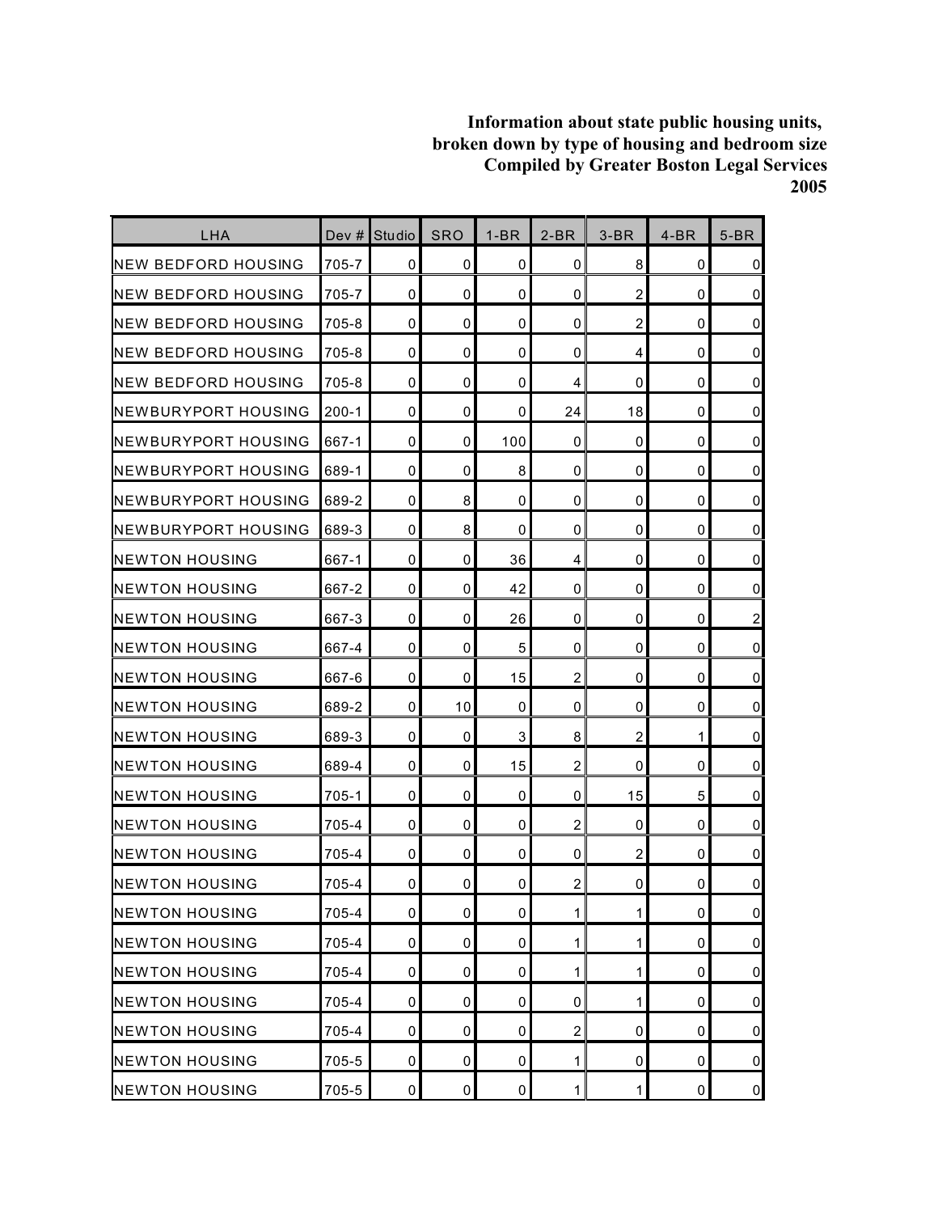**Information about state public housing units, broken down by type of housing and bedroom size Compiled by Greater Boston Legal Services 2005**

| LHA | Dev # | Studio | SRO | 1-BR | 2-BR | 3-BR | 4-BR | 5-BR |
|---|---|---|---|---|---|---|---|---|
| NEW BEDFORD HOUSING | 705-7 | 0 | 0 | 0 | 0 | 8 | 0 | 0 |
| NEW BEDFORD HOUSING | 705-7 | 0 | 0 | 0 | 0 | 2 | 0 | 0 |
| NEW BEDFORD HOUSING | 705-8 | 0 | 0 | 0 | 0 | 2 | 0 | 0 |
| NEW BEDFORD HOUSING | 705-8 | 0 | 0 | 0 | 0 | 4 | 0 | 0 |
| NEW BEDFORD HOUSING | 705-8 | 0 | 0 | 0 | 4 | 0 | 0 | 0 |
| NEWBURYPORT HOUSING | 200-1 | 0 | 0 | 0 | 24 | 18 | 0 | 0 |
| NEWBURYPORT HOUSING | 667-1 | 0 | 0 | 100 | 0 | 0 | 0 | 0 |
| NEWBURYPORT HOUSING | 689-1 | 0 | 0 | 8 | 0 | 0 | 0 | 0 |
| NEWBURYPORT HOUSING | 689-2 | 0 | 8 | 0 | 0 | 0 | 0 | 0 |
| NEWBURYPORT HOUSING | 689-3 | 0 | 8 | 0 | 0 | 0 | 0 | 0 |
| NEWTON HOUSING | 667-1 | 0 | 0 | 36 | 4 | 0 | 0 | 0 |
| NEWTON HOUSING | 667-2 | 0 | 0 | 42 | 0 | 0 | 0 | 0 |
| NEWTON HOUSING | 667-3 | 0 | 0 | 26 | 0 | 0 | 0 | 2 |
| NEWTON HOUSING | 667-4 | 0 | 0 | 5 | 0 | 0 | 0 | 0 |
| NEWTON HOUSING | 667-6 | 0 | 0 | 15 | 2 | 0 | 0 | 0 |
| NEWTON HOUSING | 689-2 | 0 | 10 | 0 | 0 | 0 | 0 | 0 |
| NEWTON HOUSING | 689-3 | 0 | 0 | 3 | 8 | 2 | 1 | 0 |
| NEWTON HOUSING | 689-4 | 0 | 0 | 15 | 2 | 0 | 0 | 0 |
| NEWTON HOUSING | 705-1 | 0 | 0 | 0 | 0 | 15 | 5 | 0 |
| NEWTON HOUSING | 705-4 | 0 | 0 | 0 | 2 | 0 | 0 | 0 |
| NEWTON HOUSING | 705-4 | 0 | 0 | 0 | 0 | 2 | 0 | 0 |
| NEWTON HOUSING | 705-4 | 0 | 0 | 0 | 2 | 0 | 0 | 0 |
| NEWTON HOUSING | 705-4 | 0 | 0 | 0 | 1 | 1 | 0 | 0 |
| NEWTON HOUSING | 705-4 | 0 | 0 | 0 | 1 | 1 | 0 | 0 |
| NEWTON HOUSING | 705-4 | 0 | 0 | 0 | 1 | 1 | 0 | 0 |
| NEWTON HOUSING | 705-4 | 0 | 0 | 0 | 0 | 1 | 0 | 0 |
| NEWTON HOUSING | 705-4 | 0 | 0 | 0 | 2 | 0 | 0 | 0 |
| NEWTON HOUSING | 705-5 | 0 | 0 | 0 | 1 | 0 | 0 | 0 |
| NEWTON HOUSING | 705-5 | 0 | 0 | 0 | 1 | 1 | 0 | 0 |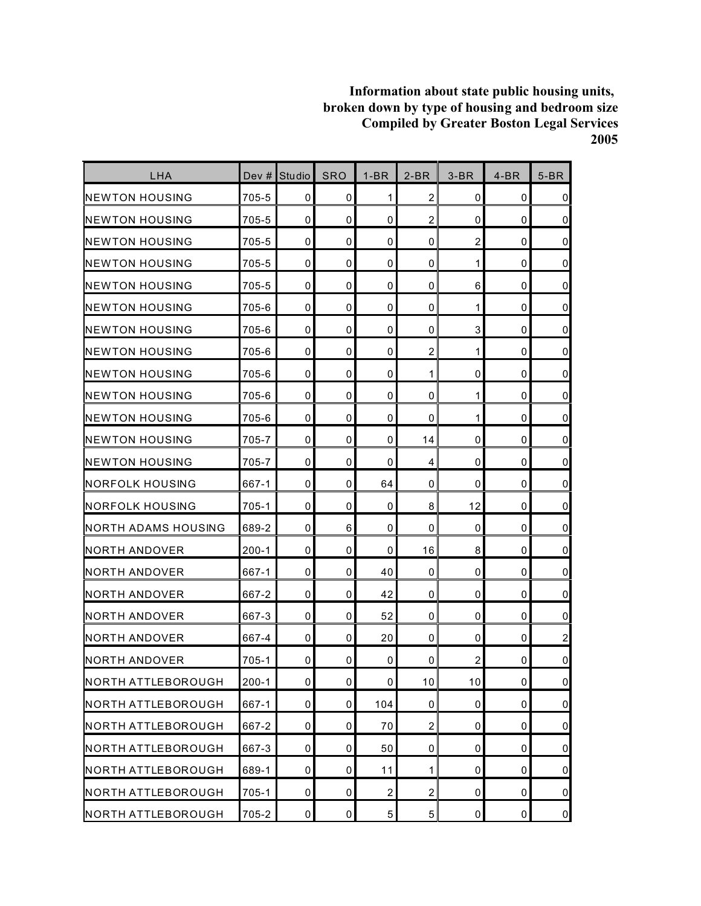**Information about state public housing units, broken down by type of housing and bedroom size Compiled by Greater Boston Legal Services 2005**

| LHA | Dev # | Studio | SRO | 1-BR | 2-BR | 3-BR | 4-BR | 5-BR |
|---|---|---|---|---|---|---|---|---|
| NEWTON HOUSING | 705-5 | 0 | 0 | 1 | 2 | 0 | 0 | 0 |
| NEWTON HOUSING | 705-5 | 0 | 0 | 0 | 2 | 0 | 0 | 0 |
| NEWTON HOUSING | 705-5 | 0 | 0 | 0 | 0 | 2 | 0 | 0 |
| NEWTON HOUSING | 705-5 | 0 | 0 | 0 | 0 | 1 | 0 | 0 |
| NEWTON HOUSING | 705-5 | 0 | 0 | 0 | 0 | 6 | 0 | 0 |
| NEWTON HOUSING | 705-6 | 0 | 0 | 0 | 0 | 1 | 0 | 0 |
| NEWTON HOUSING | 705-6 | 0 | 0 | 0 | 0 | 3 | 0 | 0 |
| NEWTON HOUSING | 705-6 | 0 | 0 | 0 | 2 | 1 | 0 | 0 |
| NEWTON HOUSING | 705-6 | 0 | 0 | 0 | 1 | 0 | 0 | 0 |
| NEWTON HOUSING | 705-6 | 0 | 0 | 0 | 0 | 1 | 0 | 0 |
| NEWTON HOUSING | 705-6 | 0 | 0 | 0 | 0 | 1 | 0 | 0 |
| NEWTON HOUSING | 705-7 | 0 | 0 | 0 | 14 | 0 | 0 | 0 |
| NEWTON HOUSING | 705-7 | 0 | 0 | 0 | 4 | 0 | 0 | 0 |
| NORFOLK HOUSING | 667-1 | 0 | 0 | 64 | 0 | 0 | 0 | 0 |
| NORFOLK HOUSING | 705-1 | 0 | 0 | 0 | 8 | 12 | 0 | 0 |
| NORTH ADAMS HOUSING | 689-2 | 0 | 6 | 0 | 0 | 0 | 0 | 0 |
| NORTH ANDOVER | 200-1 | 0 | 0 | 0 | 16 | 8 | 0 | 0 |
| NORTH ANDOVER | 667-1 | 0 | 0 | 40 | 0 | 0 | 0 | 0 |
| NORTH ANDOVER | 667-2 | 0 | 0 | 42 | 0 | 0 | 0 | 0 |
| NORTH ANDOVER | 667-3 | 0 | 0 | 52 | 0 | 0 | 0 | 0 |
| NORTH ANDOVER | 667-4 | 0 | 0 | 20 | 0 | 0 | 0 | 2 |
| NORTH ANDOVER | 705-1 | 0 | 0 | 0 | 0 | 2 | 0 | 0 |
| NORTH ATTLEBOROUGH | 200-1 | 0 | 0 | 0 | 10 | 10 | 0 | 0 |
| NORTH ATTLEBOROUGH | 667-1 | 0 | 0 | 104 | 0 | 0 | 0 | 0 |
| NORTH ATTLEBOROUGH | 667-2 | 0 | 0 | 70 | 2 | 0 | 0 | 0 |
| NORTH ATTLEBOROUGH | 667-3 | 0 | 0 | 50 | 0 | 0 | 0 | 0 |
| NORTH ATTLEBOROUGH | 689-1 | 0 | 0 | 11 | 1 | 0 | 0 | 0 |
| NORTH ATTLEBOROUGH | 705-1 | 0 | 0 | 2 | 2 | 0 | 0 | 0 |
| NORTH ATTLEBOROUGH | 705-2 | 0 | 0 | 5 | 5 | 0 | 0 | 0 |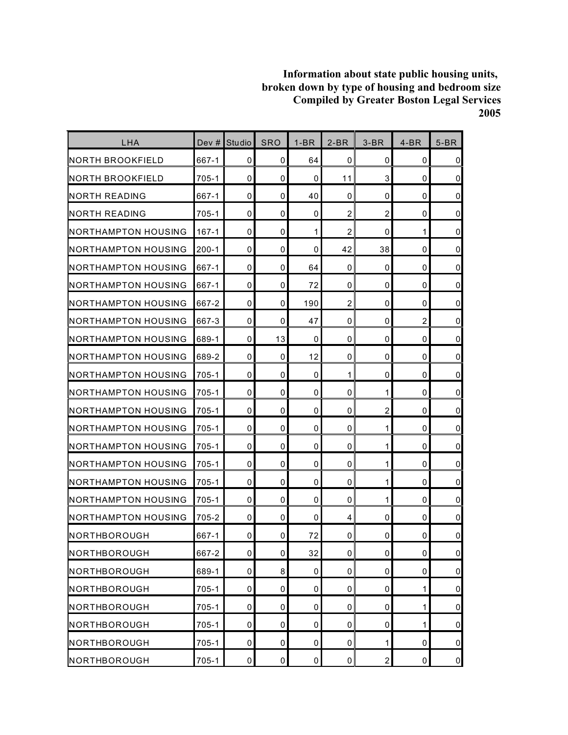**Information about state public housing units, broken down by type of housing and bedroom size Compiled by Greater Boston Legal Services 2005**

| LHA | Dev # | Studio | SRO | 1-BR | 2-BR | 3-BR | 4-BR | 5-BR |
|---|---|---|---|---|---|---|---|---|
| NORTH BROOKFIELD | 667-1 | 0 | 0 | 64 | 0 | 0 | 0 | 0 |
| NORTH BROOKFIELD | 705-1 | 0 | 0 | 0 | 11 | 3 | 0 | 0 |
| NORTH READING | 667-1 | 0 | 0 | 40 | 0 | 0 | 0 | 0 |
| NORTH READING | 705-1 | 0 | 0 | 0 | 2 | 2 | 0 | 0 |
| NORTHAMPTON HOUSING | 167-1 | 0 | 0 | 1 | 2 | 0 | 1 | 0 |
| NORTHAMPTON HOUSING | 200-1 | 0 | 0 | 0 | 42 | 38 | 0 | 0 |
| NORTHAMPTON HOUSING | 667-1 | 0 | 0 | 64 | 0 | 0 | 0 | 0 |
| NORTHAMPTON HOUSING | 667-1 | 0 | 0 | 72 | 0 | 0 | 0 | 0 |
| NORTHAMPTON HOUSING | 667-2 | 0 | 0 | 190 | 2 | 0 | 0 | 0 |
| NORTHAMPTON HOUSING | 667-3 | 0 | 0 | 47 | 0 | 0 | 2 | 0 |
| NORTHAMPTON HOUSING | 689-1 | 0 | 13 | 0 | 0 | 0 | 0 | 0 |
| NORTHAMPTON HOUSING | 689-2 | 0 | 0 | 12 | 0 | 0 | 0 | 0 |
| NORTHAMPTON HOUSING | 705-1 | 0 | 0 | 0 | 1 | 0 | 0 | 0 |
| NORTHAMPTON HOUSING | 705-1 | 0 | 0 | 0 | 0 | 1 | 0 | 0 |
| NORTHAMPTON HOUSING | 705-1 | 0 | 0 | 0 | 0 | 2 | 0 | 0 |
| NORTHAMPTON HOUSING | 705-1 | 0 | 0 | 0 | 0 | 1 | 0 | 0 |
| NORTHAMPTON HOUSING | 705-1 | 0 | 0 | 0 | 0 | 1 | 0 | 0 |
| NORTHAMPTON HOUSING | 705-1 | 0 | 0 | 0 | 0 | 1 | 0 | 0 |
| NORTHAMPTON HOUSING | 705-1 | 0 | 0 | 0 | 0 | 1 | 0 | 0 |
| NORTHAMPTON HOUSING | 705-1 | 0 | 0 | 0 | 0 | 1 | 0 | 0 |
| NORTHAMPTON HOUSING | 705-2 | 0 | 0 | 0 | 4 | 0 | 0 | 0 |
| NORTHBOROUGH | 667-1 | 0 | 0 | 72 | 0 | 0 | 0 | 0 |
| NORTHBOROUGH | 667-2 | 0 | 0 | 32 | 0 | 0 | 0 | 0 |
| NORTHBOROUGH | 689-1 | 0 | 8 | 0 | 0 | 0 | 0 | 0 |
| NORTHBOROUGH | 705-1 | 0 | 0 | 0 | 0 | 0 | 1 | 0 |
| NORTHBOROUGH | 705-1 | 0 | 0 | 0 | 0 | 0 | 1 | 0 |
| NORTHBOROUGH | 705-1 | 0 | 0 | 0 | 0 | 0 | 1 | 0 |
| NORTHBOROUGH | 705-1 | 0 | 0 | 0 | 0 | 1 | 0 | 0 |
| NORTHBOROUGH | 705-1 | 0 | 0 | 0 | 0 | 2 | 0 | 0 |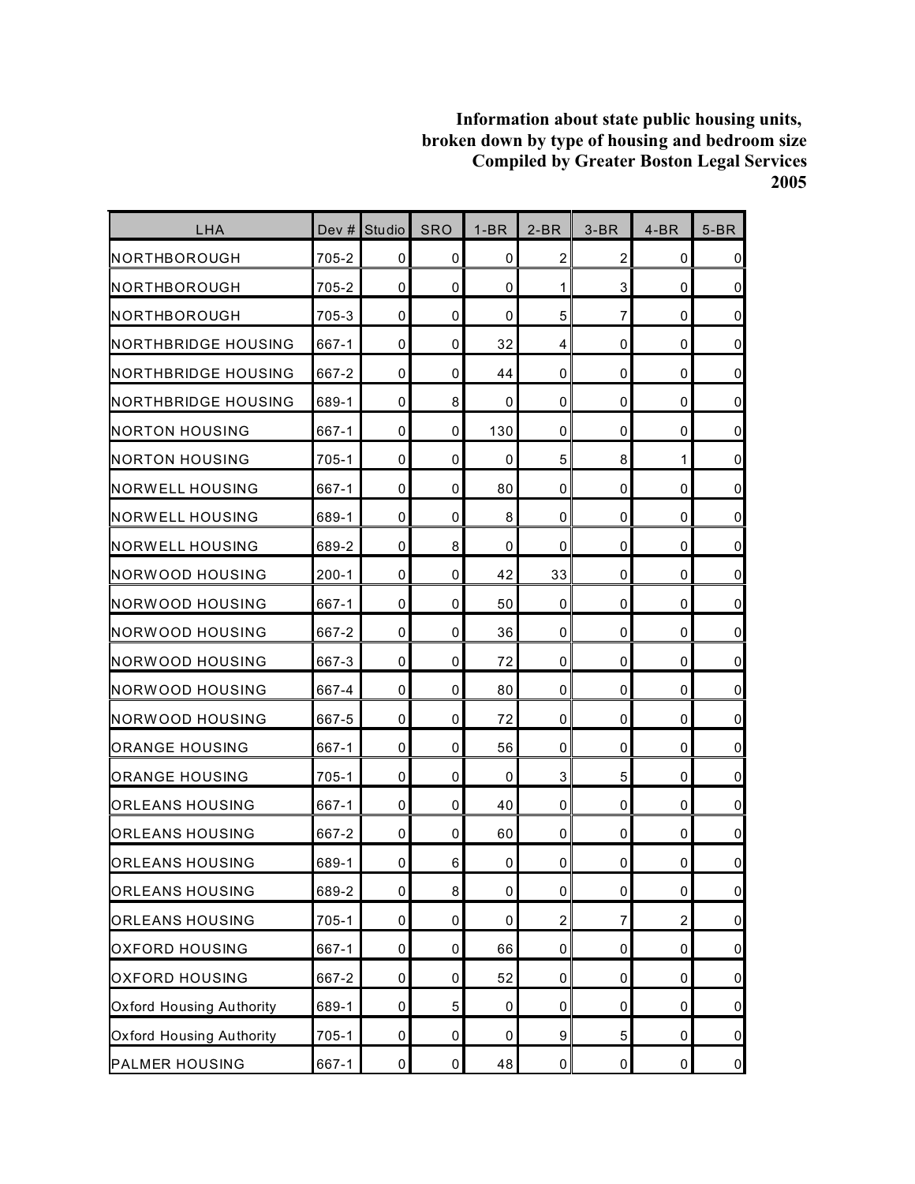**Information about state public housing units,**
**broken down by type of housing and bedroom size**
**Compiled by Greater Boston Legal Services**
**2005**

| LHA | Dev # | Studio | SRO | 1-BR | 2-BR | 3-BR | 4-BR | 5-BR |
|---|---|---|---|---|---|---|---|---|
| NORTHBOROUGH | 705-2 | 0 | 0 | 0 | 2 | 2 | 0 | 0 |
| NORTHBOROUGH | 705-2 | 0 | 0 | 0 | 1 | 3 | 0 | 0 |
| NORTHBOROUGH | 705-3 | 0 | 0 | 0 | 5 | 7 | 0 | 0 |
| NORTHBRIDGE HOUSING | 667-1 | 0 | 0 | 32 | 4 | 0 | 0 | 0 |
| NORTHBRIDGE HOUSING | 667-2 | 0 | 0 | 44 | 0 | 0 | 0 | 0 |
| NORTHBRIDGE HOUSING | 689-1 | 0 | 8 | 0 | 0 | 0 | 0 | 0 |
| NORTON HOUSING | 667-1 | 0 | 0 | 130 | 0 | 0 | 0 | 0 |
| NORTON HOUSING | 705-1 | 0 | 0 | 0 | 5 | 8 | 1 | 0 |
| NORWELL HOUSING | 667-1 | 0 | 0 | 80 | 0 | 0 | 0 | 0 |
| NORWELL HOUSING | 689-1 | 0 | 0 | 8 | 0 | 0 | 0 | 0 |
| NORWELL HOUSING | 689-2 | 0 | 8 | 0 | 0 | 0 | 0 | 0 |
| NORWOOD HOUSING | 200-1 | 0 | 0 | 42 | 33 | 0 | 0 | 0 |
| NORWOOD HOUSING | 667-1 | 0 | 0 | 50 | 0 | 0 | 0 | 0 |
| NORWOOD HOUSING | 667-2 | 0 | 0 | 36 | 0 | 0 | 0 | 0 |
| NORWOOD HOUSING | 667-3 | 0 | 0 | 72 | 0 | 0 | 0 | 0 |
| NORWOOD HOUSING | 667-4 | 0 | 0 | 80 | 0 | 0 | 0 | 0 |
| NORWOOD HOUSING | 667-5 | 0 | 0 | 72 | 0 | 0 | 0 | 0 |
| ORANGE HOUSING | 667-1 | 0 | 0 | 56 | 0 | 0 | 0 | 0 |
| ORANGE HOUSING | 705-1 | 0 | 0 | 0 | 3 | 5 | 0 | 0 |
| ORLEANS HOUSING | 667-1 | 0 | 0 | 40 | 0 | 0 | 0 | 0 |
| ORLEANS HOUSING | 667-2 | 0 | 0 | 60 | 0 | 0 | 0 | 0 |
| ORLEANS HOUSING | 689-1 | 0 | 6 | 0 | 0 | 0 | 0 | 0 |
| ORLEANS HOUSING | 689-2 | 0 | 8 | 0 | 0 | 0 | 0 | 0 |
| ORLEANS HOUSING | 705-1 | 0 | 0 | 0 | 2 | 7 | 2 | 0 |
| OXFORD HOUSING | 667-1 | 0 | 0 | 66 | 0 | 0 | 0 | 0 |
| OXFORD HOUSING | 667-2 | 0 | 0 | 52 | 0 | 0 | 0 | 0 |
| Oxford Housing Authority | 689-1 | 0 | 5 | 0 | 0 | 0 | 0 | 0 |
| Oxford Housing Authority | 705-1 | 0 | 0 | 0 | 9 | 5 | 0 | 0 |
| PALMER HOUSING | 667-1 | 0 | 0 | 48 | 0 | 0 | 0 | 0 |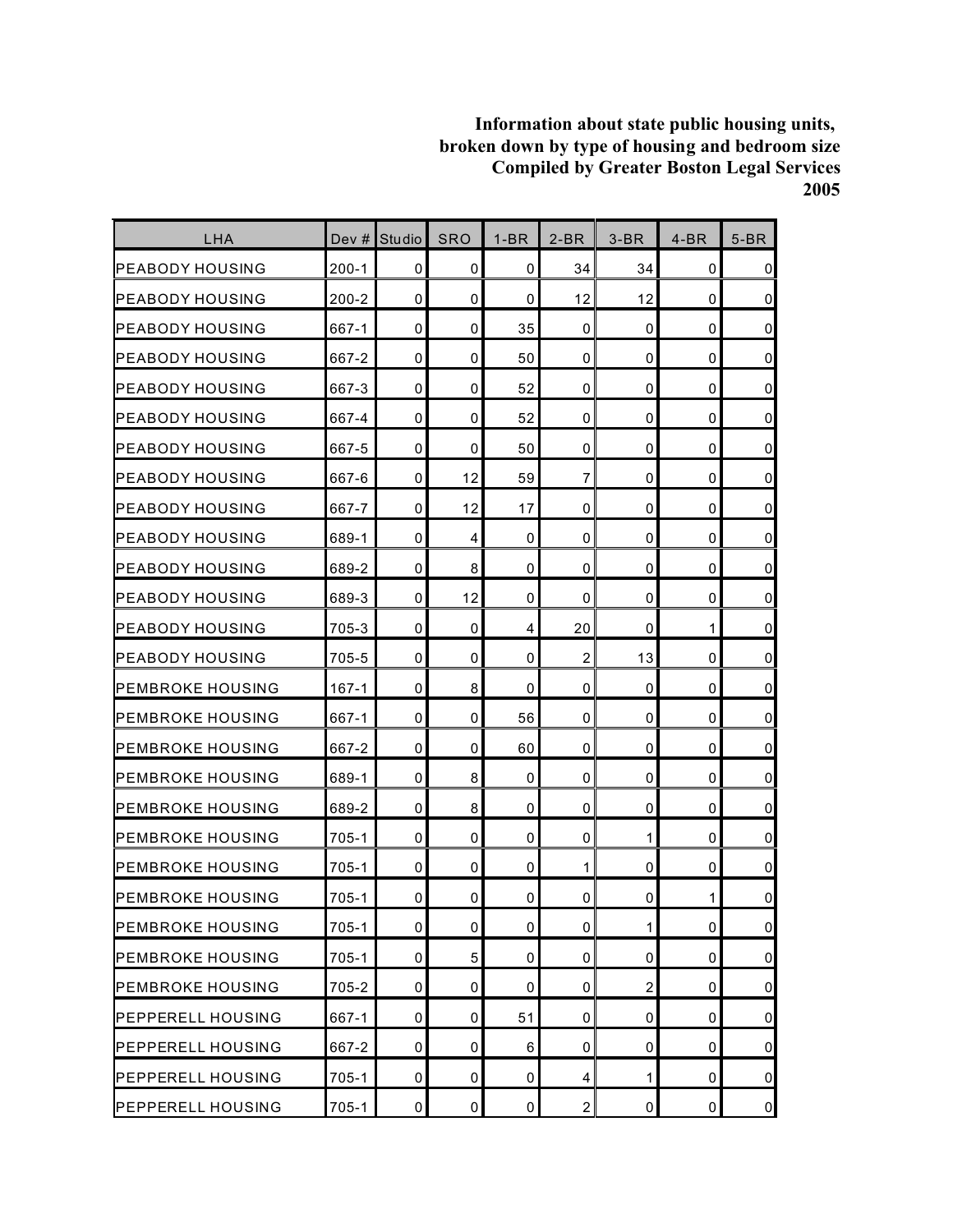**Information about state public housing units, broken down by type of housing and bedroom size Compiled by Greater Boston Legal Services 2005**

| LHA | Dev # | Studio | SRO | 1-BR | 2-BR | 3-BR | 4-BR | 5-BR |
|---|---|---|---|---|---|---|---|---|
| PEABODY HOUSING | 200-1 | 0 | 0 | 0 | 34 | 34 | 0 | 0 |
| PEABODY HOUSING | 200-2 | 0 | 0 | 0 | 12 | 12 | 0 | 0 |
| PEABODY HOUSING | 667-1 | 0 | 0 | 35 | 0 | 0 | 0 | 0 |
| PEABODY HOUSING | 667-2 | 0 | 0 | 50 | 0 | 0 | 0 | 0 |
| PEABODY HOUSING | 667-3 | 0 | 0 | 52 | 0 | 0 | 0 | 0 |
| PEABODY HOUSING | 667-4 | 0 | 0 | 52 | 0 | 0 | 0 | 0 |
| PEABODY HOUSING | 667-5 | 0 | 0 | 50 | 0 | 0 | 0 | 0 |
| PEABODY HOUSING | 667-6 | 0 | 12 | 59 | 7 | 0 | 0 | 0 |
| PEABODY HOUSING | 667-7 | 0 | 12 | 17 | 0 | 0 | 0 | 0 |
| PEABODY HOUSING | 689-1 | 0 | 4 | 0 | 0 | 0 | 0 | 0 |
| PEABODY HOUSING | 689-2 | 0 | 8 | 0 | 0 | 0 | 0 | 0 |
| PEABODY HOUSING | 689-3 | 0 | 12 | 0 | 0 | 0 | 0 | 0 |
| PEABODY HOUSING | 705-3 | 0 | 0 | 4 | 20 | 0 | 1 | 0 |
| PEABODY HOUSING | 705-5 | 0 | 0 | 0 | 2 | 13 | 0 | 0 |
| PEMBROKE HOUSING | 167-1 | 0 | 8 | 0 | 0 | 0 | 0 | 0 |
| PEMBROKE HOUSING | 667-1 | 0 | 0 | 56 | 0 | 0 | 0 | 0 |
| PEMBROKE HOUSING | 667-2 | 0 | 0 | 60 | 0 | 0 | 0 | 0 |
| PEMBROKE HOUSING | 689-1 | 0 | 8 | 0 | 0 | 0 | 0 | 0 |
| PEMBROKE HOUSING | 689-2 | 0 | 8 | 0 | 0 | 0 | 0 | 0 |
| PEMBROKE HOUSING | 705-1 | 0 | 0 | 0 | 0 | 1 | 0 | 0 |
| PEMBROKE HOUSING | 705-1 | 0 | 0 | 0 | 1 | 0 | 0 | 0 |
| PEMBROKE HOUSING | 705-1 | 0 | 0 | 0 | 0 | 0 | 1 | 0 |
| PEMBROKE HOUSING | 705-1 | 0 | 0 | 0 | 0 | 1 | 0 | 0 |
| PEMBROKE HOUSING | 705-1 | 0 | 5 | 0 | 0 | 0 | 0 | 0 |
| PEMBROKE HOUSING | 705-2 | 0 | 0 | 0 | 0 | 2 | 0 | 0 |
| PEPPERELL HOUSING | 667-1 | 0 | 0 | 51 | 0 | 0 | 0 | 0 |
| PEPPERELL HOUSING | 667-2 | 0 | 0 | 6 | 0 | 0 | 0 | 0 |
| PEPPERELL HOUSING | 705-1 | 0 | 0 | 0 | 4 | 1 | 0 | 0 |
| PEPPERELL HOUSING | 705-1 | 0 | 0 | 0 | 2 | 0 | 0 | 0 |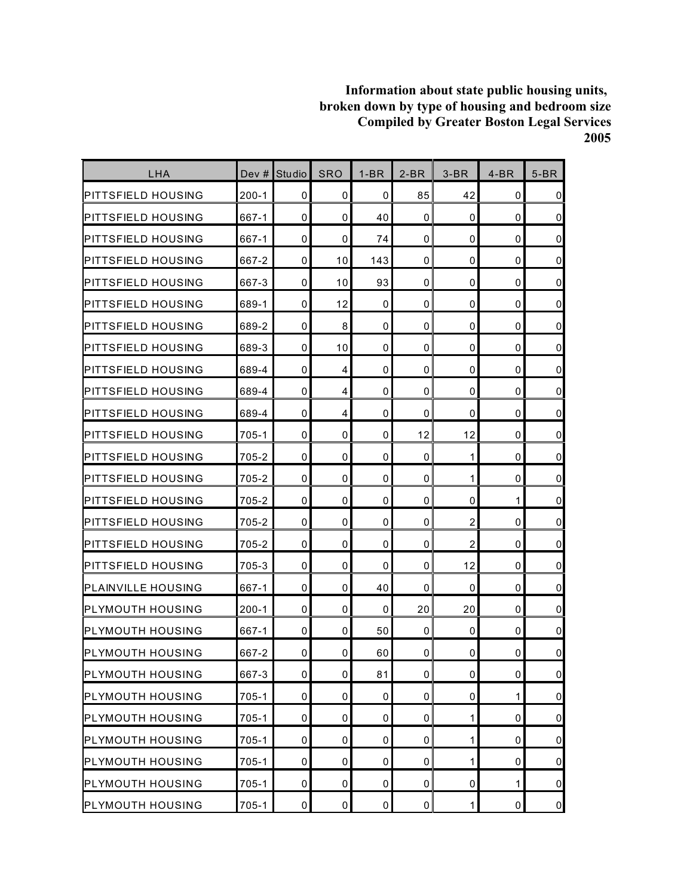**Information about state public housing units, broken down by type of housing and bedroom size Compiled by Greater Boston Legal Services 2005**

| LHA | Dev # | Studio | SRO | 1-BR | 2-BR | 3-BR | 4-BR | 5-BR |
|---|---|---|---|---|---|---|---|---|
| PITTSFIELD HOUSING | 200-1 | 0 | 0 | 0 | 85 | 42 | 0 | 0 |
| PITTSFIELD HOUSING | 667-1 | 0 | 0 | 40 | 0 | 0 | 0 | 0 |
| PITTSFIELD HOUSING | 667-1 | 0 | 0 | 74 | 0 | 0 | 0 | 0 |
| PITTSFIELD HOUSING | 667-2 | 0 | 10 | 143 | 0 | 0 | 0 | 0 |
| PITTSFIELD HOUSING | 667-3 | 0 | 10 | 93 | 0 | 0 | 0 | 0 |
| PITTSFIELD HOUSING | 689-1 | 0 | 12 | 0 | 0 | 0 | 0 | 0 |
| PITTSFIELD HOUSING | 689-2 | 0 | 8 | 0 | 0 | 0 | 0 | 0 |
| PITTSFIELD HOUSING | 689-3 | 0 | 10 | 0 | 0 | 0 | 0 | 0 |
| PITTSFIELD HOUSING | 689-4 | 0 | 4 | 0 | 0 | 0 | 0 | 0 |
| PITTSFIELD HOUSING | 689-4 | 0 | 4 | 0 | 0 | 0 | 0 | 0 |
| PITTSFIELD HOUSING | 689-4 | 0 | 4 | 0 | 0 | 0 | 0 | 0 |
| PITTSFIELD HOUSING | 705-1 | 0 | 0 | 0 | 12 | 12 | 0 | 0 |
| PITTSFIELD HOUSING | 705-2 | 0 | 0 | 0 | 0 | 1 | 0 | 0 |
| PITTSFIELD HOUSING | 705-2 | 0 | 0 | 0 | 0 | 1 | 0 | 0 |
| PITTSFIELD HOUSING | 705-2 | 0 | 0 | 0 | 0 | 0 | 1 | 0 |
| PITTSFIELD HOUSING | 705-2 | 0 | 0 | 0 | 0 | 2 | 0 | 0 |
| PITTSFIELD HOUSING | 705-2 | 0 | 0 | 0 | 0 | 2 | 0 | 0 |
| PITTSFIELD HOUSING | 705-3 | 0 | 0 | 0 | 0 | 12 | 0 | 0 |
| PLAINVILLE HOUSING | 667-1 | 0 | 0 | 40 | 0 | 0 | 0 | 0 |
| PLYMOUTH HOUSING | 200-1 | 0 | 0 | 0 | 20 | 20 | 0 | 0 |
| PLYMOUTH HOUSING | 667-1 | 0 | 0 | 50 | 0 | 0 | 0 | 0 |
| PLYMOUTH HOUSING | 667-2 | 0 | 0 | 60 | 0 | 0 | 0 | 0 |
| PLYMOUTH HOUSING | 667-3 | 0 | 0 | 81 | 0 | 0 | 0 | 0 |
| PLYMOUTH HOUSING | 705-1 | 0 | 0 | 0 | 0 | 0 | 1 | 0 |
| PLYMOUTH HOUSING | 705-1 | 0 | 0 | 0 | 0 | 1 | 0 | 0 |
| PLYMOUTH HOUSING | 705-1 | 0 | 0 | 0 | 0 | 1 | 0 | 0 |
| PLYMOUTH HOUSING | 705-1 | 0 | 0 | 0 | 0 | 1 | 0 | 0 |
| PLYMOUTH HOUSING | 705-1 | 0 | 0 | 0 | 0 | 0 | 1 | 0 |
| PLYMOUTH HOUSING | 705-1 | 0 | 0 | 0 | 0 | 1 | 0 | 0 |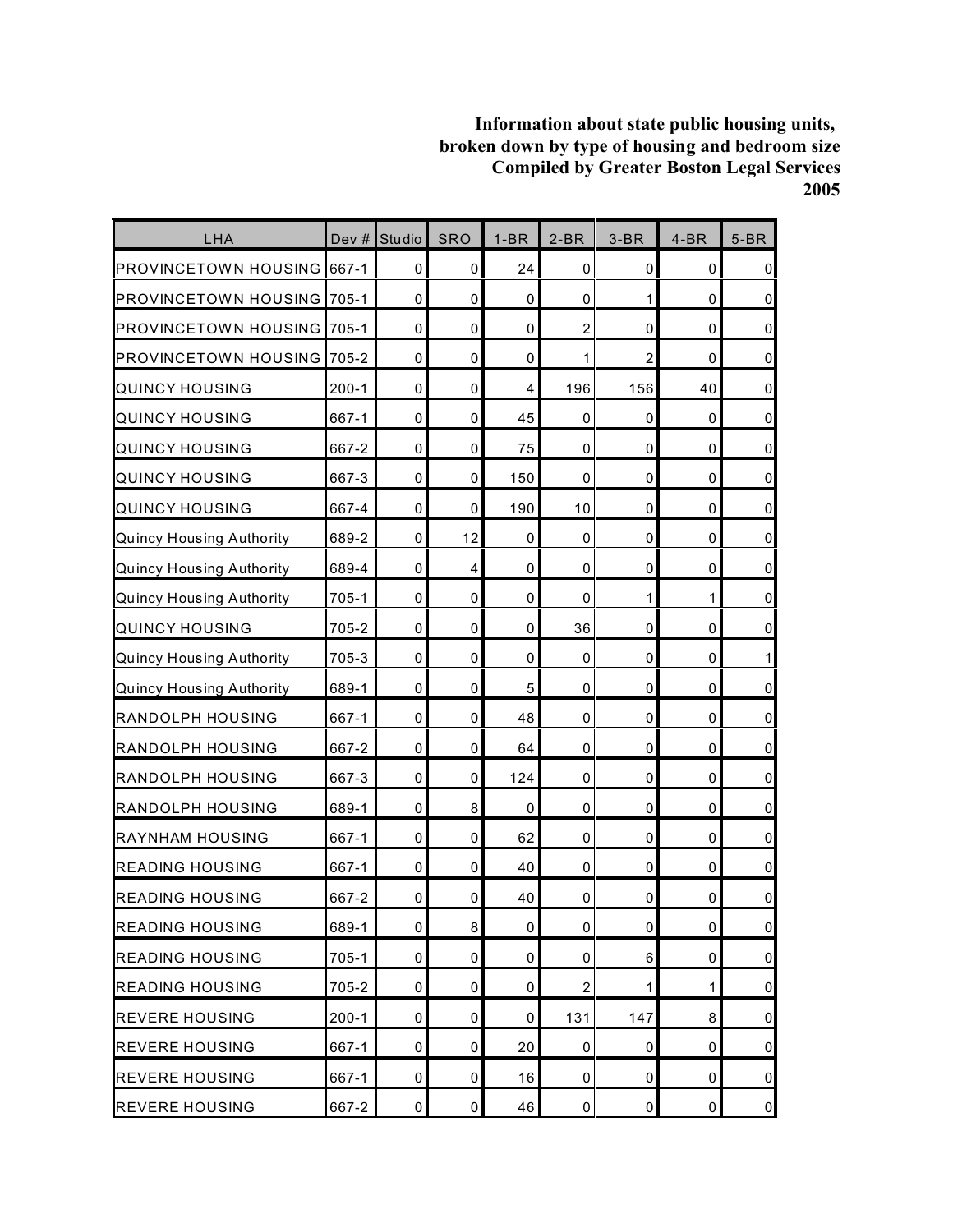**Information about state public housing units, broken down by type of housing and bedroom size Compiled by Greater Boston Legal Services 2005**

| LHA | Dev # | Studio | SRO | 1-BR | 2-BR | 3-BR | 4-BR | 5-BR |
|---|---|---|---|---|---|---|---|---|
| PROVINCETOWN HOUSING | 667-1 | 0 | 0 | 24 | 0 | 0 | 0 | 0 |
| PROVINCETOWN HOUSING | 705-1 | 0 | 0 | 0 | 0 | 1 | 0 | 0 |
| PROVINCETOWN HOUSING | 705-1 | 0 | 0 | 0 | 2 | 0 | 0 | 0 |
| PROVINCETOWN HOUSING | 705-2 | 0 | 0 | 0 | 1 | 2 | 0 | 0 |
| QUINCY HOUSING | 200-1 | 0 | 0 | 4 | 196 | 156 | 40 | 0 |
| QUINCY HOUSING | 667-1 | 0 | 0 | 45 | 0 | 0 | 0 | 0 |
| QUINCY HOUSING | 667-2 | 0 | 0 | 75 | 0 | 0 | 0 | 0 |
| QUINCY HOUSING | 667-3 | 0 | 0 | 150 | 0 | 0 | 0 | 0 |
| QUINCY HOUSING | 667-4 | 0 | 0 | 190 | 10 | 0 | 0 | 0 |
| Quincy Housing Authority | 689-2 | 0 | 12 | 0 | 0 | 0 | 0 | 0 |
| Quincy Housing Authority | 689-4 | 0 | 4 | 0 | 0 | 0 | 0 | 0 |
| Quincy Housing Authority | 705-1 | 0 | 0 | 0 | 0 | 1 | 1 | 0 |
| QUINCY HOUSING | 705-2 | 0 | 0 | 0 | 36 | 0 | 0 | 0 |
| Quincy Housing Authority | 705-3 | 0 | 0 | 0 | 0 | 0 | 0 | 1 |
| Quincy Housing Authority | 689-1 | 0 | 0 | 5 | 0 | 0 | 0 | 0 |
| RANDOLPH HOUSING | 667-1 | 0 | 0 | 48 | 0 | 0 | 0 | 0 |
| RANDOLPH HOUSING | 667-2 | 0 | 0 | 64 | 0 | 0 | 0 | 0 |
| RANDOLPH HOUSING | 667-3 | 0 | 0 | 124 | 0 | 0 | 0 | 0 |
| RANDOLPH HOUSING | 689-1 | 0 | 8 | 0 | 0 | 0 | 0 | 0 |
| RAYNHAM HOUSING | 667-1 | 0 | 0 | 62 | 0 | 0 | 0 | 0 |
| READING HOUSING | 667-1 | 0 | 0 | 40 | 0 | 0 | 0 | 0 |
| READING HOUSING | 667-2 | 0 | 0 | 40 | 0 | 0 | 0 | 0 |
| READING HOUSING | 689-1 | 0 | 8 | 0 | 0 | 0 | 0 | 0 |
| READING HOUSING | 705-1 | 0 | 0 | 0 | 0 | 6 | 0 | 0 |
| READING HOUSING | 705-2 | 0 | 0 | 0 | 2 | 1 | 1 | 0 |
| REVERE HOUSING | 200-1 | 0 | 0 | 0 | 131 | 147 | 8 | 0 |
| REVERE HOUSING | 667-1 | 0 | 0 | 20 | 0 | 0 | 0 | 0 |
| REVERE HOUSING | 667-1 | 0 | 0 | 16 | 0 | 0 | 0 | 0 |
| REVERE HOUSING | 667-2 | 0 | 0 | 46 | 0 | 0 | 0 | 0 |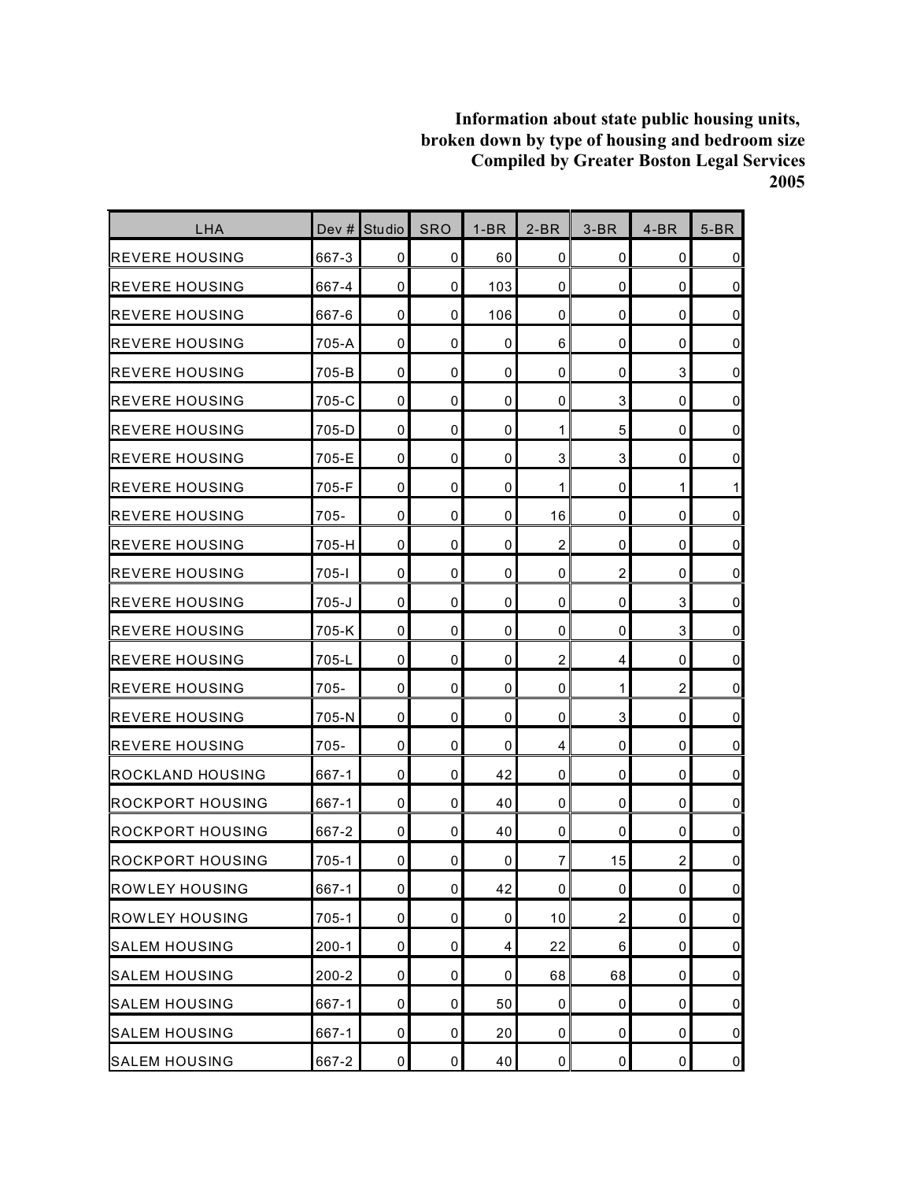**Information about state public housing units, broken down by type of housing and bedroom size Compiled by Greater Boston Legal Services 2005**

| LHA | Dev # | Studio | SRO | 1-BR | 2-BR | 3-BR | 4-BR | 5-BR |
|---|---|---|---|---|---|---|---|---|
| REVERE HOUSING | 667-3 | 0 | 0 | 60 | 0 | 0 | 0 | 0 |
| REVERE HOUSING | 667-4 | 0 | 0 | 103 | 0 | 0 | 0 | 0 |
| REVERE HOUSING | 667-6 | 0 | 0 | 106 | 0 | 0 | 0 | 0 |
| REVERE HOUSING | 705-A | 0 | 0 | 0 | 6 | 0 | 0 | 0 |
| REVERE HOUSING | 705-B | 0 | 0 | 0 | 0 | 0 | 3 | 0 |
| REVERE HOUSING | 705-C | 0 | 0 | 0 | 0 | 3 | 0 | 0 |
| REVERE HOUSING | 705-D | 0 | 0 | 0 | 1 | 5 | 0 | 0 |
| REVERE HOUSING | 705-E | 0 | 0 | 0 | 3 | 3 | 0 | 0 |
| REVERE HOUSING | 705-F | 0 | 0 | 0 | 1 | 0 | 1 | 1 |
| REVERE HOUSING | 705- | 0 | 0 | 0 | 16 | 0 | 0 | 0 |
| REVERE HOUSING | 705-H | 0 | 0 | 0 | 2 | 0 | 0 | 0 |
| REVERE HOUSING | 705-I | 0 | 0 | 0 | 0 | 2 | 0 | 0 |
| REVERE HOUSING | 705-J | 0 | 0 | 0 | 0 | 0 | 3 | 0 |
| REVERE HOUSING | 705-K | 0 | 0 | 0 | 0 | 0 | 3 | 0 |
| REVERE HOUSING | 705-L | 0 | 0 | 0 | 2 | 4 | 0 | 0 |
| REVERE HOUSING | 705- | 0 | 0 | 0 | 0 | 1 | 2 | 0 |
| REVERE HOUSING | 705-N | 0 | 0 | 0 | 0 | 3 | 0 | 0 |
| REVERE HOUSING | 705- | 0 | 0 | 0 | 4 | 0 | 0 | 0 |
| ROCKLAND HOUSING | 667-1 | 0 | 0 | 42 | 0 | 0 | 0 | 0 |
| ROCKPORT HOUSING | 667-1 | 0 | 0 | 40 | 0 | 0 | 0 | 0 |
| ROCKPORT HOUSING | 667-2 | 0 | 0 | 40 | 0 | 0 | 0 | 0 |
| ROCKPORT HOUSING | 705-1 | 0 | 0 | 0 | 7 | 15 | 2 | 0 |
| ROWLEY HOUSING | 667-1 | 0 | 0 | 42 | 0 | 0 | 0 | 0 |
| ROWLEY HOUSING | 705-1 | 0 | 0 | 0 | 10 | 2 | 0 | 0 |
| SALEM HOUSING | 200-1 | 0 | 0 | 4 | 22 | 6 | 0 | 0 |
| SALEM HOUSING | 200-2 | 0 | 0 | 0 | 68 | 68 | 0 | 0 |
| SALEM HOUSING | 667-1 | 0 | 0 | 50 | 0 | 0 | 0 | 0 |
| SALEM HOUSING | 667-1 | 0 | 0 | 20 | 0 | 0 | 0 | 0 |
| SALEM HOUSING | 667-2 | 0 | 0 | 40 | 0 | 0 | 0 | 0 |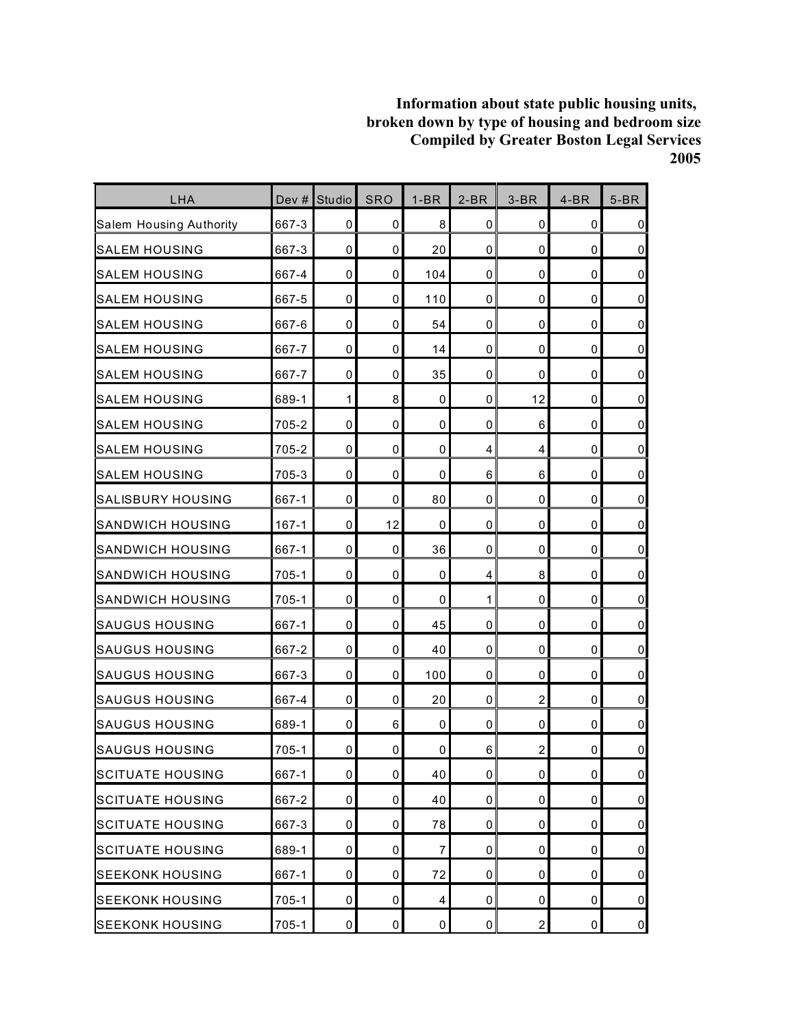**Information about state public housing units, broken down by type of housing and bedroom size Compiled by Greater Boston Legal Services 2005**

| LHA | Dev # | Studio | SRO | 1-BR | 2-BR | 3-BR | 4-BR | 5-BR |
|---|---|---|---|---|---|---|---|---|
| Salem Housing Authority | 667-3 | 0 | 0 | 8 | 0 | 0 | 0 | 0 |
| SALEM HOUSING | 667-3 | 0 | 0 | 20 | 0 | 0 | 0 | 0 |
| SALEM HOUSING | 667-4 | 0 | 0 | 104 | 0 | 0 | 0 | 0 |
| SALEM HOUSING | 667-5 | 0 | 0 | 110 | 0 | 0 | 0 | 0 |
| SALEM HOUSING | 667-6 | 0 | 0 | 54 | 0 | 0 | 0 | 0 |
| SALEM HOUSING | 667-7 | 0 | 0 | 14 | 0 | 0 | 0 | 0 |
| SALEM HOUSING | 667-7 | 0 | 0 | 35 | 0 | 0 | 0 | 0 |
| SALEM HOUSING | 689-1 | 1 | 8 | 0 | 0 | 12 | 0 | 0 |
| SALEM HOUSING | 705-2 | 0 | 0 | 0 | 0 | 6 | 0 | 0 |
| SALEM HOUSING | 705-2 | 0 | 0 | 0 | 4 | 4 | 0 | 0 |
| SALEM HOUSING | 705-3 | 0 | 0 | 0 | 6 | 6 | 0 | 0 |
| SALISBURY HOUSING | 667-1 | 0 | 0 | 80 | 0 | 0 | 0 | 0 |
| SANDWICH HOUSING | 167-1 | 0 | 12 | 0 | 0 | 0 | 0 | 0 |
| SANDWICH HOUSING | 667-1 | 0 | 0 | 36 | 0 | 0 | 0 | 0 |
| SANDWICH HOUSING | 705-1 | 0 | 0 | 0 | 4 | 8 | 0 | 0 |
| SANDWICH HOUSING | 705-1 | 0 | 0 | 0 | 1 | 0 | 0 | 0 |
| SAUGUS HOUSING | 667-1 | 0 | 0 | 45 | 0 | 0 | 0 | 0 |
| SAUGUS HOUSING | 667-2 | 0 | 0 | 40 | 0 | 0 | 0 | 0 |
| SAUGUS HOUSING | 667-3 | 0 | 0 | 100 | 0 | 0 | 0 | 0 |
| SAUGUS HOUSING | 667-4 | 0 | 0 | 20 | 0 | 2 | 0 | 0 |
| SAUGUS HOUSING | 689-1 | 0 | 6 | 0 | 0 | 0 | 0 | 0 |
| SAUGUS HOUSING | 705-1 | 0 | 0 | 0 | 6 | 2 | 0 | 0 |
| SCITUATE HOUSING | 667-1 | 0 | 0 | 40 | 0 | 0 | 0 | 0 |
| SCITUATE HOUSING | 667-2 | 0 | 0 | 40 | 0 | 0 | 0 | 0 |
| SCITUATE HOUSING | 667-3 | 0 | 0 | 78 | 0 | 0 | 0 | 0 |
| SCITUATE HOUSING | 689-1 | 0 | 0 | 7 | 0 | 0 | 0 | 0 |
| SEEKONK HOUSING | 667-1 | 0 | 0 | 72 | 0 | 0 | 0 | 0 |
| SEEKONK HOUSING | 705-1 | 0 | 0 | 4 | 0 | 0 | 0 | 0 |
| SEEKONK HOUSING | 705-1 | 0 | 0 | 0 | 0 | 2 | 0 | 0 |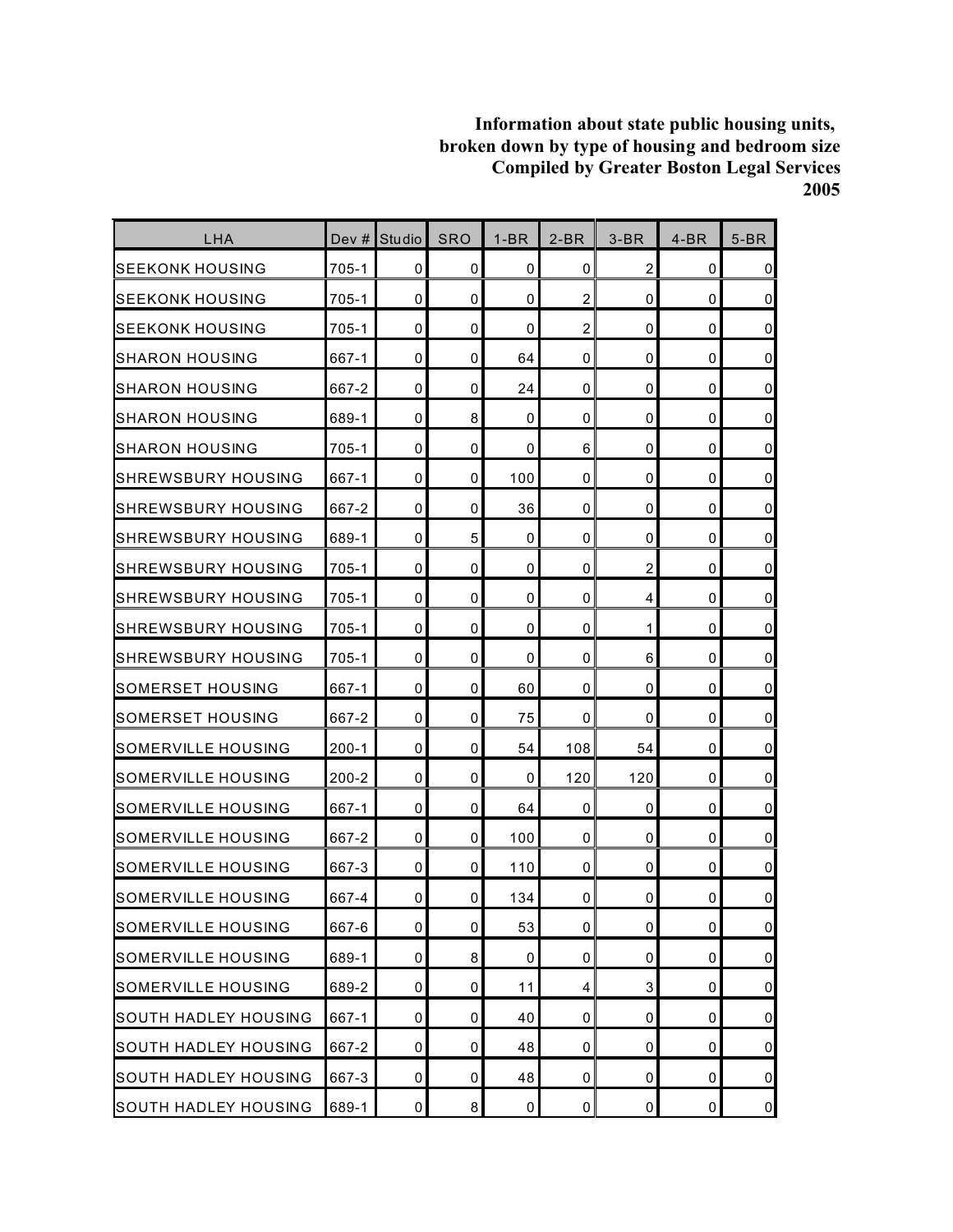**Information about state public housing units, broken down by type of housing and bedroom size Compiled by Greater Boston Legal Services 2005**

| LHA | Dev # | Studio | SRO | 1-BR | 2-BR | 3-BR | 4-BR | 5-BR |
|---|---|---|---|---|---|---|---|---|
| SEEKONK HOUSING | 705-1 | 0 | 0 | 0 | 0 | 2 | 0 | 0 |
| SEEKONK HOUSING | 705-1 | 0 | 0 | 0 | 2 | 0 | 0 | 0 |
| SEEKONK HOUSING | 705-1 | 0 | 0 | 0 | 2 | 0 | 0 | 0 |
| SHARON HOUSING | 667-1 | 0 | 0 | 64 | 0 | 0 | 0 | 0 |
| SHARON HOUSING | 667-2 | 0 | 0 | 24 | 0 | 0 | 0 | 0 |
| SHARON HOUSING | 689-1 | 0 | 8 | 0 | 0 | 0 | 0 | 0 |
| SHARON HOUSING | 705-1 | 0 | 0 | 0 | 6 | 0 | 0 | 0 |
| SHREWSBURY HOUSING | 667-1 | 0 | 0 | 100 | 0 | 0 | 0 | 0 |
| SHREWSBURY HOUSING | 667-2 | 0 | 0 | 36 | 0 | 0 | 0 | 0 |
| SHREWSBURY HOUSING | 689-1 | 0 | 5 | 0 | 0 | 0 | 0 | 0 |
| SHREWSBURY HOUSING | 705-1 | 0 | 0 | 0 | 0 | 2 | 0 | 0 |
| SHREWSBURY HOUSING | 705-1 | 0 | 0 | 0 | 0 | 4 | 0 | 0 |
| SHREWSBURY HOUSING | 705-1 | 0 | 0 | 0 | 0 | 1 | 0 | 0 |
| SHREWSBURY HOUSING | 705-1 | 0 | 0 | 0 | 0 | 6 | 0 | 0 |
| SOMERSET HOUSING | 667-1 | 0 | 0 | 60 | 0 | 0 | 0 | 0 |
| SOMERSET HOUSING | 667-2 | 0 | 0 | 75 | 0 | 0 | 0 | 0 |
| SOMERVILLE HOUSING | 200-1 | 0 | 0 | 54 | 108 | 54 | 0 | 0 |
| SOMERVILLE HOUSING | 200-2 | 0 | 0 | 0 | 120 | 120 | 0 | 0 |
| SOMERVILLE HOUSING | 667-1 | 0 | 0 | 64 | 0 | 0 | 0 | 0 |
| SOMERVILLE HOUSING | 667-2 | 0 | 0 | 100 | 0 | 0 | 0 | 0 |
| SOMERVILLE HOUSING | 667-3 | 0 | 0 | 110 | 0 | 0 | 0 | 0 |
| SOMERVILLE HOUSING | 667-4 | 0 | 0 | 134 | 0 | 0 | 0 | 0 |
| SOMERVILLE HOUSING | 667-6 | 0 | 0 | 53 | 0 | 0 | 0 | 0 |
| SOMERVILLE HOUSING | 689-1 | 0 | 8 | 0 | 0 | 0 | 0 | 0 |
| SOMERVILLE HOUSING | 689-2 | 0 | 0 | 11 | 4 | 3 | 0 | 0 |
| SOUTH HADLEY HOUSING | 667-1 | 0 | 0 | 40 | 0 | 0 | 0 | 0 |
| SOUTH HADLEY HOUSING | 667-2 | 0 | 0 | 48 | 0 | 0 | 0 | 0 |
| SOUTH HADLEY HOUSING | 667-3 | 0 | 0 | 48 | 0 | 0 | 0 | 0 |
| SOUTH HADLEY HOUSING | 689-1 | 0 | 8 | 0 | 0 | 0 | 0 | 0 |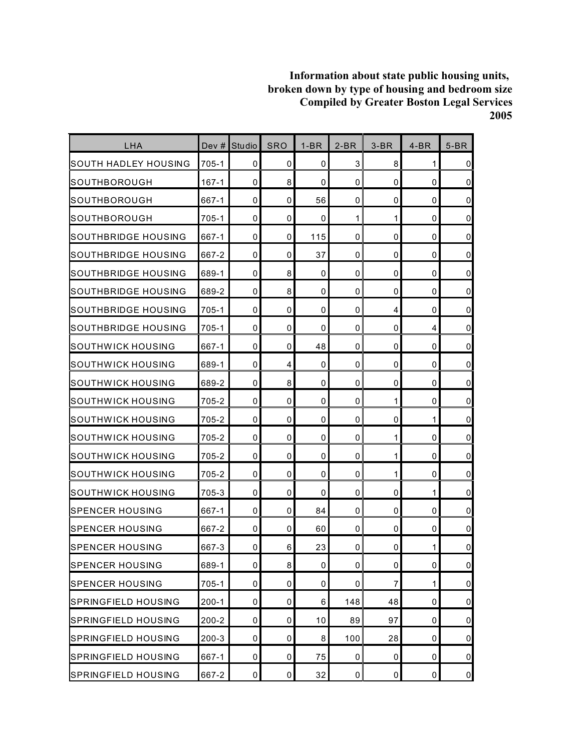**Information about state public housing units, broken down by type of housing and bedroom size Compiled by Greater Boston Legal Services 2005**

| LHA | Dev # | Studio | SRO | 1-BR | 2-BR | 3-BR | 4-BR | 5-BR |
|---|---|---|---|---|---|---|---|---|
| SOUTH HADLEY HOUSING | 705-1 | 0 | 0 | 0 | 3 | 8 | 1 | 0 |
| SOUTHBOROUGH | 167-1 | 0 | 8 | 0 | 0 | 0 | 0 | 0 |
| SOUTHBOROUGH | 667-1 | 0 | 0 | 56 | 0 | 0 | 0 | 0 |
| SOUTHBOROUGH | 705-1 | 0 | 0 | 0 | 1 | 1 | 0 | 0 |
| SOUTHBRIDGE HOUSING | 667-1 | 0 | 0 | 115 | 0 | 0 | 0 | 0 |
| SOUTHBRIDGE HOUSING | 667-2 | 0 | 0 | 37 | 0 | 0 | 0 | 0 |
| SOUTHBRIDGE HOUSING | 689-1 | 0 | 8 | 0 | 0 | 0 | 0 | 0 |
| SOUTHBRIDGE HOUSING | 689-2 | 0 | 8 | 0 | 0 | 0 | 0 | 0 |
| SOUTHBRIDGE HOUSING | 705-1 | 0 | 0 | 0 | 0 | 4 | 0 | 0 |
| SOUTHBRIDGE HOUSING | 705-1 | 0 | 0 | 0 | 0 | 0 | 4 | 0 |
| SOUTHWICK HOUSING | 667-1 | 0 | 0 | 48 | 0 | 0 | 0 | 0 |
| SOUTHWICK HOUSING | 689-1 | 0 | 4 | 0 | 0 | 0 | 0 | 0 |
| SOUTHWICK HOUSING | 689-2 | 0 | 8 | 0 | 0 | 0 | 0 | 0 |
| SOUTHWICK HOUSING | 705-2 | 0 | 0 | 0 | 0 | 1 | 0 | 0 |
| SOUTHWICK HOUSING | 705-2 | 0 | 0 | 0 | 0 | 0 | 1 | 0 |
| SOUTHWICK HOUSING | 705-2 | 0 | 0 | 0 | 0 | 1 | 0 | 0 |
| SOUTHWICK HOUSING | 705-2 | 0 | 0 | 0 | 0 | 1 | 0 | 0 |
| SOUTHWICK HOUSING | 705-2 | 0 | 0 | 0 | 0 | 1 | 0 | 0 |
| SOUTHWICK HOUSING | 705-3 | 0 | 0 | 0 | 0 | 0 | 1 | 0 |
| SPENCER HOUSING | 667-1 | 0 | 0 | 84 | 0 | 0 | 0 | 0 |
| SPENCER HOUSING | 667-2 | 0 | 0 | 60 | 0 | 0 | 0 | 0 |
| SPENCER HOUSING | 667-3 | 0 | 6 | 23 | 0 | 0 | 1 | 0 |
| SPENCER HOUSING | 689-1 | 0 | 8 | 0 | 0 | 0 | 0 | 0 |
| SPENCER HOUSING | 705-1 | 0 | 0 | 0 | 0 | 7 | 1 | 0 |
| SPRINGFIELD HOUSING | 200-1 | 0 | 0 | 6 | 148 | 48 | 0 | 0 |
| SPRINGFIELD HOUSING | 200-2 | 0 | 0 | 10 | 89 | 97 | 0 | 0 |
| SPRINGFIELD HOUSING | 200-3 | 0 | 0 | 8 | 100 | 28 | 0 | 0 |
| SPRINGFIELD HOUSING | 667-1 | 0 | 0 | 75 | 0 | 0 | 0 | 0 |
| SPRINGFIELD HOUSING | 667-2 | 0 | 0 | 32 | 0 | 0 | 0 | 0 |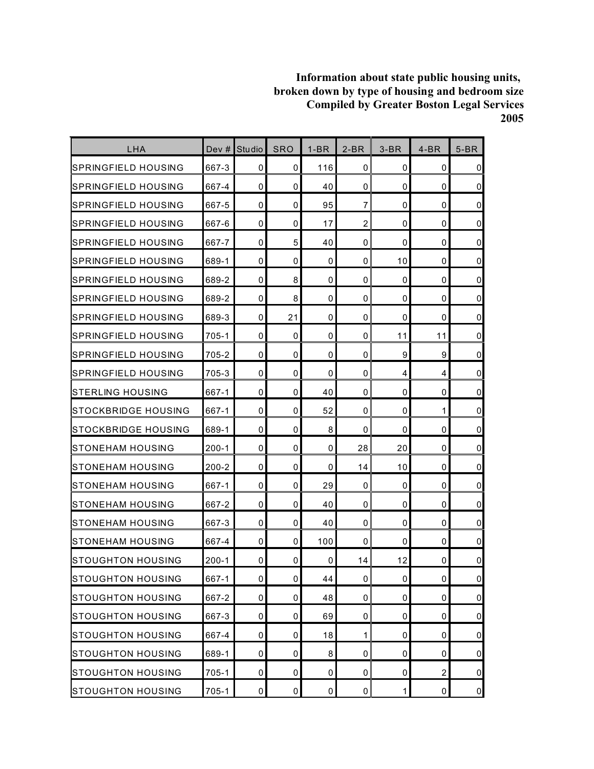**Information about state public housing units, broken down by type of housing and bedroom size Compiled by Greater Boston Legal Services 2005**

| LHA | Dev # | Studio | SRO | 1-BR | 2-BR | 3-BR | 4-BR | 5-BR |
|---|---|---|---|---|---|---|---|---|
| SPRINGFIELD HOUSING | 667-3 | 0 | 0 | 116 | 0 | 0 | 0 | 0 |
| SPRINGFIELD HOUSING | 667-4 | 0 | 0 | 40 | 0 | 0 | 0 | 0 |
| SPRINGFIELD HOUSING | 667-5 | 0 | 0 | 95 | 7 | 0 | 0 | 0 |
| SPRINGFIELD HOUSING | 667-6 | 0 | 0 | 17 | 2 | 0 | 0 | 0 |
| SPRINGFIELD HOUSING | 667-7 | 0 | 5 | 40 | 0 | 0 | 0 | 0 |
| SPRINGFIELD HOUSING | 689-1 | 0 | 0 | 0 | 0 | 10 | 0 | 0 |
| SPRINGFIELD HOUSING | 689-2 | 0 | 8 | 0 | 0 | 0 | 0 | 0 |
| SPRINGFIELD HOUSING | 689-2 | 0 | 8 | 0 | 0 | 0 | 0 | 0 |
| SPRINGFIELD HOUSING | 689-3 | 0 | 21 | 0 | 0 | 0 | 0 | 0 |
| SPRINGFIELD HOUSING | 705-1 | 0 | 0 | 0 | 0 | 11 | 11 | 0 |
| SPRINGFIELD HOUSING | 705-2 | 0 | 0 | 0 | 0 | 9 | 9 | 0 |
| SPRINGFIELD HOUSING | 705-3 | 0 | 0 | 0 | 0 | 4 | 4 | 0 |
| STERLING HOUSING | 667-1 | 0 | 0 | 40 | 0 | 0 | 0 | 0 |
| STOCKBRIDGE HOUSING | 667-1 | 0 | 0 | 52 | 0 | 0 | 1 | 0 |
| STOCKBRIDGE HOUSING | 689-1 | 0 | 0 | 8 | 0 | 0 | 0 | 0 |
| STONEHAM HOUSING | 200-1 | 0 | 0 | 0 | 28 | 20 | 0 | 0 |
| STONEHAM HOUSING | 200-2 | 0 | 0 | 0 | 14 | 10 | 0 | 0 |
| STONEHAM HOUSING | 667-1 | 0 | 0 | 29 | 0 | 0 | 0 | 0 |
| STONEHAM HOUSING | 667-2 | 0 | 0 | 40 | 0 | 0 | 0 | 0 |
| STONEHAM HOUSING | 667-3 | 0 | 0 | 40 | 0 | 0 | 0 | 0 |
| STONEHAM HOUSING | 667-4 | 0 | 0 | 100 | 0 | 0 | 0 | 0 |
| STOUGHTON HOUSING | 200-1 | 0 | 0 | 0 | 14 | 12 | 0 | 0 |
| STOUGHTON HOUSING | 667-1 | 0 | 0 | 44 | 0 | 0 | 0 | 0 |
| STOUGHTON HOUSING | 667-2 | 0 | 0 | 48 | 0 | 0 | 0 | 0 |
| STOUGHTON HOUSING | 667-3 | 0 | 0 | 69 | 0 | 0 | 0 | 0 |
| STOUGHTON HOUSING | 667-4 | 0 | 0 | 18 | 1 | 0 | 0 | 0 |
| STOUGHTON HOUSING | 689-1 | 0 | 0 | 8 | 0 | 0 | 0 | 0 |
| STOUGHTON HOUSING | 705-1 | 0 | 0 | 0 | 0 | 0 | 2 | 0 |
| STOUGHTON HOUSING | 705-1 | 0 | 0 | 0 | 0 | 1 | 0 | 0 |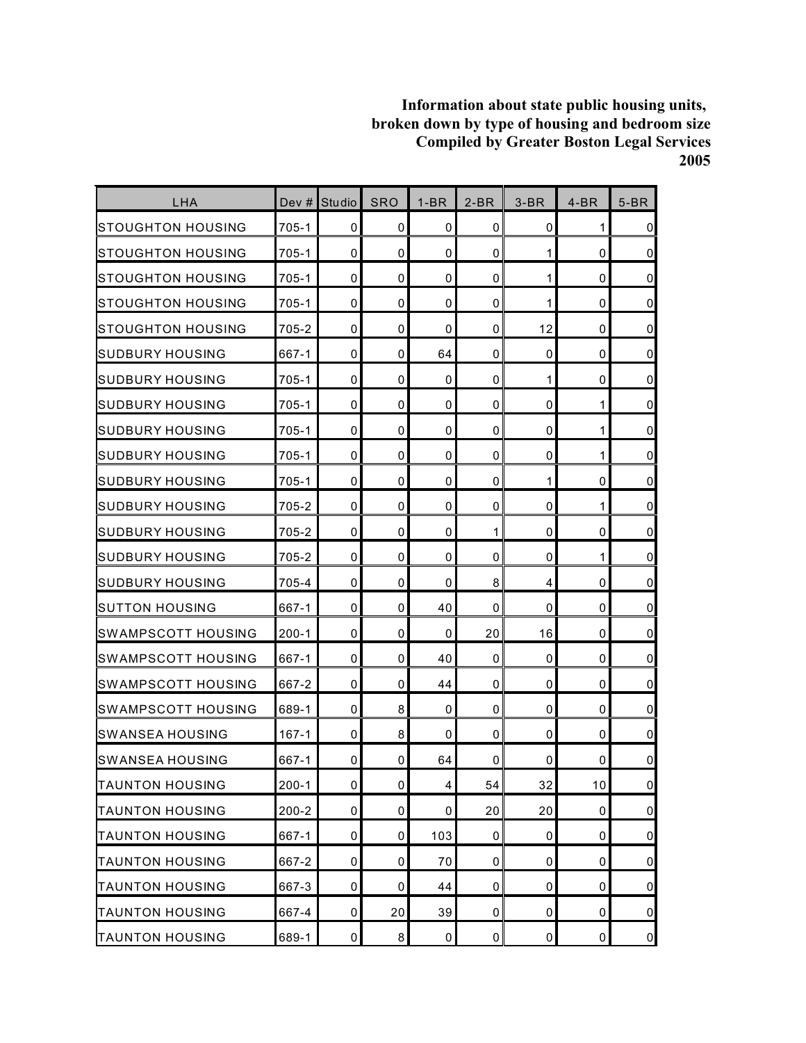**Information about state public housing units, broken down by type of housing and bedroom size Compiled by Greater Boston Legal Services 2005**

| LHA | Dev # | Studio | SRO | 1-BR | 2-BR | 3-BR | 4-BR | 5-BR |
|---|---|---|---|---|---|---|---|---|
| STOUGHTON HOUSING | 705-1 | 0 | 0 | 0 | 0 | 0 | 1 | 0 |
| STOUGHTON HOUSING | 705-1 | 0 | 0 | 0 | 0 | 1 | 0 | 0 |
| STOUGHTON HOUSING | 705-1 | 0 | 0 | 0 | 0 | 1 | 0 | 0 |
| STOUGHTON HOUSING | 705-1 | 0 | 0 | 0 | 0 | 1 | 0 | 0 |
| STOUGHTON HOUSING | 705-2 | 0 | 0 | 0 | 0 | 12 | 0 | 0 |
| SUDBURY HOUSING | 667-1 | 0 | 0 | 64 | 0 | 0 | 0 | 0 |
| SUDBURY HOUSING | 705-1 | 0 | 0 | 0 | 0 | 1 | 0 | 0 |
| SUDBURY HOUSING | 705-1 | 0 | 0 | 0 | 0 | 0 | 1 | 0 |
| SUDBURY HOUSING | 705-1 | 0 | 0 | 0 | 0 | 0 | 1 | 0 |
| SUDBURY HOUSING | 705-1 | 0 | 0 | 0 | 0 | 0 | 1 | 0 |
| SUDBURY HOUSING | 705-1 | 0 | 0 | 0 | 0 | 1 | 0 | 0 |
| SUDBURY HOUSING | 705-2 | 0 | 0 | 0 | 0 | 0 | 1 | 0 |
| SUDBURY HOUSING | 705-2 | 0 | 0 | 0 | 1 | 0 | 0 | 0 |
| SUDBURY HOUSING | 705-2 | 0 | 0 | 0 | 0 | 0 | 1 | 0 |
| SUDBURY HOUSING | 705-4 | 0 | 0 | 0 | 8 | 4 | 0 | 0 |
| SUTTON HOUSING | 667-1 | 0 | 0 | 40 | 0 | 0 | 0 | 0 |
| SWAMPSCOTT HOUSING | 200-1 | 0 | 0 | 0 | 20 | 16 | 0 | 0 |
| SWAMPSCOTT HOUSING | 667-1 | 0 | 0 | 40 | 0 | 0 | 0 | 0 |
| SWAMPSCOTT HOUSING | 667-2 | 0 | 0 | 44 | 0 | 0 | 0 | 0 |
| SWAMPSCOTT HOUSING | 689-1 | 0 | 8 | 0 | 0 | 0 | 0 | 0 |
| SWANSEA HOUSING | 167-1 | 0 | 8 | 0 | 0 | 0 | 0 | 0 |
| SWANSEA HOUSING | 667-1 | 0 | 0 | 64 | 0 | 0 | 0 | 0 |
| TAUNTON HOUSING | 200-1 | 0 | 0 | 4 | 54 | 32 | 10 | 0 |
| TAUNTON HOUSING | 200-2 | 0 | 0 | 0 | 20 | 20 | 0 | 0 |
| TAUNTON HOUSING | 667-1 | 0 | 0 | 103 | 0 | 0 | 0 | 0 |
| TAUNTON HOUSING | 667-2 | 0 | 0 | 70 | 0 | 0 | 0 | 0 |
| TAUNTON HOUSING | 667-3 | 0 | 0 | 44 | 0 | 0 | 0 | 0 |
| TAUNTON HOUSING | 667-4 | 0 | 20 | 39 | 0 | 0 | 0 | 0 |
| TAUNTON HOUSING | 689-1 | 0 | 8 | 0 | 0 | 0 | 0 | 0 |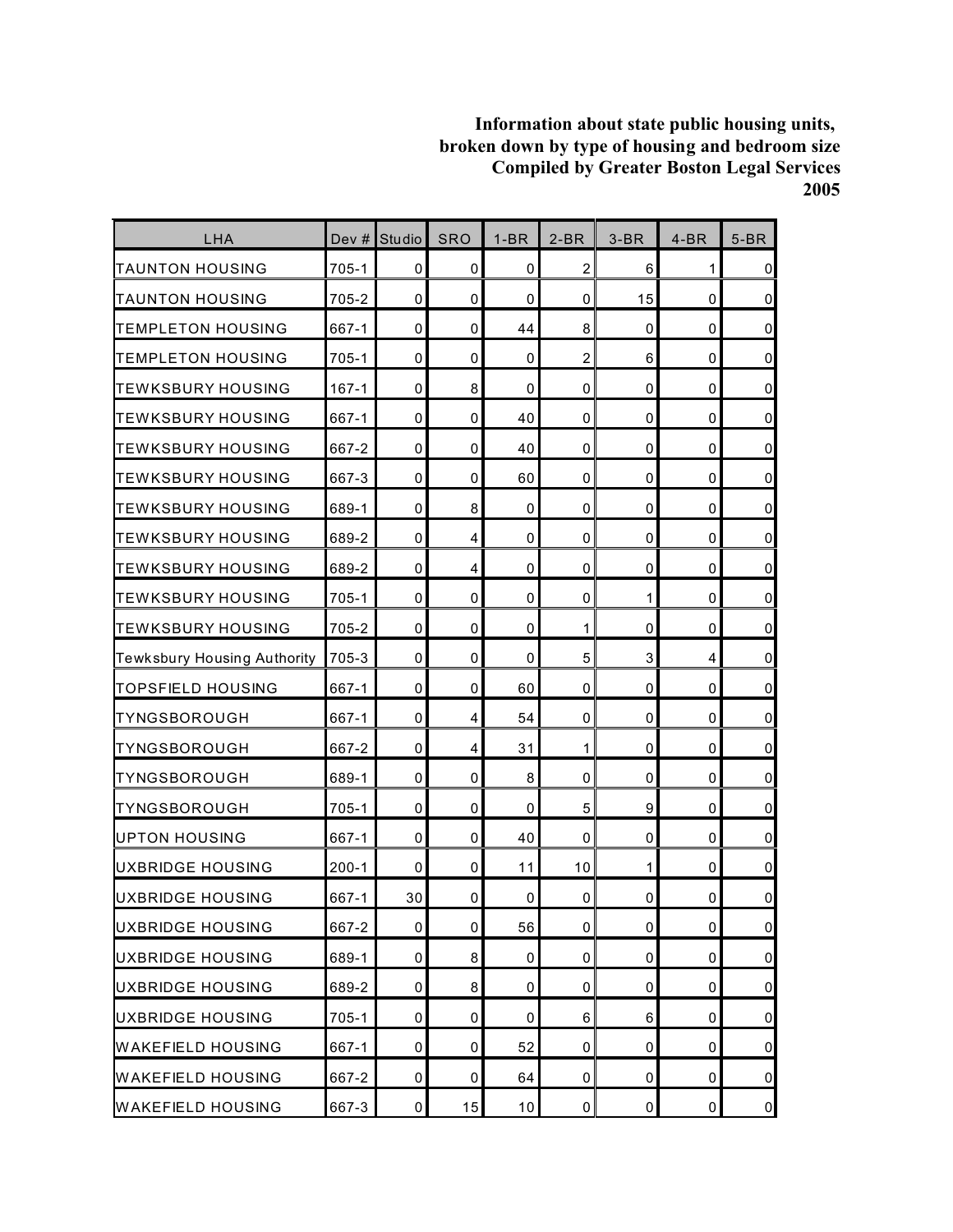**Information about state public housing units, broken down by type of housing and bedroom size Compiled by Greater Boston Legal Services 2005**

| LHA | Dev # | Studio | SRO | 1-BR | 2-BR | 3-BR | 4-BR | 5-BR |
|---|---|---|---|---|---|---|---|---|
| TAUNTON HOUSING | 705-1 | 0 | 0 | 0 | 2 | 6 | 1 | 0 |
| TAUNTON HOUSING | 705-2 | 0 | 0 | 0 | 0 | 15 | 0 | 0 |
| TEMPLETON HOUSING | 667-1 | 0 | 0 | 44 | 8 | 0 | 0 | 0 |
| TEMPLETON HOUSING | 705-1 | 0 | 0 | 0 | 2 | 6 | 0 | 0 |
| TEWKSBURY HOUSING | 167-1 | 0 | 8 | 0 | 0 | 0 | 0 | 0 |
| TEWKSBURY HOUSING | 667-1 | 0 | 0 | 40 | 0 | 0 | 0 | 0 |
| TEWKSBURY HOUSING | 667-2 | 0 | 0 | 40 | 0 | 0 | 0 | 0 |
| TEWKSBURY HOUSING | 667-3 | 0 | 0 | 60 | 0 | 0 | 0 | 0 |
| TEWKSBURY HOUSING | 689-1 | 0 | 8 | 0 | 0 | 0 | 0 | 0 |
| TEWKSBURY HOUSING | 689-2 | 0 | 4 | 0 | 0 | 0 | 0 | 0 |
| TEWKSBURY HOUSING | 689-2 | 0 | 4 | 0 | 0 | 0 | 0 | 0 |
| TEWKSBURY HOUSING | 705-1 | 0 | 0 | 0 | 0 | 1 | 0 | 0 |
| TEWKSBURY HOUSING | 705-2 | 0 | 0 | 0 | 1 | 0 | 0 | 0 |
| Tewksbury Housing Authority | 705-3 | 0 | 0 | 0 | 5 | 3 | 4 | 0 |
| TOPSFIELD HOUSING | 667-1 | 0 | 0 | 60 | 0 | 0 | 0 | 0 |
| TYNGSBOROUGH | 667-1 | 0 | 4 | 54 | 0 | 0 | 0 | 0 |
| TYNGSBOROUGH | 667-2 | 0 | 4 | 31 | 1 | 0 | 0 | 0 |
| TYNGSBOROUGH | 689-1 | 0 | 0 | 8 | 0 | 0 | 0 | 0 |
| TYNGSBOROUGH | 705-1 | 0 | 0 | 0 | 5 | 9 | 0 | 0 |
| UPTON HOUSING | 667-1 | 0 | 0 | 40 | 0 | 0 | 0 | 0 |
| UXBRIDGE HOUSING | 200-1 | 0 | 0 | 11 | 10 | 1 | 0 | 0 |
| UXBRIDGE HOUSING | 667-1 | 30 | 0 | 0 | 0 | 0 | 0 | 0 |
| UXBRIDGE HOUSING | 667-2 | 0 | 0 | 56 | 0 | 0 | 0 | 0 |
| UXBRIDGE HOUSING | 689-1 | 0 | 8 | 0 | 0 | 0 | 0 | 0 |
| UXBRIDGE HOUSING | 689-2 | 0 | 8 | 0 | 0 | 0 | 0 | 0 |
| UXBRIDGE HOUSING | 705-1 | 0 | 0 | 0 | 6 | 6 | 0 | 0 |
| WAKEFIELD HOUSING | 667-1 | 0 | 0 | 52 | 0 | 0 | 0 | 0 |
| WAKEFIELD HOUSING | 667-2 | 0 | 0 | 64 | 0 | 0 | 0 | 0 |
| WAKEFIELD HOUSING | 667-3 | 0 | 15 | 10 | 0 | 0 | 0 | 0 |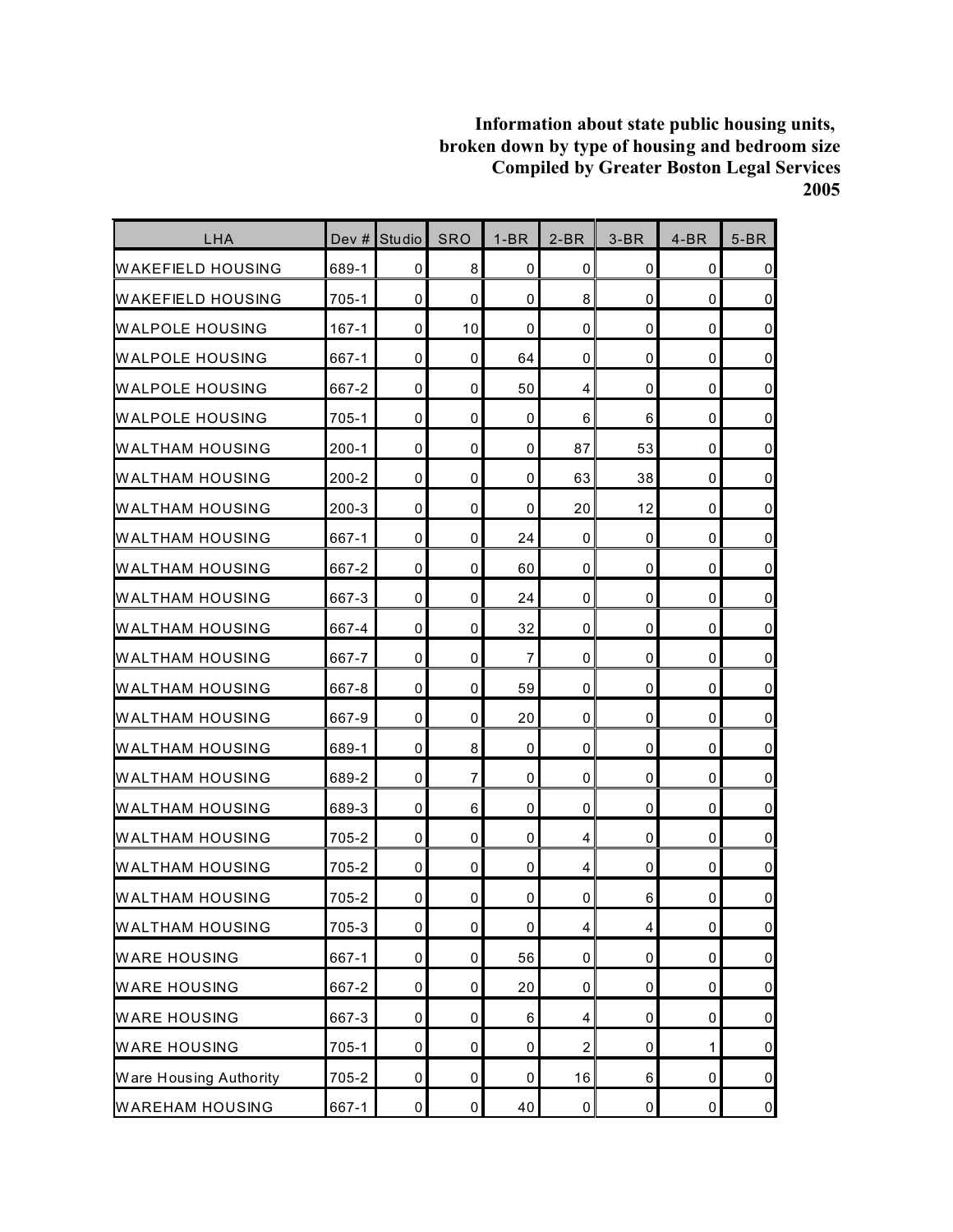**Information about state public housing units, broken down by type of housing and bedroom size Compiled by Greater Boston Legal Services 2005**

| LHA | Dev # | Studio | SRO | 1-BR | 2-BR | 3-BR | 4-BR | 5-BR |
|---|---|---|---|---|---|---|---|---|
| WAKEFIELD HOUSING | 689-1 | 0 | 8 | 0 | 0 | 0 | 0 | 0 |
| WAKEFIELD HOUSING | 705-1 | 0 | 0 | 0 | 8 | 0 | 0 | 0 |
| WALPOLE HOUSING | 167-1 | 0 | 10 | 0 | 0 | 0 | 0 | 0 |
| WALPOLE HOUSING | 667-1 | 0 | 0 | 64 | 0 | 0 | 0 | 0 |
| WALPOLE HOUSING | 667-2 | 0 | 0 | 50 | 4 | 0 | 0 | 0 |
| WALPOLE HOUSING | 705-1 | 0 | 0 | 0 | 6 | 6 | 0 | 0 |
| WALTHAM HOUSING | 200-1 | 0 | 0 | 0 | 87 | 53 | 0 | 0 |
| WALTHAM HOUSING | 200-2 | 0 | 0 | 0 | 63 | 38 | 0 | 0 |
| WALTHAM HOUSING | 200-3 | 0 | 0 | 0 | 20 | 12 | 0 | 0 |
| WALTHAM HOUSING | 667-1 | 0 | 0 | 24 | 0 | 0 | 0 | 0 |
| WALTHAM HOUSING | 667-2 | 0 | 0 | 60 | 0 | 0 | 0 | 0 |
| WALTHAM HOUSING | 667-3 | 0 | 0 | 24 | 0 | 0 | 0 | 0 |
| WALTHAM HOUSING | 667-4 | 0 | 0 | 32 | 0 | 0 | 0 | 0 |
| WALTHAM HOUSING | 667-7 | 0 | 0 | 7 | 0 | 0 | 0 | 0 |
| WALTHAM HOUSING | 667-8 | 0 | 0 | 59 | 0 | 0 | 0 | 0 |
| WALTHAM HOUSING | 667-9 | 0 | 0 | 20 | 0 | 0 | 0 | 0 |
| WALTHAM HOUSING | 689-1 | 0 | 8 | 0 | 0 | 0 | 0 | 0 |
| WALTHAM HOUSING | 689-2 | 0 | 7 | 0 | 0 | 0 | 0 | 0 |
| WALTHAM HOUSING | 689-3 | 0 | 6 | 0 | 0 | 0 | 0 | 0 |
| WALTHAM HOUSING | 705-2 | 0 | 0 | 0 | 4 | 0 | 0 | 0 |
| WALTHAM HOUSING | 705-2 | 0 | 0 | 0 | 4 | 0 | 0 | 0 |
| WALTHAM HOUSING | 705-2 | 0 | 0 | 0 | 0 | 6 | 0 | 0 |
| WALTHAM HOUSING | 705-3 | 0 | 0 | 0 | 4 | 4 | 0 | 0 |
| WARE HOUSING | 667-1 | 0 | 0 | 56 | 0 | 0 | 0 | 0 |
| WARE HOUSING | 667-2 | 0 | 0 | 20 | 0 | 0 | 0 | 0 |
| WARE HOUSING | 667-3 | 0 | 0 | 6 | 4 | 0 | 0 | 0 |
| WARE HOUSING | 705-1 | 0 | 0 | 0 | 2 | 0 | 1 | 0 |
| Ware Housing Authority | 705-2 | 0 | 0 | 0 | 16 | 6 | 0 | 0 |
| WAREHAM HOUSING | 667-1 | 0 | 0 | 40 | 0 | 0 | 0 | 0 |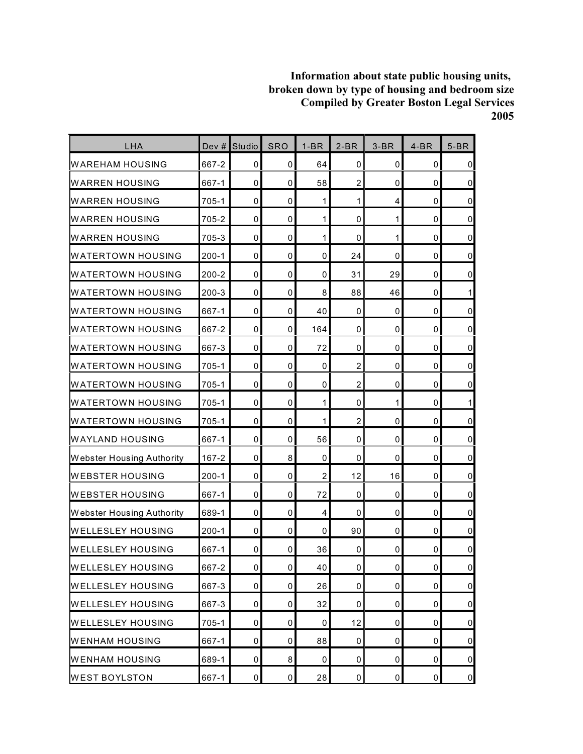**Information about state public housing units, broken down by type of housing and bedroom size Compiled by Greater Boston Legal Services 2005**

| LHA | Dev # | Studio | SRO | 1-BR | 2-BR | 3-BR | 4-BR | 5-BR |
|---|---|---|---|---|---|---|---|---|
| WAREHAM HOUSING | 667-2 | 0 | 0 | 64 | 0 | 0 | 0 | 0 |
| WARREN HOUSING | 667-1 | 0 | 0 | 58 | 2 | 0 | 0 | 0 |
| WARREN HOUSING | 705-1 | 0 | 0 | 1 | 1 | 4 | 0 | 0 |
| WARREN HOUSING | 705-2 | 0 | 0 | 1 | 0 | 1 | 0 | 0 |
| WARREN HOUSING | 705-3 | 0 | 0 | 1 | 0 | 1 | 0 | 0 |
| WATERTOWN HOUSING | 200-1 | 0 | 0 | 0 | 24 | 0 | 0 | 0 |
| WATERTOWN HOUSING | 200-2 | 0 | 0 | 0 | 31 | 29 | 0 | 0 |
| WATERTOWN HOUSING | 200-3 | 0 | 0 | 8 | 88 | 46 | 0 | 1 |
| WATERTOWN HOUSING | 667-1 | 0 | 0 | 40 | 0 | 0 | 0 | 0 |
| WATERTOWN HOUSING | 667-2 | 0 | 0 | 164 | 0 | 0 | 0 | 0 |
| WATERTOWN HOUSING | 667-3 | 0 | 0 | 72 | 0 | 0 | 0 | 0 |
| WATERTOWN HOUSING | 705-1 | 0 | 0 | 0 | 2 | 0 | 0 | 0 |
| WATERTOWN HOUSING | 705-1 | 0 | 0 | 0 | 2 | 0 | 0 | 0 |
| WATERTOWN HOUSING | 705-1 | 0 | 0 | 1 | 0 | 1 | 0 | 1 |
| WATERTOWN HOUSING | 705-1 | 0 | 0 | 1 | 2 | 0 | 0 | 0 |
| WAYLAND HOUSING | 667-1 | 0 | 0 | 56 | 0 | 0 | 0 | 0 |
| Webster Housing Authority | 167-2 | 0 | 8 | 0 | 0 | 0 | 0 | 0 |
| WEBSTER HOUSING | 200-1 | 0 | 0 | 2 | 12 | 16 | 0 | 0 |
| WEBSTER HOUSING | 667-1 | 0 | 0 | 72 | 0 | 0 | 0 | 0 |
| Webster Housing Authority | 689-1 | 0 | 0 | 4 | 0 | 0 | 0 | 0 |
| WELLESLEY HOUSING | 200-1 | 0 | 0 | 0 | 90 | 0 | 0 | 0 |
| WELLESLEY HOUSING | 667-1 | 0 | 0 | 36 | 0 | 0 | 0 | 0 |
| WELLESLEY HOUSING | 667-2 | 0 | 0 | 40 | 0 | 0 | 0 | 0 |
| WELLESLEY HOUSING | 667-3 | 0 | 0 | 26 | 0 | 0 | 0 | 0 |
| WELLESLEY HOUSING | 667-3 | 0 | 0 | 32 | 0 | 0 | 0 | 0 |
| WELLESLEY HOUSING | 705-1 | 0 | 0 | 0 | 12 | 0 | 0 | 0 |
| WENHAM HOUSING | 667-1 | 0 | 0 | 88 | 0 | 0 | 0 | 0 |
| WENHAM HOUSING | 689-1 | 0 | 8 | 0 | 0 | 0 | 0 | 0 |
| WEST BOYLSTON | 667-1 | 0 | 0 | 28 | 0 | 0 | 0 | 0 |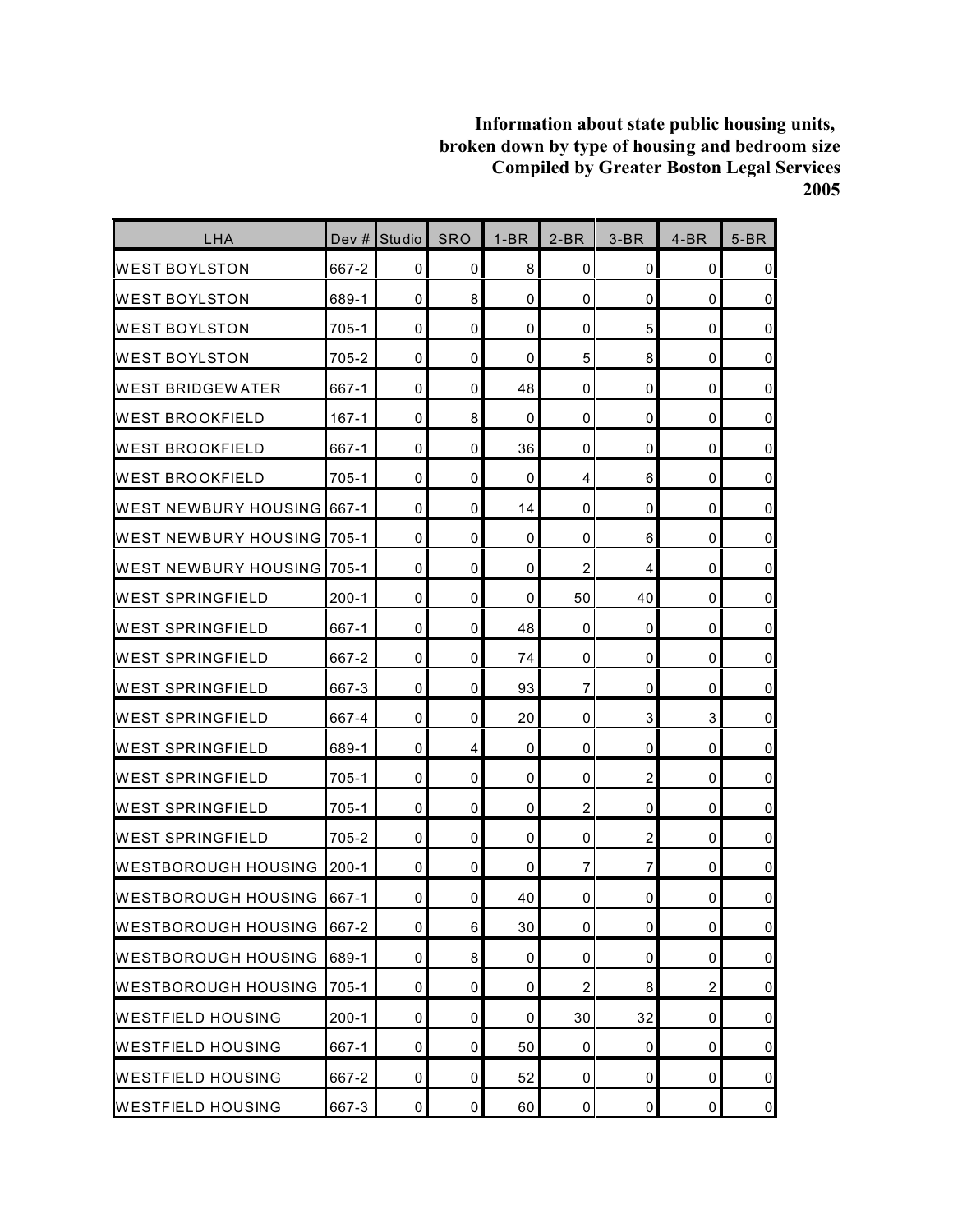**Information about state public housing units, broken down by type of housing and bedroom size Compiled by Greater Boston Legal Services 2005**

| LHA | Dev # | Studio | SRO | 1-BR | 2-BR | 3-BR | 4-BR | 5-BR |
|---|---|---|---|---|---|---|---|---|
| WEST BOYLSTON | 667-2 | 0 | 0 | 8 | 0 | 0 | 0 | 0 |
| WEST BOYLSTON | 689-1 | 0 | 8 | 0 | 0 | 0 | 0 | 0 |
| WEST BOYLSTON | 705-1 | 0 | 0 | 0 | 0 | 5 | 0 | 0 |
| WEST BOYLSTON | 705-2 | 0 | 0 | 0 | 5 | 8 | 0 | 0 |
| WEST BRIDGEWATER | 667-1 | 0 | 0 | 48 | 0 | 0 | 0 | 0 |
| WEST BROOKFIELD | 167-1 | 0 | 8 | 0 | 0 | 0 | 0 | 0 |
| WEST BROOKFIELD | 667-1 | 0 | 0 | 36 | 0 | 0 | 0 | 0 |
| WEST BROOKFIELD | 705-1 | 0 | 0 | 0 | 4 | 6 | 0 | 0 |
| WEST NEWBURY HOUSING | 667-1 | 0 | 0 | 14 | 0 | 0 | 0 | 0 |
| WEST NEWBURY HOUSING | 705-1 | 0 | 0 | 0 | 0 | 6 | 0 | 0 |
| WEST NEWBURY HOUSING | 705-1 | 0 | 0 | 0 | 2 | 4 | 0 | 0 |
| WEST SPRINGFIELD | 200-1 | 0 | 0 | 0 | 50 | 40 | 0 | 0 |
| WEST SPRINGFIELD | 667-1 | 0 | 0 | 48 | 0 | 0 | 0 | 0 |
| WEST SPRINGFIELD | 667-2 | 0 | 0 | 74 | 0 | 0 | 0 | 0 |
| WEST SPRINGFIELD | 667-3 | 0 | 0 | 93 | 7 | 0 | 0 | 0 |
| WEST SPRINGFIELD | 667-4 | 0 | 0 | 20 | 0 | 3 | 3 | 0 |
| WEST SPRINGFIELD | 689-1 | 0 | 4 | 0 | 0 | 0 | 0 | 0 |
| WEST SPRINGFIELD | 705-1 | 0 | 0 | 0 | 0 | 2 | 0 | 0 |
| WEST SPRINGFIELD | 705-1 | 0 | 0 | 0 | 2 | 0 | 0 | 0 |
| WEST SPRINGFIELD | 705-2 | 0 | 0 | 0 | 0 | 2 | 0 | 0 |
| WESTBOROUGH HOUSING | 200-1 | 0 | 0 | 0 | 7 | 7 | 0 | 0 |
| WESTBOROUGH HOUSING | 667-1 | 0 | 0 | 40 | 0 | 0 | 0 | 0 |
| WESTBOROUGH HOUSING | 667-2 | 0 | 6 | 30 | 0 | 0 | 0 | 0 |
| WESTBOROUGH HOUSING | 689-1 | 0 | 8 | 0 | 0 | 0 | 0 | 0 |
| WESTBOROUGH HOUSING | 705-1 | 0 | 0 | 0 | 2 | 8 | 2 | 0 |
| WESTFIELD HOUSING | 200-1 | 0 | 0 | 0 | 30 | 32 | 0 | 0 |
| WESTFIELD HOUSING | 667-1 | 0 | 0 | 50 | 0 | 0 | 0 | 0 |
| WESTFIELD HOUSING | 667-2 | 0 | 0 | 52 | 0 | 0 | 0 | 0 |
| WESTFIELD HOUSING | 667-3 | 0 | 0 | 60 | 0 | 0 | 0 | 0 |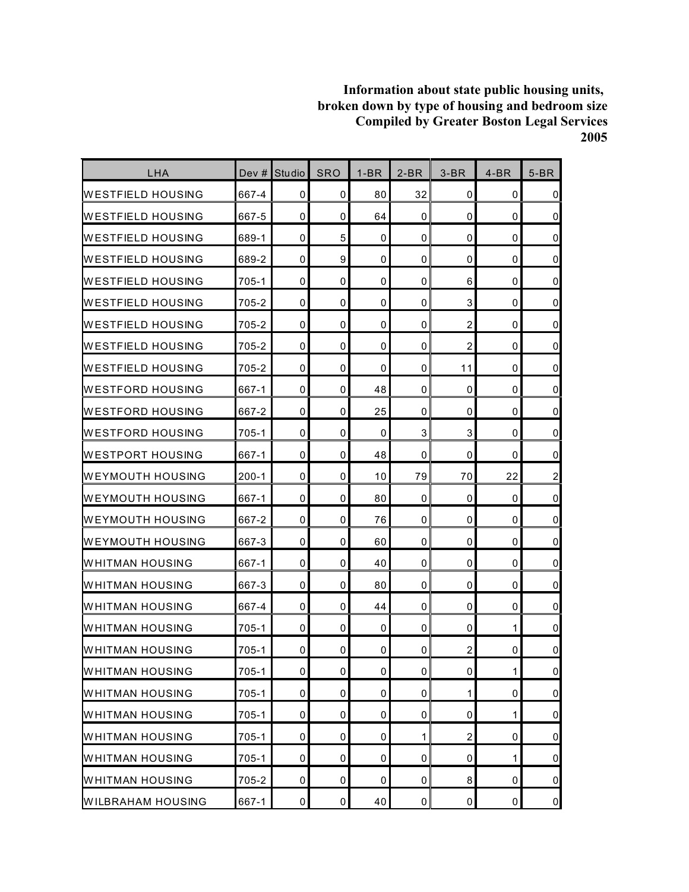**Information about state public housing units, broken down by type of housing and bedroom size**
**Compiled by Greater Boston Legal Services**
**2005**

| LHA | Dev # | Studio | SRO | 1-BR | 2-BR | 3-BR | 4-BR | 5-BR |
|---|---|---|---|---|---|---|---|---|
| WESTFIELD HOUSING | 667-4 | 0 | 0 | 80 | 32 | 0 | 0 | 0 |
| WESTFIELD HOUSING | 667-5 | 0 | 0 | 64 | 0 | 0 | 0 | 0 |
| WESTFIELD HOUSING | 689-1 | 0 | 5 | 0 | 0 | 0 | 0 | 0 |
| WESTFIELD HOUSING | 689-2 | 0 | 9 | 0 | 0 | 0 | 0 | 0 |
| WESTFIELD HOUSING | 705-1 | 0 | 0 | 0 | 0 | 6 | 0 | 0 |
| WESTFIELD HOUSING | 705-2 | 0 | 0 | 0 | 0 | 3 | 0 | 0 |
| WESTFIELD HOUSING | 705-2 | 0 | 0 | 0 | 0 | 2 | 0 | 0 |
| WESTFIELD HOUSING | 705-2 | 0 | 0 | 0 | 0 | 2 | 0 | 0 |
| WESTFIELD HOUSING | 705-2 | 0 | 0 | 0 | 0 | 11 | 0 | 0 |
| WESTFORD HOUSING | 667-1 | 0 | 0 | 48 | 0 | 0 | 0 | 0 |
| WESTFORD HOUSING | 667-2 | 0 | 0 | 25 | 0 | 0 | 0 | 0 |
| WESTFORD HOUSING | 705-1 | 0 | 0 | 0 | 3 | 3 | 0 | 0 |
| WESTPORT HOUSING | 667-1 | 0 | 0 | 48 | 0 | 0 | 0 | 0 |
| WEYMOUTH HOUSING | 200-1 | 0 | 0 | 10 | 79 | 70 | 22 | 2 |
| WEYMOUTH HOUSING | 667-1 | 0 | 0 | 80 | 0 | 0 | 0 | 0 |
| WEYMOUTH HOUSING | 667-2 | 0 | 0 | 76 | 0 | 0 | 0 | 0 |
| WEYMOUTH HOUSING | 667-3 | 0 | 0 | 60 | 0 | 0 | 0 | 0 |
| WHITMAN HOUSING | 667-1 | 0 | 0 | 40 | 0 | 0 | 0 | 0 |
| WHITMAN HOUSING | 667-3 | 0 | 0 | 80 | 0 | 0 | 0 | 0 |
| WHITMAN HOUSING | 667-4 | 0 | 0 | 44 | 0 | 0 | 0 | 0 |
| WHITMAN HOUSING | 705-1 | 0 | 0 | 0 | 0 | 0 | 1 | 0 |
| WHITMAN HOUSING | 705-1 | 0 | 0 | 0 | 0 | 2 | 0 | 0 |
| WHITMAN HOUSING | 705-1 | 0 | 0 | 0 | 0 | 0 | 1 | 0 |
| WHITMAN HOUSING | 705-1 | 0 | 0 | 0 | 0 | 1 | 0 | 0 |
| WHITMAN HOUSING | 705-1 | 0 | 0 | 0 | 0 | 0 | 1 | 0 |
| WHITMAN HOUSING | 705-1 | 0 | 0 | 0 | 1 | 2 | 0 | 0 |
| WHITMAN HOUSING | 705-1 | 0 | 0 | 0 | 0 | 0 | 1 | 0 |
| WHITMAN HOUSING | 705-2 | 0 | 0 | 0 | 0 | 8 | 0 | 0 |
| WILBRAHAM HOUSING | 667-1 | 0 | 0 | 40 | 0 | 0 | 0 | 0 |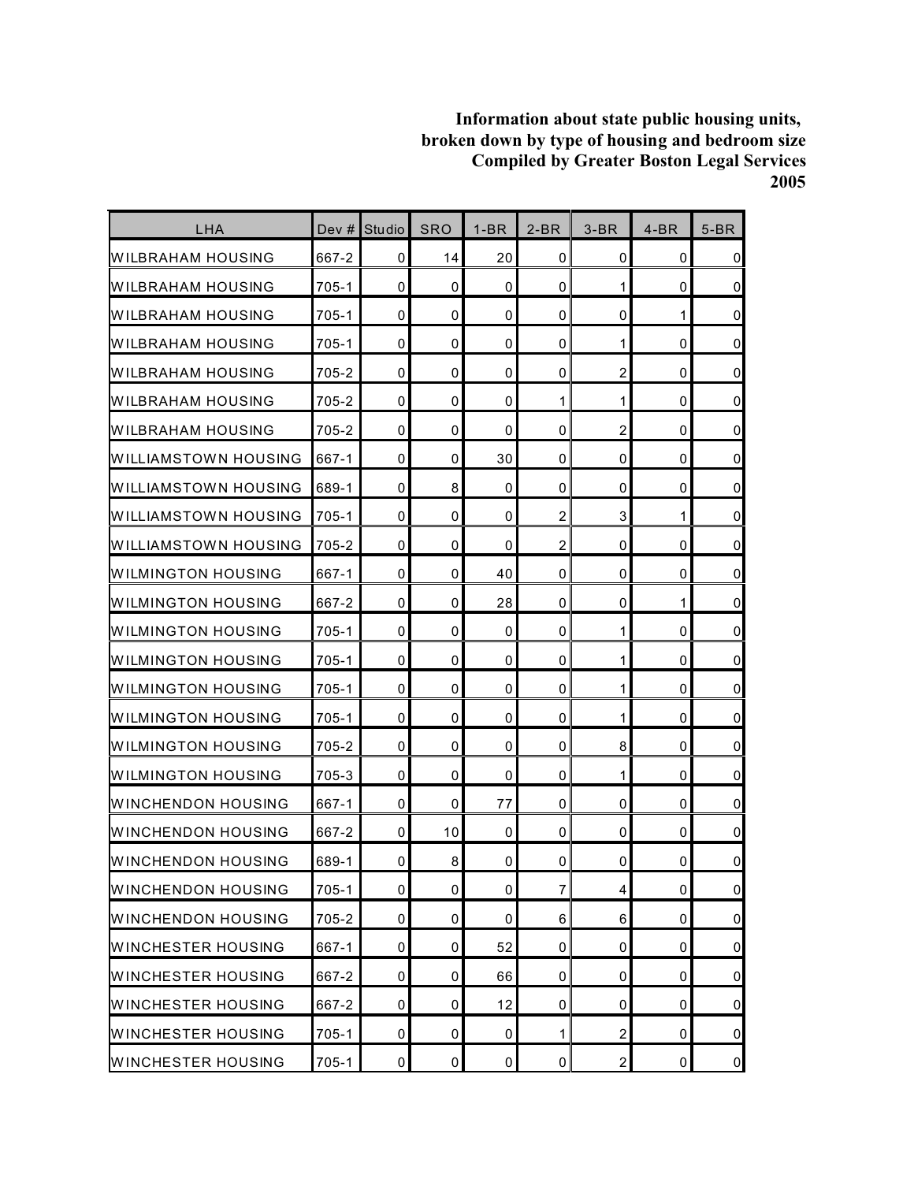**Information about state public housing units, broken down by type of housing and bedroom size Compiled by Greater Boston Legal Services 2005**

| LHA | Dev # | Studio | SRO | 1-BR | 2-BR | 3-BR | 4-BR | 5-BR |
|---|---|---|---|---|---|---|---|---|
| WILBRAHAM HOUSING | 667-2 | 0 | 14 | 20 | 0 | 0 | 0 | 0 |
| WILBRAHAM HOUSING | 705-1 | 0 | 0 | 0 | 0 | 1 | 0 | 0 |
| WILBRAHAM HOUSING | 705-1 | 0 | 0 | 0 | 0 | 0 | 1 | 0 |
| WILBRAHAM HOUSING | 705-1 | 0 | 0 | 0 | 0 | 1 | 0 | 0 |
| WILBRAHAM HOUSING | 705-2 | 0 | 0 | 0 | 0 | 2 | 0 | 0 |
| WILBRAHAM HOUSING | 705-2 | 0 | 0 | 0 | 1 | 1 | 0 | 0 |
| WILBRAHAM HOUSING | 705-2 | 0 | 0 | 0 | 0 | 2 | 0 | 0 |
| WILLIAMSTOWN HOUSING | 667-1 | 0 | 0 | 30 | 0 | 0 | 0 | 0 |
| WILLIAMSTOWN HOUSING | 689-1 | 0 | 8 | 0 | 0 | 0 | 0 | 0 |
| WILLIAMSTOWN HOUSING | 705-1 | 0 | 0 | 0 | 2 | 3 | 1 | 0 |
| WILLIAMSTOWN HOUSING | 705-2 | 0 | 0 | 0 | 2 | 0 | 0 | 0 |
| WILMINGTON HOUSING | 667-1 | 0 | 0 | 40 | 0 | 0 | 0 | 0 |
| WILMINGTON HOUSING | 667-2 | 0 | 0 | 28 | 0 | 0 | 1 | 0 |
| WILMINGTON HOUSING | 705-1 | 0 | 0 | 0 | 0 | 1 | 0 | 0 |
| WILMINGTON HOUSING | 705-1 | 0 | 0 | 0 | 0 | 1 | 0 | 0 |
| WILMINGTON HOUSING | 705-1 | 0 | 0 | 0 | 0 | 1 | 0 | 0 |
| WILMINGTON HOUSING | 705-1 | 0 | 0 | 0 | 0 | 1 | 0 | 0 |
| WILMINGTON HOUSING | 705-2 | 0 | 0 | 0 | 0 | 8 | 0 | 0 |
| WILMINGTON HOUSING | 705-3 | 0 | 0 | 0 | 0 | 1 | 0 | 0 |
| WINCHENDON HOUSING | 667-1 | 0 | 0 | 77 | 0 | 0 | 0 | 0 |
| WINCHENDON HOUSING | 667-2 | 0 | 10 | 0 | 0 | 0 | 0 | 0 |
| WINCHENDON HOUSING | 689-1 | 0 | 8 | 0 | 0 | 0 | 0 | 0 |
| WINCHENDON HOUSING | 705-1 | 0 | 0 | 0 | 7 | 4 | 0 | 0 |
| WINCHENDON HOUSING | 705-2 | 0 | 0 | 0 | 6 | 6 | 0 | 0 |
| WINCHESTER HOUSING | 667-1 | 0 | 0 | 52 | 0 | 0 | 0 | 0 |
| WINCHESTER HOUSING | 667-2 | 0 | 0 | 66 | 0 | 0 | 0 | 0 |
| WINCHESTER HOUSING | 667-2 | 0 | 0 | 12 | 0 | 0 | 0 | 0 |
| WINCHESTER HOUSING | 705-1 | 0 | 0 | 0 | 1 | 2 | 0 | 0 |
| WINCHESTER HOUSING | 705-1 | 0 | 0 | 0 | 0 | 2 | 0 | 0 |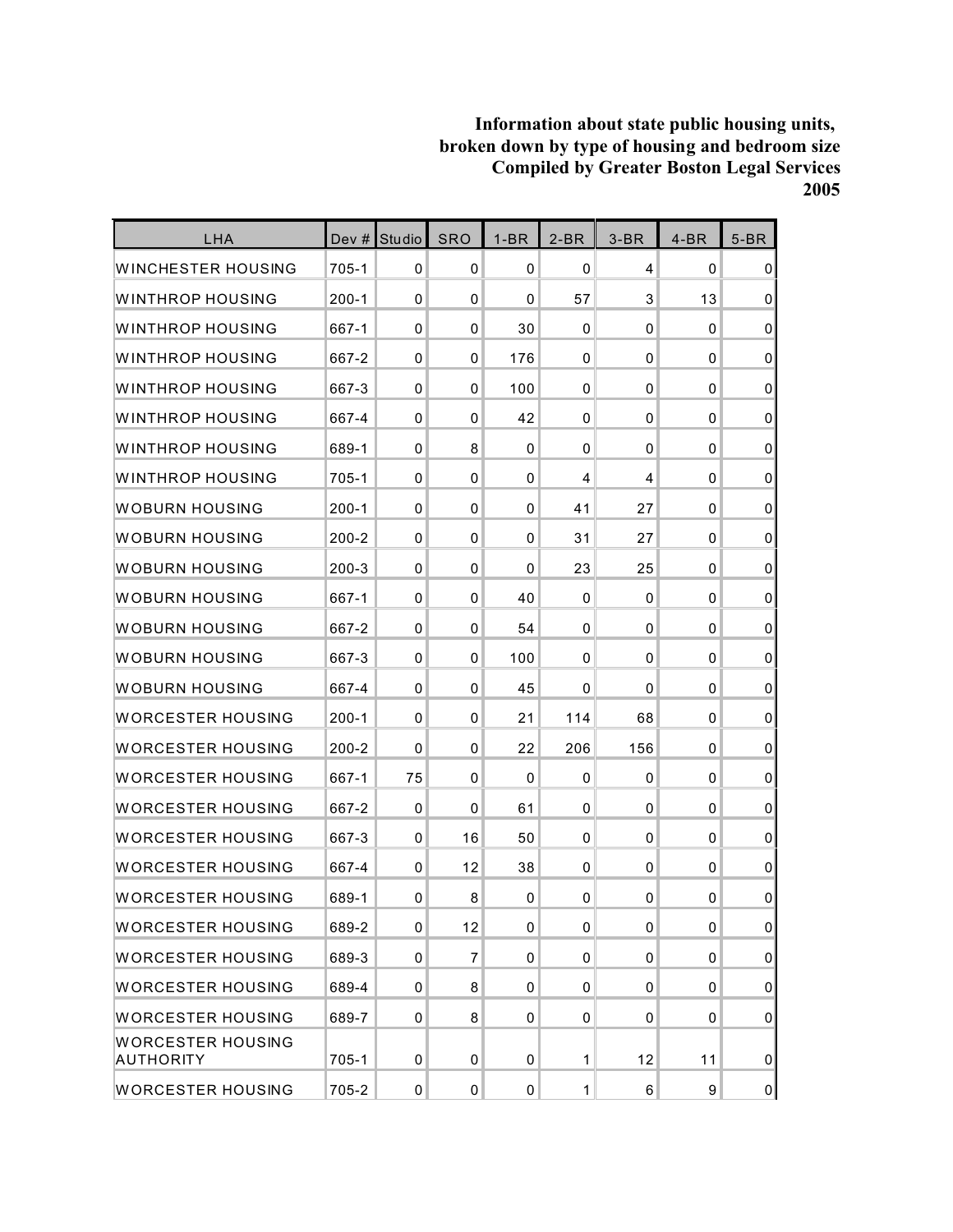**Information about state public housing units, broken down by type of housing and bedroom size Compiled by Greater Boston Legal Services 2005**

| LHA | Dev # | Studio | SRO | 1-BR | 2-BR | 3-BR | 4-BR | 5-BR |
|---|---|---|---|---|---|---|---|---|
| WINCHESTER HOUSING | 705-1 | 0 | 0 | 0 | 0 | 4 | 0 | 0 |
| WINTHROP HOUSING | 200-1 | 0 | 0 | 0 | 57 | 3 | 13 | 0 |
| WINTHROP HOUSING | 667-1 | 0 | 0 | 30 | 0 | 0 | 0 | 0 |
| WINTHROP HOUSING | 667-2 | 0 | 0 | 176 | 0 | 0 | 0 | 0 |
| WINTHROP HOUSING | 667-3 | 0 | 0 | 100 | 0 | 0 | 0 | 0 |
| WINTHROP HOUSING | 667-4 | 0 | 0 | 42 | 0 | 0 | 0 | 0 |
| WINTHROP HOUSING | 689-1 | 0 | 8 | 0 | 0 | 0 | 0 | 0 |
| WINTHROP HOUSING | 705-1 | 0 | 0 | 0 | 4 | 4 | 0 | 0 |
| WOBURN HOUSING | 200-1 | 0 | 0 | 0 | 41 | 27 | 0 | 0 |
| WOBURN HOUSING | 200-2 | 0 | 0 | 0 | 31 | 27 | 0 | 0 |
| WOBURN HOUSING | 200-3 | 0 | 0 | 0 | 23 | 25 | 0 | 0 |
| WOBURN HOUSING | 667-1 | 0 | 0 | 40 | 0 | 0 | 0 | 0 |
| WOBURN HOUSING | 667-2 | 0 | 0 | 54 | 0 | 0 | 0 | 0 |
| WOBURN HOUSING | 667-3 | 0 | 0 | 100 | 0 | 0 | 0 | 0 |
| WOBURN HOUSING | 667-4 | 0 | 0 | 45 | 0 | 0 | 0 | 0 |
| WORCESTER HOUSING | 200-1 | 0 | 0 | 21 | 114 | 68 | 0 | 0 |
| WORCESTER HOUSING | 200-2 | 0 | 0 | 22 | 206 | 156 | 0 | 0 |
| WORCESTER HOUSING | 667-1 | 75 | 0 | 0 | 0 | 0 | 0 | 0 |
| WORCESTER HOUSING | 667-2 | 0 | 0 | 61 | 0 | 0 | 0 | 0 |
| WORCESTER HOUSING | 667-3 | 0 | 16 | 50 | 0 | 0 | 0 | 0 |
| WORCESTER HOUSING | 667-4 | 0 | 12 | 38 | 0 | 0 | 0 | 0 |
| WORCESTER HOUSING | 689-1 | 0 | 8 | 0 | 0 | 0 | 0 | 0 |
| WORCESTER HOUSING | 689-2 | 0 | 12 | 0 | 0 | 0 | 0 | 0 |
| WORCESTER HOUSING | 689-3 | 0 | 7 | 0 | 0 | 0 | 0 | 0 |
| WORCESTER HOUSING | 689-4 | 0 | 8 | 0 | 0 | 0 | 0 | 0 |
| WORCESTER HOUSING | 689-7 | 0 | 8 | 0 | 0 | 0 | 0 | 0 |
| WORCESTER HOUSING AUTHORITY | 705-1 | 0 | 0 | 0 | 1 | 12 | 11 | 0 |
| WORCESTER HOUSING | 705-2 | 0 | 0 | 0 | 1 | 6 | 9 | 0 |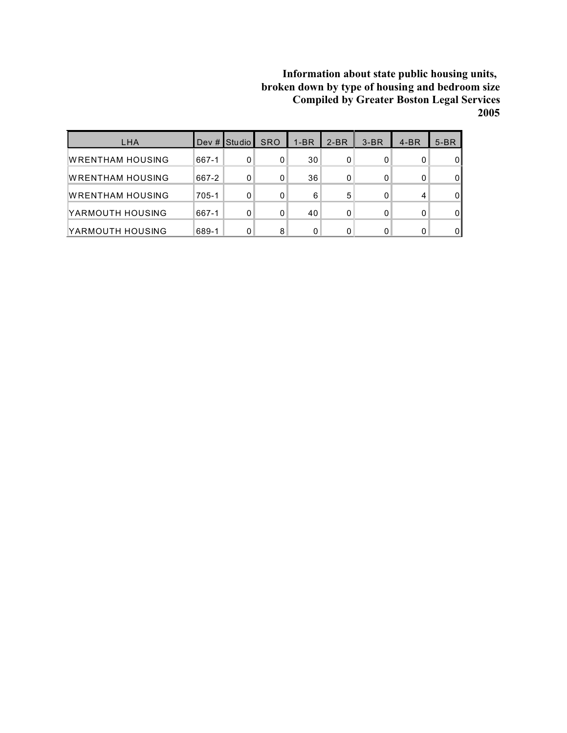**Information about state public housing units, broken down by type of housing and bedroom size Compiled by Greater Boston Legal Services 2005**

| LHA | Dev # | Studio | SRO | 1-BR | 2-BR | 3-BR | 4-BR | 5-BR |
|---|---|---|---|---|---|---|---|---|
| WRENTHAM HOUSING | 667-1 | 0 | 0 | 30 | 0 | 0 | 0 | 0 |
| WRENTHAM HOUSING | 667-2 | 0 | 0 | 36 | 0 | 0 | 0 | 0 |
| WRENTHAM HOUSING | 705-1 | 0 | 0 | 6 | 5 | 0 | 4 | 0 |
| YARMOUTH HOUSING | 667-1 | 0 | 0 | 40 | 0 | 0 | 0 | 0 |
| YARMOUTH HOUSING | 689-1 | 0 | 8 | 0 | 0 | 0 | 0 | 0 |